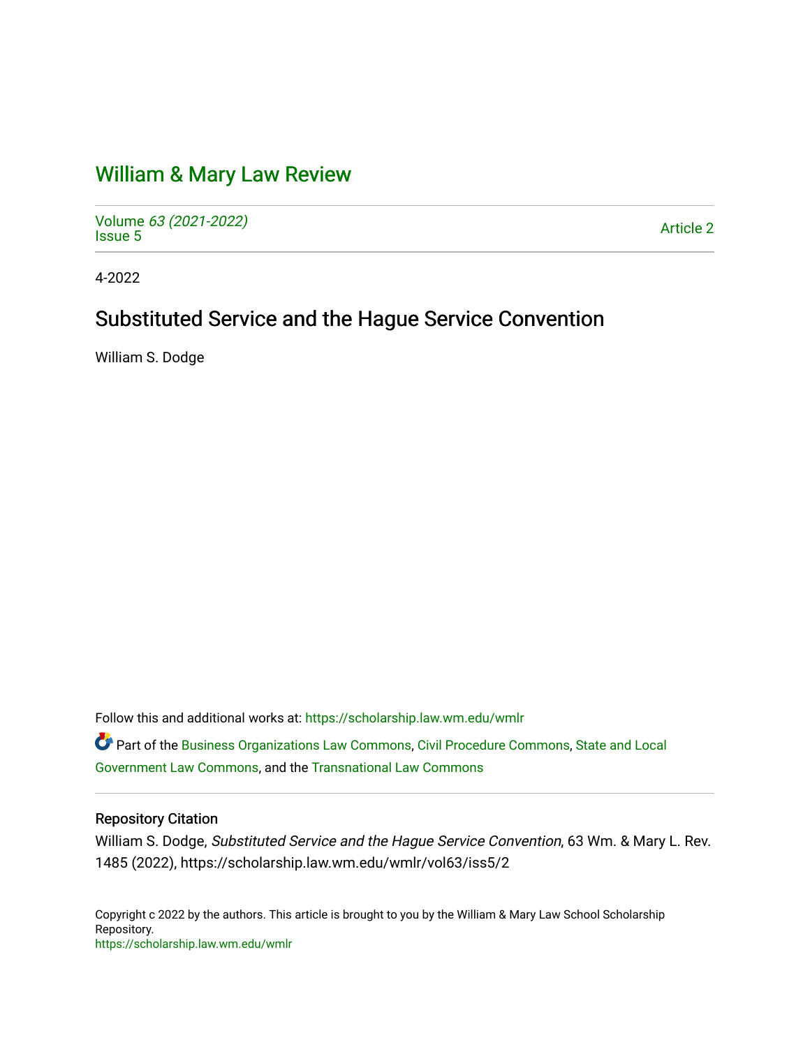# William & Mary Law Review

Volume *63 (2021-2022)*
Issue 5

Article 2

4-2022

## Substituted Service and the Hague Service Convention

William S. Dodge

Follow this and additional works at: https://scholarship.law.wm.edu/wmlr

Part of the Business Organizations Law Commons, Civil Procedure Commons, State and Local Government Law Commons, and the Transnational Law Commons

### Repository Citation

William S. Dodge, *Substituted Service and the Hague Service Convention*, 63 Wm. & Mary L. Rev. 1485 (2022), https://scholarship.law.wm.edu/wmlr/vol63/iss5/2

Copyright c 2022 by the authors. This article is brought to you by the William & Mary Law School Scholarship Repository.
https://scholarship.law.wm.edu/wmlr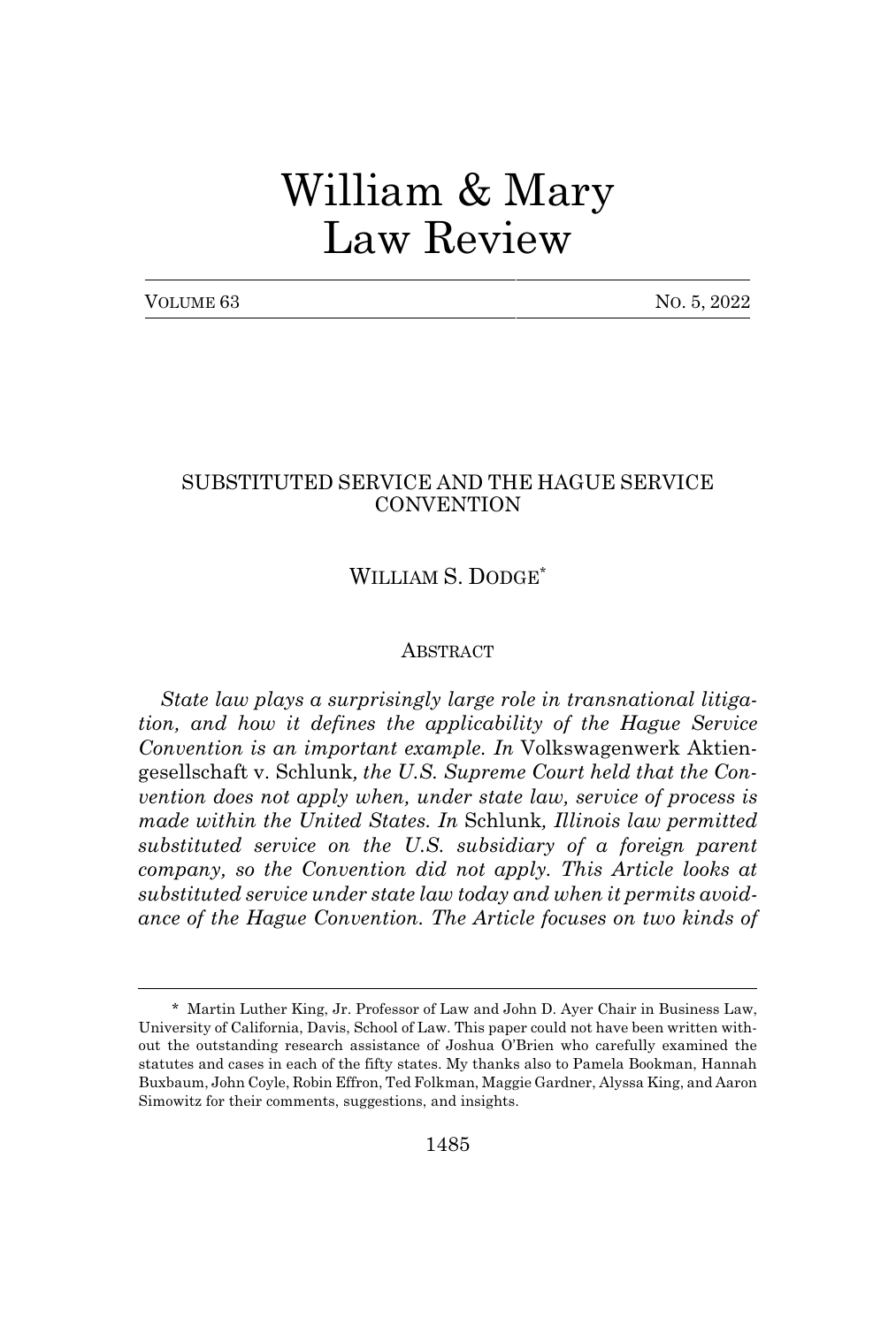# William & Mary Law Review

VOLUME 63 NO. 5, 2022

## SUBSTITUTED SERVICE AND THE HAGUE SERVICE CONVENTION

WILLIAM S. DODGE*

### ABSTRACT

*State law plays a surprisingly large role in transnational litigation, and how it defines the applicability of the Hague Service Convention is an important example. In* Volkswagenwerk Aktiengesellschaft v. Schlunk*, the U.S. Supreme Court held that the Convention does not apply when, under state law, service of process is made within the United States. In* Schlunk*, Illinois law permitted substituted service on the U.S. subsidiary of a foreign parent company, so the Convention did not apply. This Article looks at substituted service under state law today and when it permits avoidance of the Hague Convention. The Article focuses on two kinds of*

---

\* Martin Luther King, Jr. Professor of Law and John D. Ayer Chair in Business Law, University of California, Davis, School of Law. This paper could not have been written without the outstanding research assistance of Joshua O'Brien who carefully examined the statutes and cases in each of the fifty states. My thanks also to Pamela Bookman, Hannah Buxbaum, John Coyle, Robin Effron, Ted Folkman, Maggie Gardner, Alyssa King, and Aaron Simowitz for their comments, suggestions, and insights.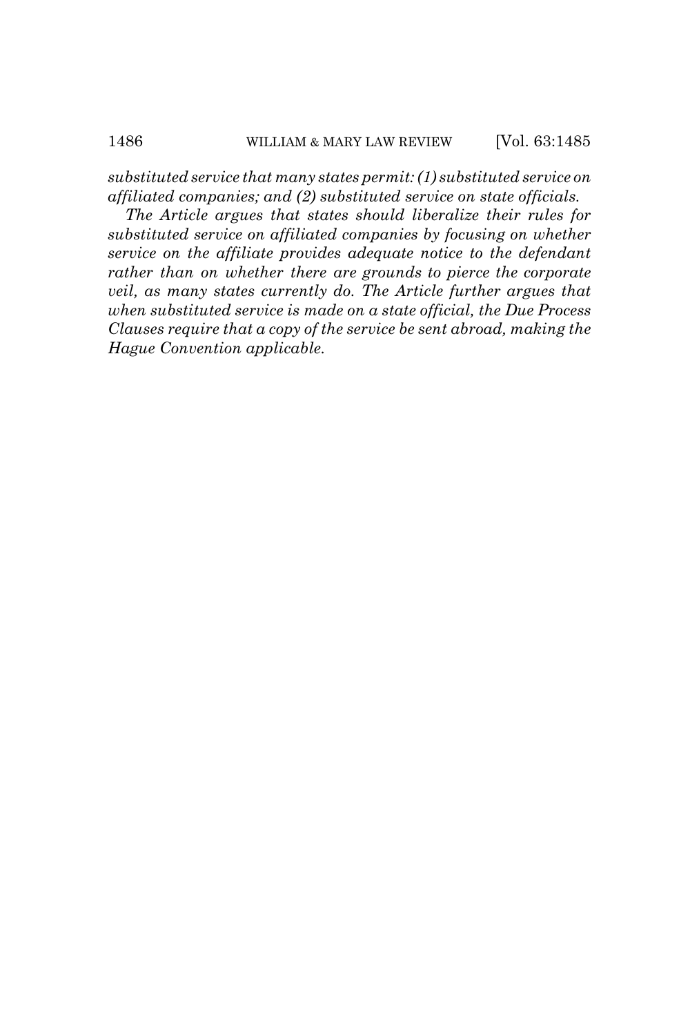*substituted service that many states permit: (1) substituted service on affiliated companies; and (2) substituted service on state officials.*

*The Article argues that states should liberalize their rules for substituted service on affiliated companies by focusing on whether service on the affiliate provides adequate notice to the defendant rather than on whether there are grounds to pierce the corporate veil, as many states currently do. The Article further argues that when substituted service is made on a state official, the Due Process Clauses require that a copy of the service be sent abroad, making the Hague Convention applicable.*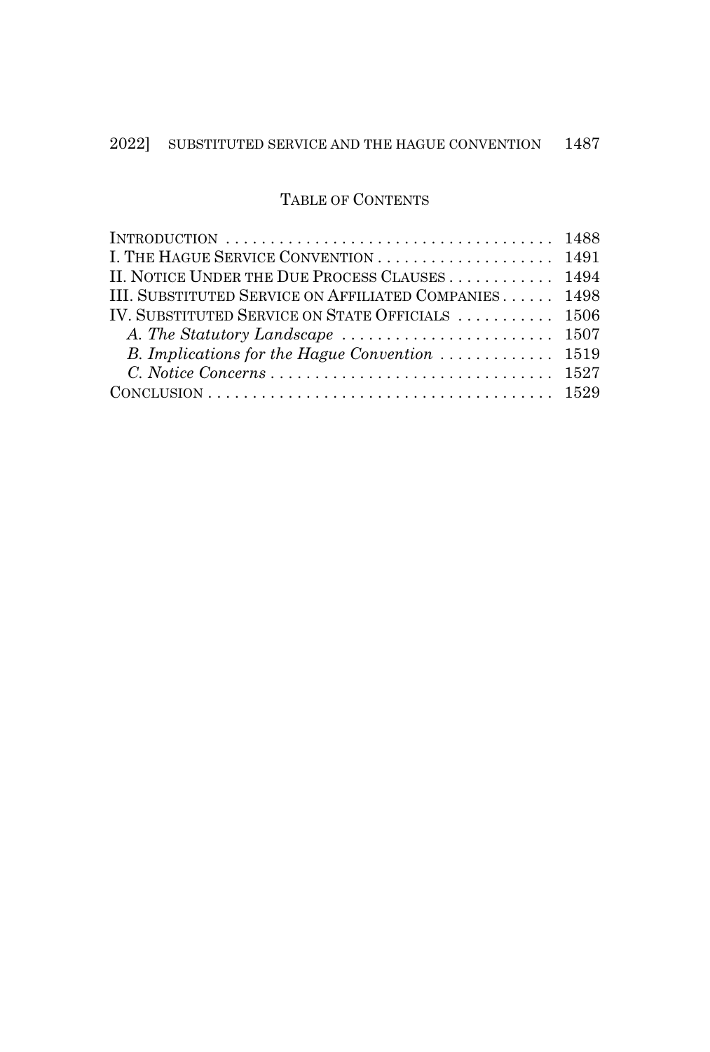## TABLE OF CONTENTS

| | |
|---|---|
| INTRODUCTION | 1488 |
| I. THE HAGUE SERVICE CONVENTION | 1491 |
| II. NOTICE UNDER THE DUE PROCESS CLAUSES | 1494 |
| III. SUBSTITUTED SERVICE ON AFFILIATED COMPANIES | 1498 |
| IV. SUBSTITUTED SERVICE ON STATE OFFICIALS | 1506 |
| *A. The Statutory Landscape* | 1507 |
| *B. Implications for the Hague Convention* | 1519 |
| *C. Notice Concerns* | 1527 |
| CONCLUSION | 1529 |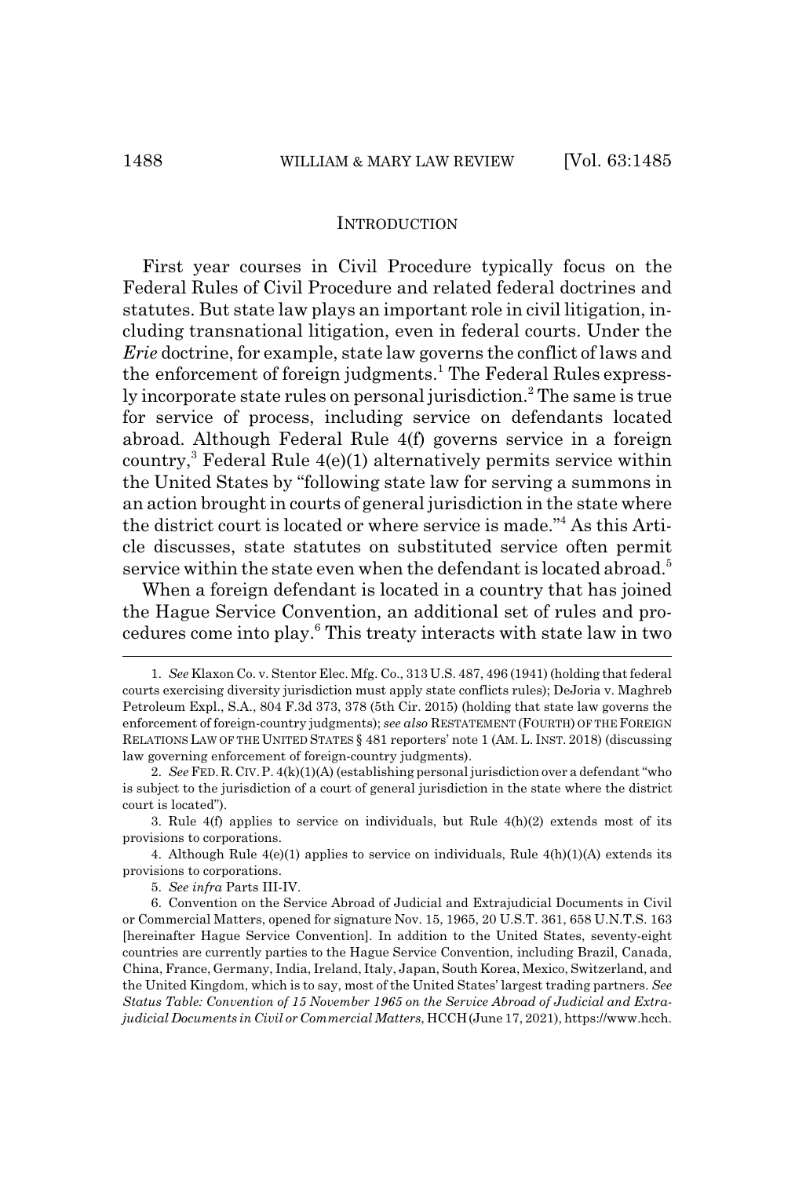## INTRODUCTION

First year courses in Civil Procedure typically focus on the Federal Rules of Civil Procedure and related federal doctrines and statutes. But state law plays an important role in civil litigation, including transnational litigation, even in federal courts. Under the *Erie* doctrine, for example, state law governs the conflict of laws and the enforcement of foreign judgments.[1] The Federal Rules expressly incorporate state rules on personal jurisdiction.[2] The same is true for service of process, including service on defendants located abroad. Although Federal Rule 4(f) governs service in a foreign country,[3] Federal Rule 4(e)(1) alternatively permits service within the United States by "following state law for serving a summons in an action brought in courts of general jurisdiction in the state where the district court is located or where service is made."[4] As this Article discusses, state statutes on substituted service often permit service within the state even when the defendant is located abroad.[5]

When a foreign defendant is located in a country that has joined the Hague Service Convention, an additional set of rules and procedures come into play.[6] This treaty interacts with state law in two

---

1. *See* Klaxon Co. v. Stentor Elec. Mfg. Co., 313 U.S. 487, 496 (1941) (holding that federal courts exercising diversity jurisdiction must apply state conflicts rules); DeJoria v. Maghreb Petroleum Expl., S.A., 804 F.3d 373, 378 (5th Cir. 2015) (holding that state law governs the enforcement of foreign-country judgments); *see also* RESTATEMENT (FOURTH) OF THE FOREIGN RELATIONS LAW OF THE UNITED STATES § 481 reporters' note 1 (AM. L. INST. 2018) (discussing law governing enforcement of foreign-country judgments).

2. *See* FED. R. CIV. P. 4(k)(1)(A) (establishing personal jurisdiction over a defendant "who is subject to the jurisdiction of a court of general jurisdiction in the state where the district court is located").

3. Rule 4(f) applies to service on individuals, but Rule 4(h)(2) extends most of its provisions to corporations.

4. Although Rule 4(e)(1) applies to service on individuals, Rule 4(h)(1)(A) extends its provisions to corporations.

5. *See infra* Parts III-IV.

6. Convention on the Service Abroad of Judicial and Extrajudicial Documents in Civil or Commercial Matters, opened for signature Nov. 15, 1965, 20 U.S.T. 361, 658 U.N.T.S. 163 [hereinafter Hague Service Convention]. In addition to the United States, seventy-eight countries are currently parties to the Hague Service Convention, including Brazil, Canada, China, France, Germany, India, Ireland, Italy, Japan, South Korea, Mexico, Switzerland, and the United Kingdom, which is to say, most of the United States' largest trading partners. *See Status Table: Convention of 15 November 1965 on the Service Abroad of Judicial and Extrajudicial Documents in Civil or Commercial Matters*, HCCH (June 17, 2021), https://www.hcch.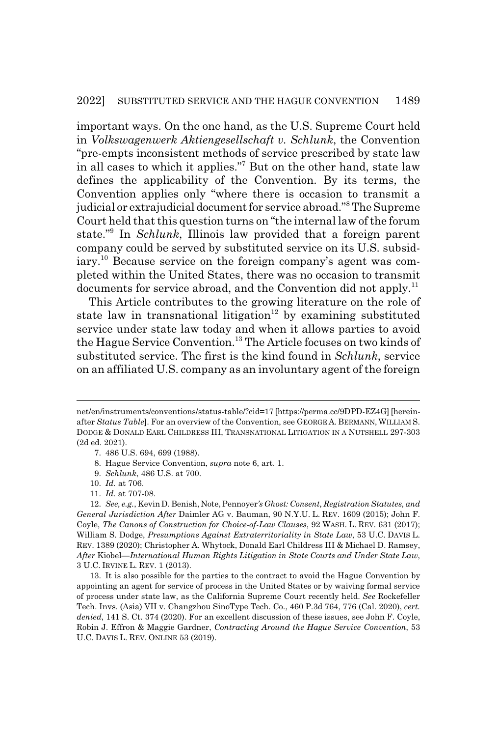important ways. On the one hand, as the U.S. Supreme Court held in *Volkswagenwerk Aktiengesellschaft v. Schlunk*, the Convention "pre-empts inconsistent methods of service prescribed by state law in all cases to which it applies."[7] But on the other hand, state law defines the applicability of the Convention. By its terms, the Convention applies only "where there is occasion to transmit a judicial or extrajudicial document for service abroad."[8] The Supreme Court held that this question turns on "the internal law of the forum state."[9] In *Schlunk*, Illinois law provided that a foreign parent company could be served by substituted service on its U.S. subsidiary.[10] Because service on the foreign company's agent was completed within the United States, there was no occasion to transmit documents for service abroad, and the Convention did not apply.[11]

This Article contributes to the growing literature on the role of state law in transnational litigation[12] by examining substituted service under state law today and when it allows parties to avoid the Hague Service Convention.[13] The Article focuses on two kinds of substituted service. The first is the kind found in *Schlunk*, service on an affiliated U.S. company as an involuntary agent of the foreign

---

net/en/instruments/conventions/status-table/?cid=17 [https://perma.cc/9DPD-EZ4G] [hereinafter *Status Table*]. For an overview of the Convention, see GEORGE A. BERMANN, WILLIAM S. DODGE & DONALD EARL CHILDRESS III, TRANSNATIONAL LITIGATION IN A NUTSHELL 297-303 (2d ed. 2021).

7. 486 U.S. 694, 699 (1988).

8. Hague Service Convention, *supra* note 6, art. 1.

9. *Schlunk*, 486 U.S. at 700.

10. *Id.* at 706.

11. *Id.* at 707-08.

12. *See, e.g.*, Kevin D. Benish, Note, Pennoyer*'s Ghost: Consent, Registration Statutes, and General Jurisdiction After* Daimler AG v. Bauman, 90 N.Y.U. L. REV. 1609 (2015); John F. Coyle, *The Canons of Construction for Choice-of-Law Clauses*, 92 WASH. L. REV. 631 (2017); William S. Dodge, *Presumptions Against Extraterritoriality in State Law*, 53 U.C. DAVIS L. REV. 1389 (2020); Christopher A. Whytock, Donald Earl Childress III & Michael D. Ramsey, *After* Kiobel*—International Human Rights Litigation in State Courts and Under State Law*, 3 U.C. IRVINE L. REV. 1 (2013).

13. It is also possible for the parties to the contract to avoid the Hague Convention by appointing an agent for service of process in the United States or by waiving formal service of process under state law, as the California Supreme Court recently held. *See* Rockefeller Tech. Invs. (Asia) VII v. Changzhou SinoType Tech. Co., 460 P.3d 764, 776 (Cal. 2020), *cert. denied*, 141 S. Ct. 374 (2020). For an excellent discussion of these issues, see John F. Coyle, Robin J. Effron & Maggie Gardner, *Contracting Around the Hague Service Convention*, 53 U.C. DAVIS L. REV. ONLINE 53 (2019).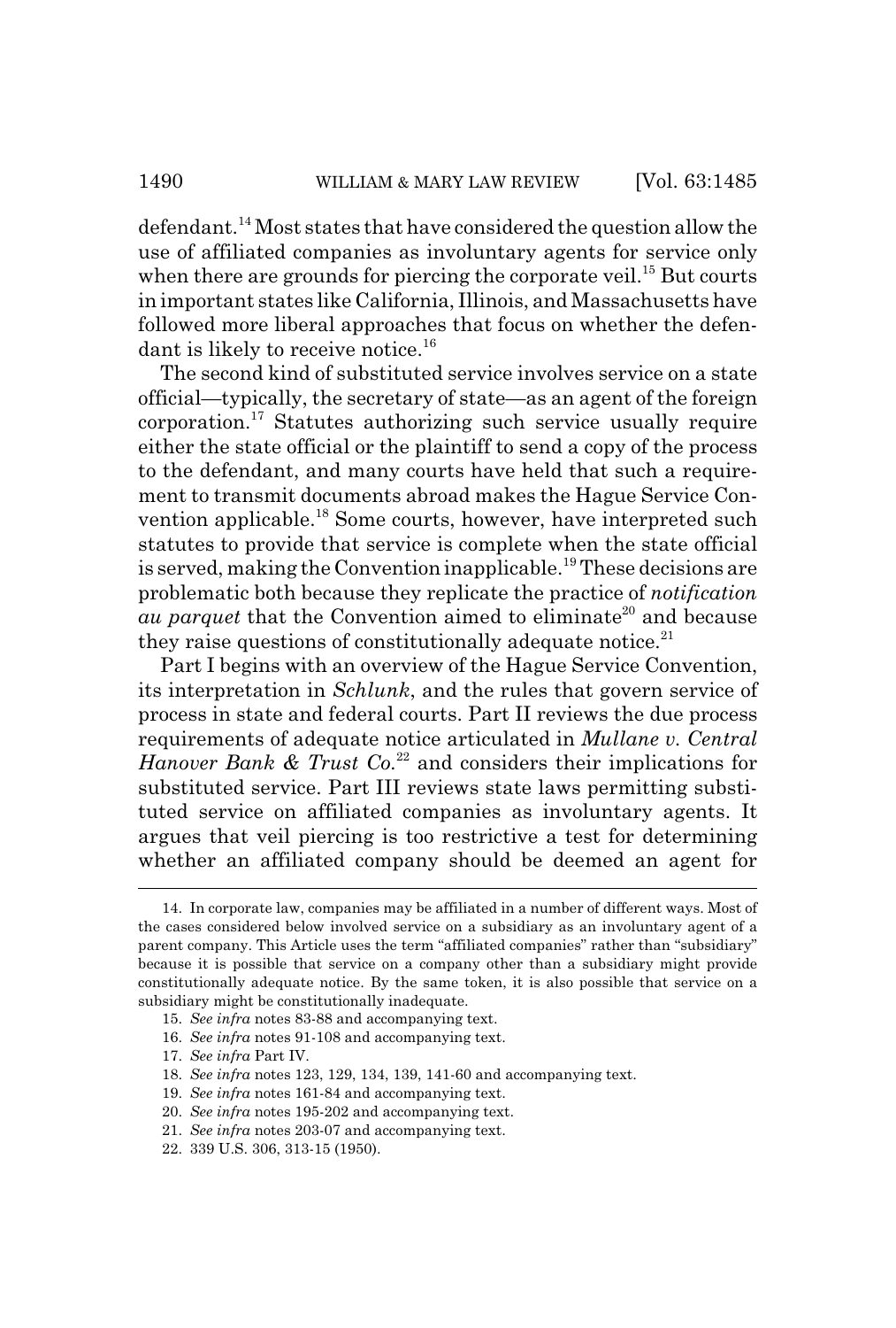defendant.[14] Most states that have considered the question allow the use of affiliated companies as involuntary agents for service only when there are grounds for piercing the corporate veil.[15] But courts in important states like California, Illinois, and Massachusetts have followed more liberal approaches that focus on whether the defendant is likely to receive notice.[16]

The second kind of substituted service involves service on a state official—typically, the secretary of state—as an agent of the foreign corporation.[17] Statutes authorizing such service usually require either the state official or the plaintiff to send a copy of the process to the defendant, and many courts have held that such a requirement to transmit documents abroad makes the Hague Service Convention applicable.[18] Some courts, however, have interpreted such statutes to provide that service is complete when the state official is served, making the Convention inapplicable.[19] These decisions are problematic both because they replicate the practice of *notification au parquet* that the Convention aimed to eliminate[20] and because they raise questions of constitutionally adequate notice.[21]

Part I begins with an overview of the Hague Service Convention, its interpretation in *Schlunk*, and the rules that govern service of process in state and federal courts. Part II reviews the due process requirements of adequate notice articulated in *Mullane v. Central Hanover Bank & Trust Co.*[22] and considers their implications for substituted service. Part III reviews state laws permitting substituted service on affiliated companies as involuntary agents. It argues that veil piercing is too restrictive a test for determining whether an affiliated company should be deemed an agent for

---

14. In corporate law, companies may be affiliated in a number of different ways. Most of the cases considered below involved service on a subsidiary as an involuntary agent of a parent company. This Article uses the term "affiliated companies" rather than "subsidiary" because it is possible that service on a company other than a subsidiary might provide constitutionally adequate notice. By the same token, it is also possible that service on a subsidiary might be constitutionally inadequate.

15. *See infra* notes 83-88 and accompanying text.

16. *See infra* notes 91-108 and accompanying text.

17. *See infra* Part IV.

18. *See infra* notes 123, 129, 134, 139, 141-60 and accompanying text.

19. *See infra* notes 161-84 and accompanying text.

20. *See infra* notes 195-202 and accompanying text.

21. *See infra* notes 203-07 and accompanying text.

22. 339 U.S. 306, 313-15 (1950).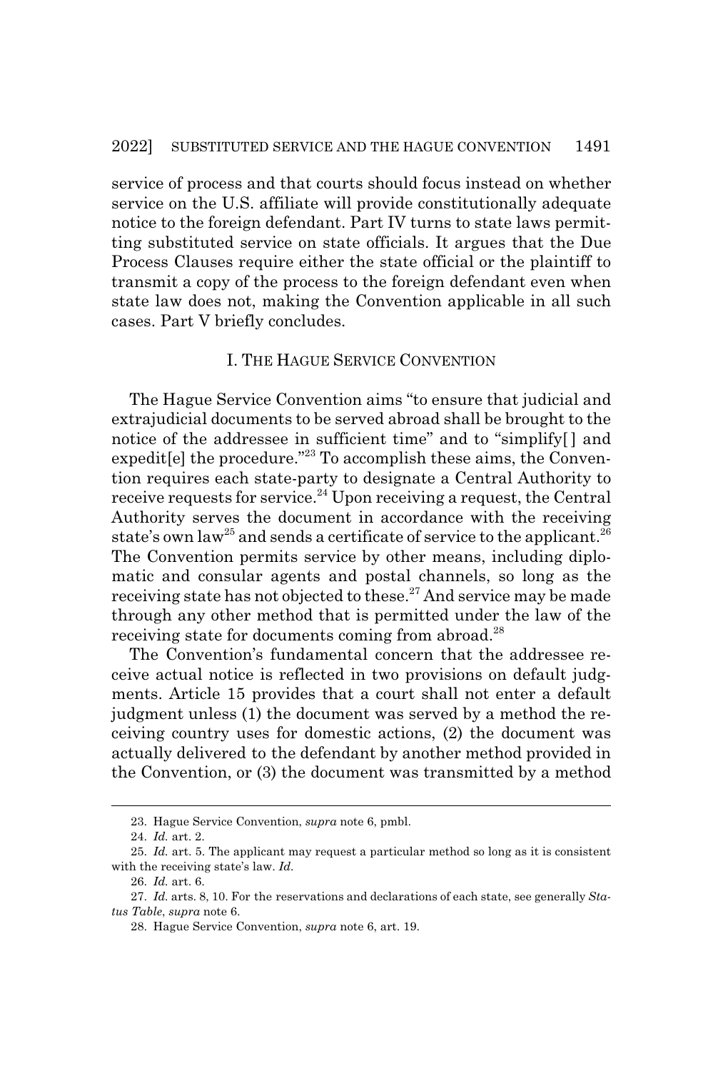service of process and that courts should focus instead on whether service on the U.S. affiliate will provide constitutionally adequate notice to the foreign defendant. Part IV turns to state laws permitting substituted service on state officials. It argues that the Due Process Clauses require either the state official or the plaintiff to transmit a copy of the process to the foreign defendant even when state law does not, making the Convention applicable in all such cases. Part V briefly concludes.

## I. THE HAGUE SERVICE CONVENTION

The Hague Service Convention aims "to ensure that judicial and extrajudicial documents to be served abroad shall be brought to the notice of the addressee in sufficient time" and to "simplify[ ] and expedit[e] the procedure."[23] To accomplish these aims, the Convention requires each state-party to designate a Central Authority to receive requests for service.[24] Upon receiving a request, the Central Authority serves the document in accordance with the receiving state's own law[25] and sends a certificate of service to the applicant.[26] The Convention permits service by other means, including diplomatic and consular agents and postal channels, so long as the receiving state has not objected to these.[27] And service may be made through any other method that is permitted under the law of the receiving state for documents coming from abroad.[28]

The Convention's fundamental concern that the addressee receive actual notice is reflected in two provisions on default judgments. Article 15 provides that a court shall not enter a default judgment unless (1) the document was served by a method the receiving country uses for domestic actions, (2) the document was actually delivered to the defendant by another method provided in the Convention, or (3) the document was transmitted by a method

---

23. Hague Service Convention, *supra* note 6, pmbl.

24. *Id.* art. 2.

25. *Id.* art. 5. The applicant may request a particular method so long as it is consistent with the receiving state's law. *Id.*

26. *Id.* art. 6.

27. *Id.* arts. 8, 10. For the reservations and declarations of each state, see generally *Status Table*, *supra* note 6.

28. Hague Service Convention, *supra* note 6, art. 19.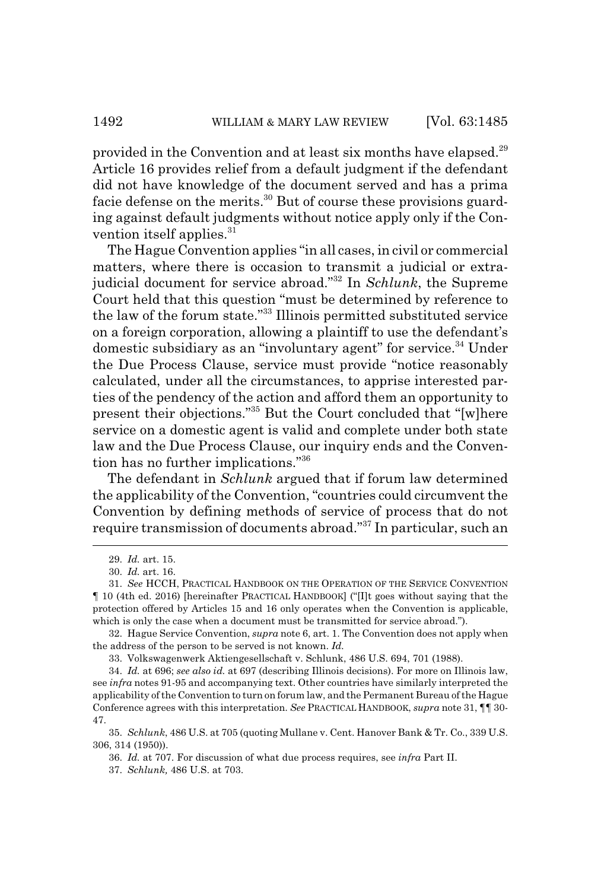provided in the Convention and at least six months have elapsed.[29] Article 16 provides relief from a default judgment if the defendant did not have knowledge of the document served and has a prima facie defense on the merits.[30] But of course these provisions guarding against default judgments without notice apply only if the Convention itself applies.[31]

The Hague Convention applies "in all cases, in civil or commercial matters, where there is occasion to transmit a judicial or extrajudicial document for service abroad."[32] In *Schlunk*, the Supreme Court held that this question "must be determined by reference to the law of the forum state."[33] Illinois permitted substituted service on a foreign corporation, allowing a plaintiff to use the defendant's domestic subsidiary as an "involuntary agent" for service.[34] Under the Due Process Clause, service must provide "notice reasonably calculated, under all the circumstances, to apprise interested parties of the pendency of the action and afford them an opportunity to present their objections."[35] But the Court concluded that "[w]here service on a domestic agent is valid and complete under both state law and the Due Process Clause, our inquiry ends and the Convention has no further implications."[36]

The defendant in *Schlunk* argued that if forum law determined the applicability of the Convention, "countries could circumvent the Convention by defining methods of service of process that do not require transmission of documents abroad."[37] In particular, such an

---

29. *Id.* art. 15.

30. *Id.* art. 16.

31. *See* HCCH, PRACTICAL HANDBOOK ON THE OPERATION OF THE SERVICE CONVENTION ¶ 10 (4th ed. 2016) [hereinafter PRACTICAL HANDBOOK] ("[I]t goes without saying that the protection offered by Articles 15 and 16 only operates when the Convention is applicable, which is only the case when a document must be transmitted for service abroad.").

32. Hague Service Convention, *supra* note 6, art. 1. The Convention does not apply when the address of the person to be served is not known. *Id.*

33. Volkswagenwerk Aktiengesellschaft v. Schlunk, 486 U.S. 694, 701 (1988).

34. *Id.* at 696; *see also id.* at 697 (describing Illinois decisions). For more on Illinois law, see *infra* notes 91-95 and accompanying text. Other countries have similarly interpreted the applicability of the Convention to turn on forum law, and the Permanent Bureau of the Hague Conference agrees with this interpretation. *See* PRACTICAL HANDBOOK, *supra* note 31, ¶¶ 30-47.

35. *Schlunk*, 486 U.S. at 705 (quoting Mullane v. Cent. Hanover Bank & Tr. Co., 339 U.S. 306, 314 (1950)).

36. *Id.* at 707. For discussion of what due process requires, see *infra* Part II.

37. *Schlunk,* 486 U.S. at 703.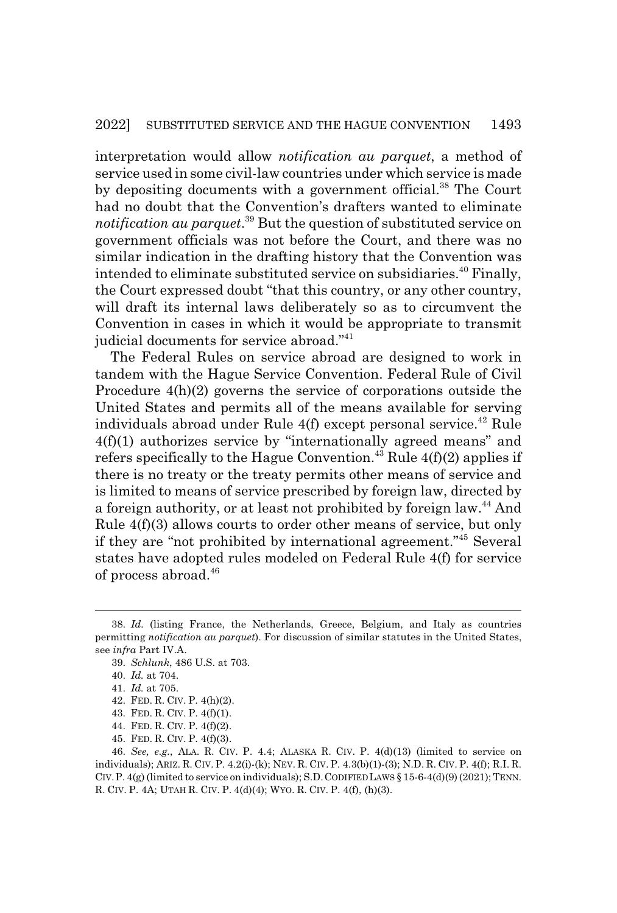interpretation would allow *notification au parquet*, a method of service used in some civil-law countries under which service is made by depositing documents with a government official.[38] The Court had no doubt that the Convention's drafters wanted to eliminate *notification au parquet*.[39] But the question of substituted service on government officials was not before the Court, and there was no similar indication in the drafting history that the Convention was intended to eliminate substituted service on subsidiaries.[40] Finally, the Court expressed doubt "that this country, or any other country, will draft its internal laws deliberately so as to circumvent the Convention in cases in which it would be appropriate to transmit judicial documents for service abroad."[41]

The Federal Rules on service abroad are designed to work in tandem with the Hague Service Convention. Federal Rule of Civil Procedure 4(h)(2) governs the service of corporations outside the United States and permits all of the means available for serving individuals abroad under Rule 4(f) except personal service.[42] Rule 4(f)(1) authorizes service by "internationally agreed means" and refers specifically to the Hague Convention.[43] Rule 4(f)(2) applies if there is no treaty or the treaty permits other means of service and is limited to means of service prescribed by foreign law, directed by a foreign authority, or at least not prohibited by foreign law.[44] And Rule 4(f)(3) allows courts to order other means of service, but only if they are "not prohibited by international agreement."[45] Several states have adopted rules modeled on Federal Rule 4(f) for service of process abroad.[46]

---

38. *Id.* (listing France, the Netherlands, Greece, Belgium, and Italy as countries permitting *notification au parquet*). For discussion of similar statutes in the United States, see *infra* Part IV.A.

39. *Schlunk*, 486 U.S. at 703.

40. *Id.* at 704.

41. *Id.* at 705.

42. FED. R. CIV. P. 4(h)(2).

43. FED. R. CIV. P. 4(f)(1).

44. FED. R. CIV. P. 4(f)(2).

45. FED. R. CIV. P. 4(f)(3).

46. *See, e.g.*, ALA. R. CIV. P. 4.4; ALASKA R. CIV. P. 4(d)(13) (limited to service on individuals); ARIZ. R. CIV. P. 4.2(i)-(k); NEV. R. CIV. P. 4.3(b)(1)-(3); N.D. R. CIV. P. 4(f); R.I. R. CIV. P. 4(g) (limited to service on individuals); S.D. CODIFIED LAWS § 15-6-4(d)(9) (2021); TENN. R. CIV. P. 4A; UTAH R. CIV. P. 4(d)(4); WYO. R. CIV. P. 4(f), (h)(3).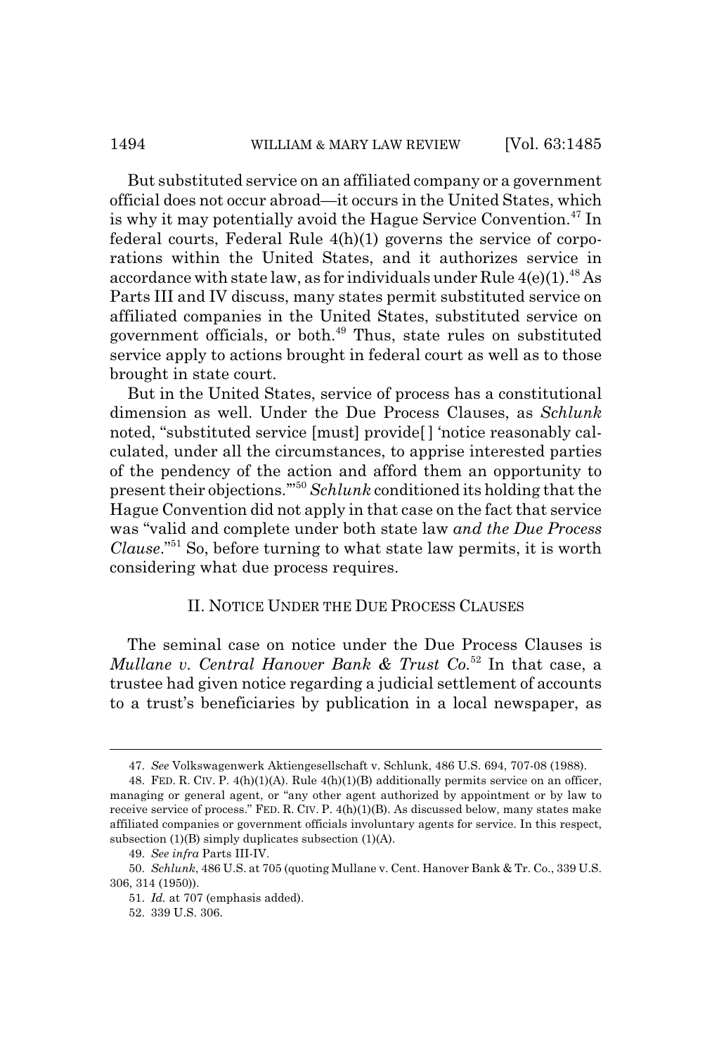But substituted service on an affiliated company or a government official does not occur abroad—it occurs in the United States, which is why it may potentially avoid the Hague Service Convention.[47] In federal courts, Federal Rule 4(h)(1) governs the service of corporations within the United States, and it authorizes service in accordance with state law, as for individuals under Rule 4(e)(1).[48] As Parts III and IV discuss, many states permit substituted service on affiliated companies in the United States, substituted service on government officials, or both.[49] Thus, state rules on substituted service apply to actions brought in federal court as well as to those brought in state court.

But in the United States, service of process has a constitutional dimension as well. Under the Due Process Clauses, as *Schlunk* noted, "substituted service [must] provide[ ] 'notice reasonably calculated, under all the circumstances, to apprise interested parties of the pendency of the action and afford them an opportunity to present their objections.'"[50] *Schlunk* conditioned its holding that the Hague Convention did not apply in that case on the fact that service was "valid and complete under both state law *and the Due Process Clause*."[51] So, before turning to what state law permits, it is worth considering what due process requires.

## II. NOTICE UNDER THE DUE PROCESS CLAUSES

The seminal case on notice under the Due Process Clauses is *Mullane v. Central Hanover Bank & Trust Co.*[52] In that case, a trustee had given notice regarding a judicial settlement of accounts to a trust's beneficiaries by publication in a local newspaper, as

---

47. *See* Volkswagenwerk Aktiengesellschaft v. Schlunk, 486 U.S. 694, 707-08 (1988).

48. FED. R. CIV. P. 4(h)(1)(A). Rule 4(h)(1)(B) additionally permits service on an officer, managing or general agent, or "any other agent authorized by appointment or by law to receive service of process." FED. R. CIV. P. 4(h)(1)(B). As discussed below, many states make affiliated companies or government officials involuntary agents for service. In this respect, subsection (1)(B) simply duplicates subsection (1)(A).

49. *See infra* Parts III-IV.

50. *Schlunk*, 486 U.S. at 705 (quoting Mullane v. Cent. Hanover Bank & Tr. Co., 339 U.S. 306, 314 (1950)).

51. *Id.* at 707 (emphasis added).

52. 339 U.S. 306.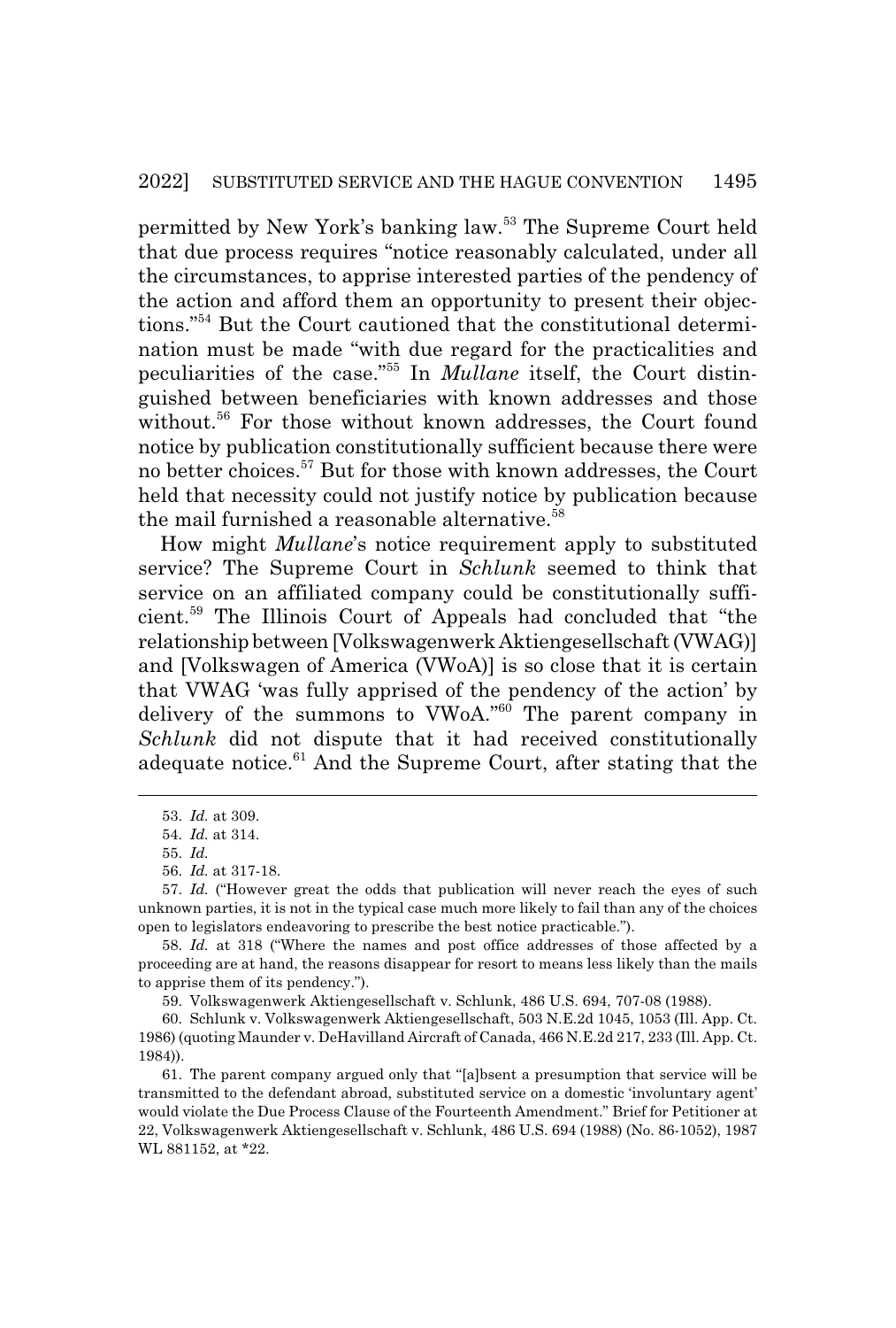permitted by New York's banking law.[53] The Supreme Court held that due process requires "notice reasonably calculated, under all the circumstances, to apprise interested parties of the pendency of the action and afford them an opportunity to present their objections."[54] But the Court cautioned that the constitutional determination must be made "with due regard for the practicalities and peculiarities of the case."[55] In *Mullane* itself, the Court distinguished between beneficiaries with known addresses and those without.[56] For those without known addresses, the Court found notice by publication constitutionally sufficient because there were no better choices.[57] But for those with known addresses, the Court held that necessity could not justify notice by publication because the mail furnished a reasonable alternative.[58]

How might *Mullane*'s notice requirement apply to substituted service? The Supreme Court in *Schlunk* seemed to think that service on an affiliated company could be constitutionally sufficient.[59] The Illinois Court of Appeals had concluded that "the relationship between [Volkswagenwerk Aktiengesellschaft (VWAG)] and [Volkswagen of America (VWoA)] is so close that it is certain that VWAG 'was fully apprised of the pendency of the action' by delivery of the summons to VWoA."[60] The parent company in *Schlunk* did not dispute that it had received constitutionally adequate notice.[61] And the Supreme Court, after stating that the

---

53. *Id.* at 309.

54. *Id.* at 314.

55. *Id.*

56. *Id.* at 317-18.

57. *Id.* ("However great the odds that publication will never reach the eyes of such unknown parties, it is not in the typical case much more likely to fail than any of the choices open to legislators endeavoring to prescribe the best notice practicable.").

58. *Id.* at 318 ("Where the names and post office addresses of those affected by a proceeding are at hand, the reasons disappear for resort to means less likely than the mails to apprise them of its pendency.").

59. Volkswagenwerk Aktiengesellschaft v. Schlunk, 486 U.S. 694, 707-08 (1988).

60. Schlunk v. Volkswagenwerk Aktiengesellschaft, 503 N.E.2d 1045, 1053 (Ill. App. Ct. 1986) (quoting Maunder v. DeHavilland Aircraft of Canada, 466 N.E.2d 217, 233 (Ill. App. Ct. 1984)).

61. The parent company argued only that "[a]bsent a presumption that service will be transmitted to the defendant abroad, substituted service on a domestic 'involuntary agent' would violate the Due Process Clause of the Fourteenth Amendment." Brief for Petitioner at 22, Volkswagenwerk Aktiengesellschaft v. Schlunk, 486 U.S. 694 (1988) (No. 86-1052), 1987 WL 881152, at *22.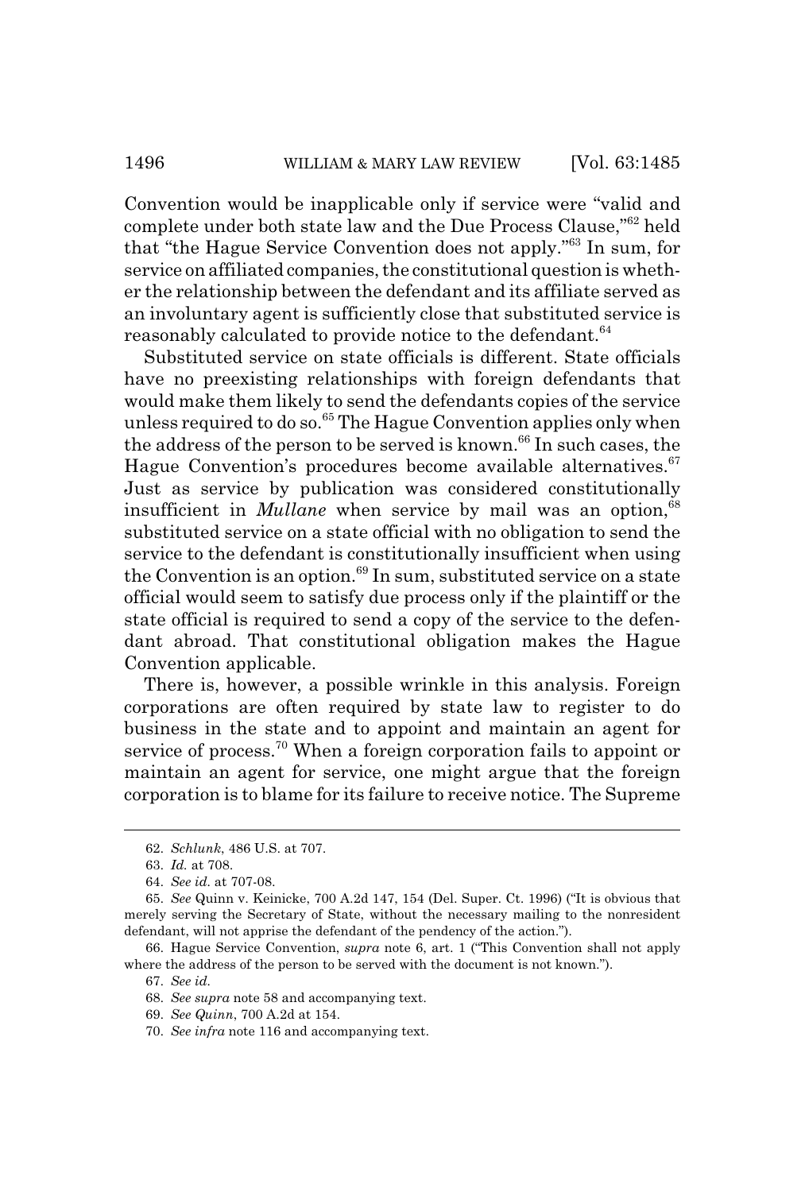Convention would be inapplicable only if service were "valid and complete under both state law and the Due Process Clause,"[62] held that "the Hague Service Convention does not apply."[63] In sum, for service on affiliated companies, the constitutional question is whether the relationship between the defendant and its affiliate served as an involuntary agent is sufficiently close that substituted service is reasonably calculated to provide notice to the defendant.[64]

Substituted service on state officials is different. State officials have no preexisting relationships with foreign defendants that would make them likely to send the defendants copies of the service unless required to do so.[65] The Hague Convention applies only when the address of the person to be served is known.[66] In such cases, the Hague Convention's procedures become available alternatives.[67] Just as service by publication was considered constitutionally insufficient in *Mullane* when service by mail was an option,[68] substituted service on a state official with no obligation to send the service to the defendant is constitutionally insufficient when using the Convention is an option.[69] In sum, substituted service on a state official would seem to satisfy due process only if the plaintiff or the state official is required to send a copy of the service to the defendant abroad. That constitutional obligation makes the Hague Convention applicable.

There is, however, a possible wrinkle in this analysis. Foreign corporations are often required by state law to register to do business in the state and to appoint and maintain an agent for service of process.[70] When a foreign corporation fails to appoint or maintain an agent for service, one might argue that the foreign corporation is to blame for its failure to receive notice. The Supreme

---

62. *Schlunk*, 486 U.S. at 707.

63. *Id.* at 708.

64. *See id.* at 707-08.

65. *See* Quinn v. Keinicke, 700 A.2d 147, 154 (Del. Super. Ct. 1996) ("It is obvious that merely serving the Secretary of State, without the necessary mailing to the nonresident defendant, will not apprise the defendant of the pendency of the action.").

66. Hague Service Convention, *supra* note 6, art. 1 ("This Convention shall not apply where the address of the person to be served with the document is not known.").

67. *See id.*

68. *See supra* note 58 and accompanying text.

69. *See Quinn*, 700 A.2d at 154.

70. *See infra* note 116 and accompanying text.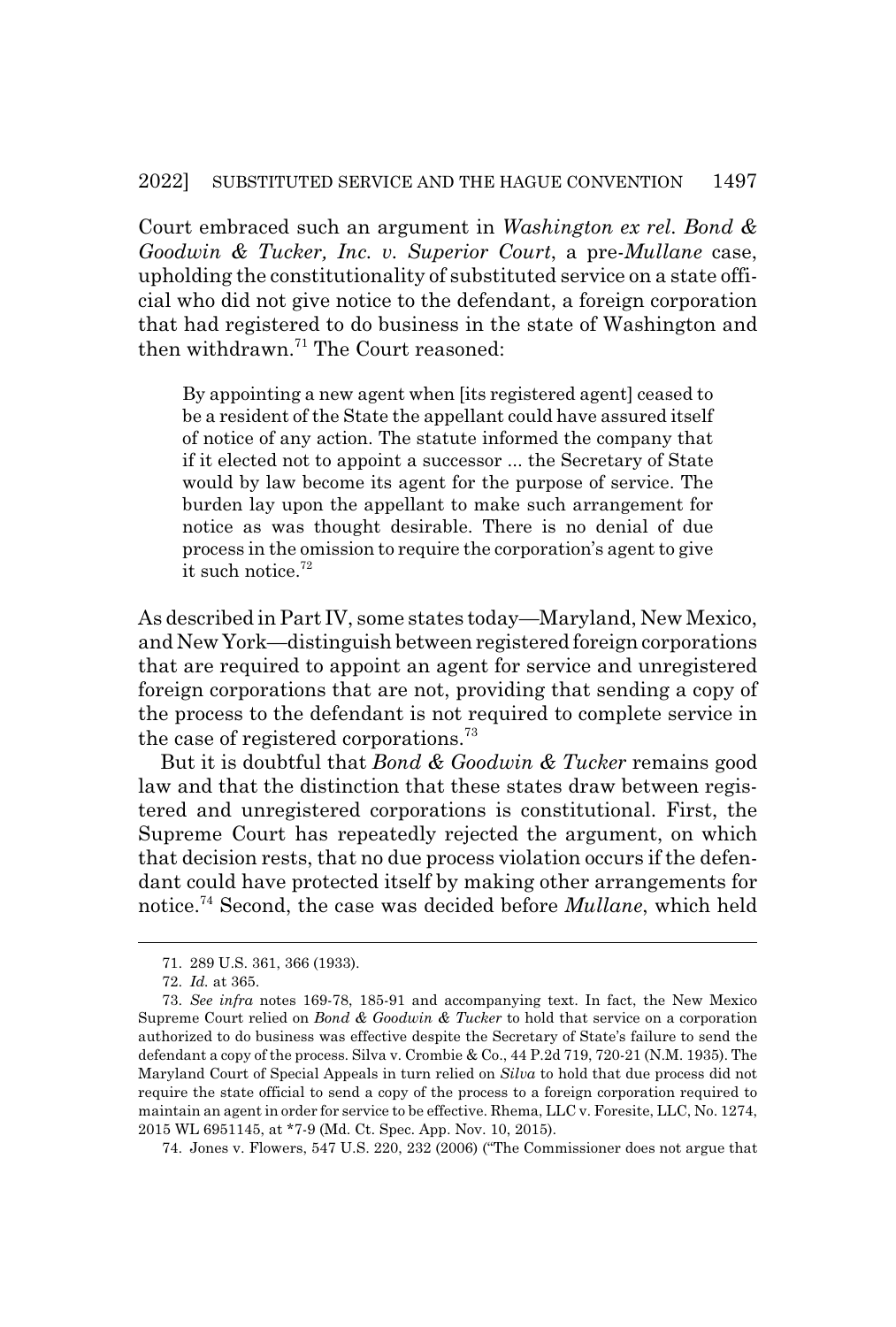Court embraced such an argument in *Washington ex rel. Bond & Goodwin & Tucker, Inc. v. Superior Court*, a pre-*Mullane* case, upholding the constitutionality of substituted service on a state official who did not give notice to the defendant, a foreign corporation that had registered to do business in the state of Washington and then withdrawn.[71] The Court reasoned:

> By appointing a new agent when [its registered agent] ceased to be a resident of the State the appellant could have assured itself of notice of any action. The statute informed the company that if it elected not to appoint a successor ... the Secretary of State would by law become its agent for the purpose of service. The burden lay upon the appellant to make such arrangement for notice as was thought desirable. There is no denial of due process in the omission to require the corporation's agent to give it such notice.[72]

As described in Part IV, some states today—Maryland, New Mexico, and New York—distinguish between registered foreign corporations that are required to appoint an agent for service and unregistered foreign corporations that are not, providing that sending a copy of the process to the defendant is not required to complete service in the case of registered corporations.[73]

But it is doubtful that *Bond & Goodwin & Tucker* remains good law and that the distinction that these states draw between registered and unregistered corporations is constitutional. First, the Supreme Court has repeatedly rejected the argument, on which that decision rests, that no due process violation occurs if the defendant could have protected itself by making other arrangements for notice.[74] Second, the case was decided before *Mullane*, which held

---

71. 289 U.S. 361, 366 (1933).

72. *Id.* at 365.

73. *See infra* notes 169-78, 185-91 and accompanying text. In fact, the New Mexico Supreme Court relied on *Bond & Goodwin & Tucker* to hold that service on a corporation authorized to do business was effective despite the Secretary of State's failure to send the defendant a copy of the process. Silva v. Crombie & Co., 44 P.2d 719, 720-21 (N.M. 1935). The Maryland Court of Special Appeals in turn relied on *Silva* to hold that due process did not require the state official to send a copy of the process to a foreign corporation required to maintain an agent in order for service to be effective. Rhema, LLC v. Foresite, LLC, No. 1274, 2015 WL 6951145, at *7-9 (Md. Ct. Spec. App. Nov. 10, 2015).

74. Jones v. Flowers, 547 U.S. 220, 232 (2006) ("The Commissioner does not argue that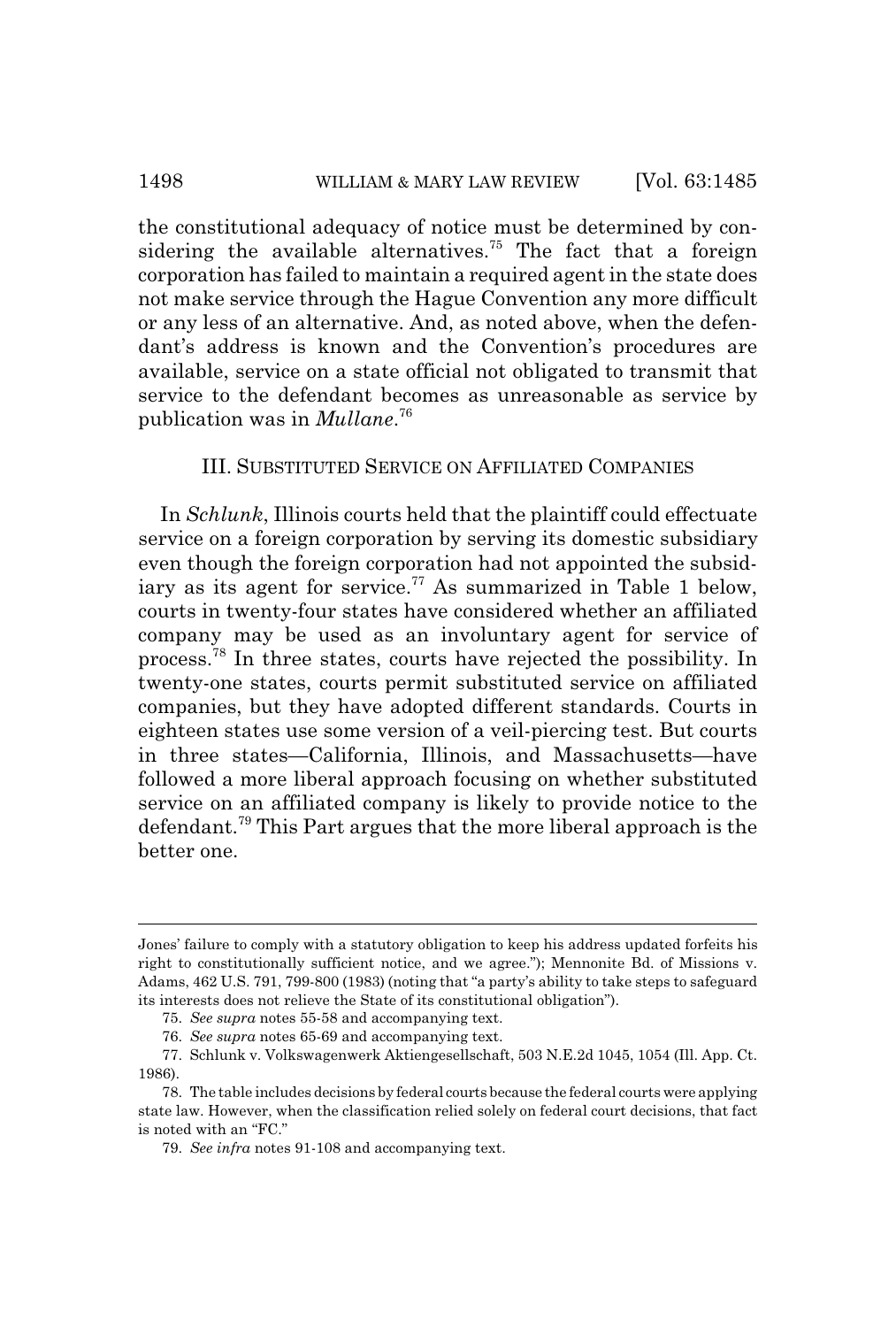the constitutional adequacy of notice must be determined by considering the available alternatives.[75] The fact that a foreign corporation has failed to maintain a required agent in the state does not make service through the Hague Convention any more difficult or any less of an alternative. And, as noted above, when the defendant's address is known and the Convention's procedures are available, service on a state official not obligated to transmit that service to the defendant becomes as unreasonable as service by publication was in *Mullane*.[76]

## III. SUBSTITUTED SERVICE ON AFFILIATED COMPANIES

In *Schlunk*, Illinois courts held that the plaintiff could effectuate service on a foreign corporation by serving its domestic subsidiary even though the foreign corporation had not appointed the subsidiary as its agent for service.[77] As summarized in Table 1 below, courts in twenty-four states have considered whether an affiliated company may be used as an involuntary agent for service of process.[78] In three states, courts have rejected the possibility. In twenty-one states, courts permit substituted service on affiliated companies, but they have adopted different standards. Courts in eighteen states use some version of a veil-piercing test. But courts in three states—California, Illinois, and Massachusetts—have followed a more liberal approach focusing on whether substituted service on an affiliated company is likely to provide notice to the defendant.[79] This Part argues that the more liberal approach is the better one.

---

Jones' failure to comply with a statutory obligation to keep his address updated forfeits his right to constitutionally sufficient notice, and we agree."); Mennonite Bd. of Missions v. Adams, 462 U.S. 791, 799-800 (1983) (noting that "a party's ability to take steps to safeguard its interests does not relieve the State of its constitutional obligation").

75. *See supra* notes 55-58 and accompanying text.

76. *See supra* notes 65-69 and accompanying text.

77. Schlunk v. Volkswagenwerk Aktiengesellschaft, 503 N.E.2d 1045, 1054 (Ill. App. Ct. 1986).

78. The table includes decisions by federal courts because the federal courts were applying state law. However, when the classification relied solely on federal court decisions, that fact is noted with an "FC."

79. *See infra* notes 91-108 and accompanying text.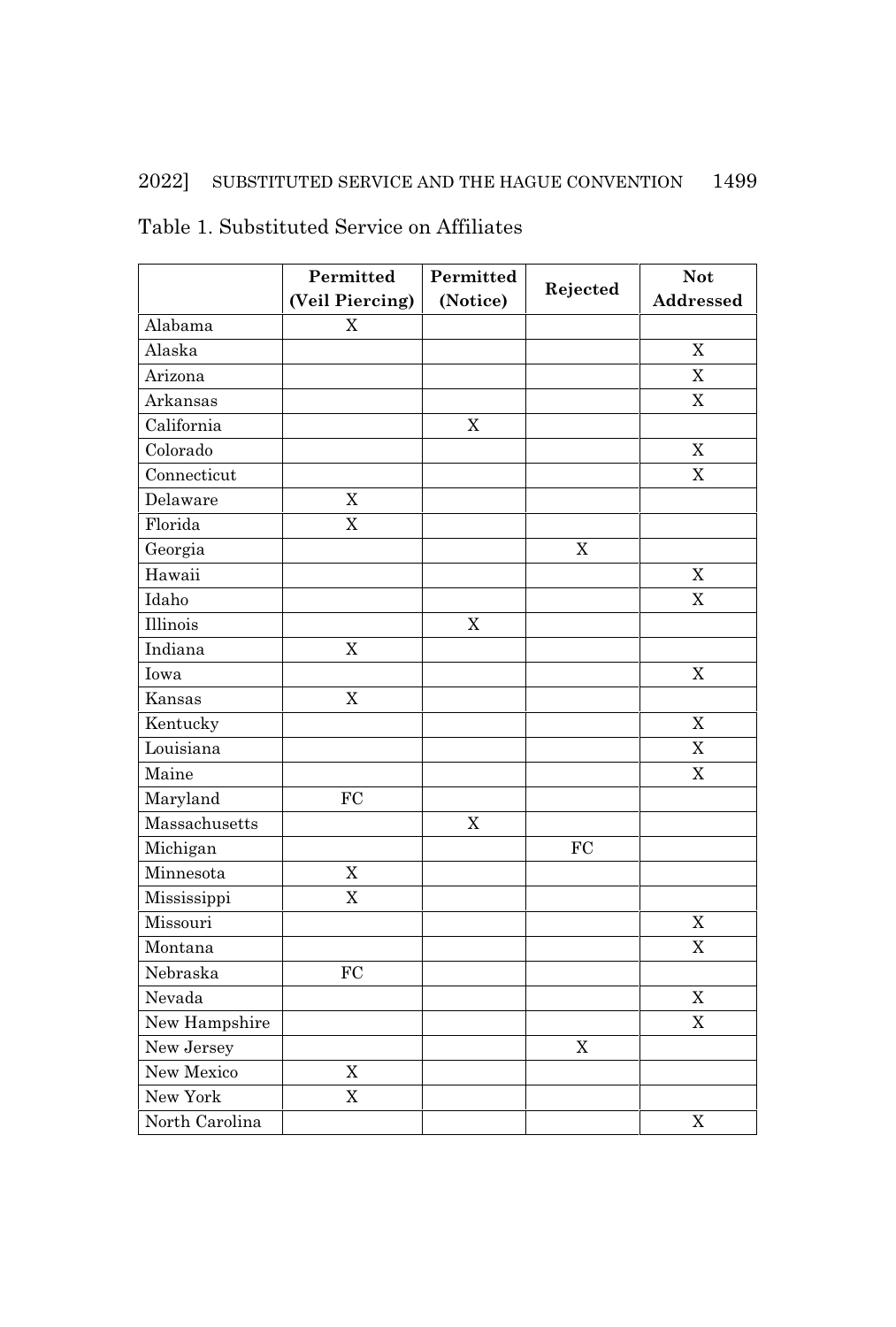Table 1. Substituted Service on Affiliates

| | Permitted (Veil Piercing) | Permitted (Notice) | Rejected | Not Addressed |
|---|---|---|---|---|
| Alabama | X | | | |
| Alaska | | | | X |
| Arizona | | | | X |
| Arkansas | | | | X |
| California | | X | | |
| Colorado | | | | X |
| Connecticut | | | | X |
| Delaware | X | | | |
| Florida | X | | | |
| Georgia | | | X | |
| Hawaii | | | | X |
| Idaho | | | | X |
| Illinois | | X | | |
| Indiana | X | | | |
| Iowa | | | | X |
| Kansas | X | | | |
| Kentucky | | | | X |
| Louisiana | | | | X |
| Maine | | | | X |
| Maryland | FC | | | |
| Massachusetts | | X | | |
| Michigan | | | FC | |
| Minnesota | X | | | |
| Mississippi | X | | | |
| Missouri | | | | X |
| Montana | | | | X |
| Nebraska | FC | | | |
| Nevada | | | | X |
| New Hampshire | | | | X |
| New Jersey | | | X | |
| New Mexico | X | | | |
| New York | X | | | |
| North Carolina | | | | X |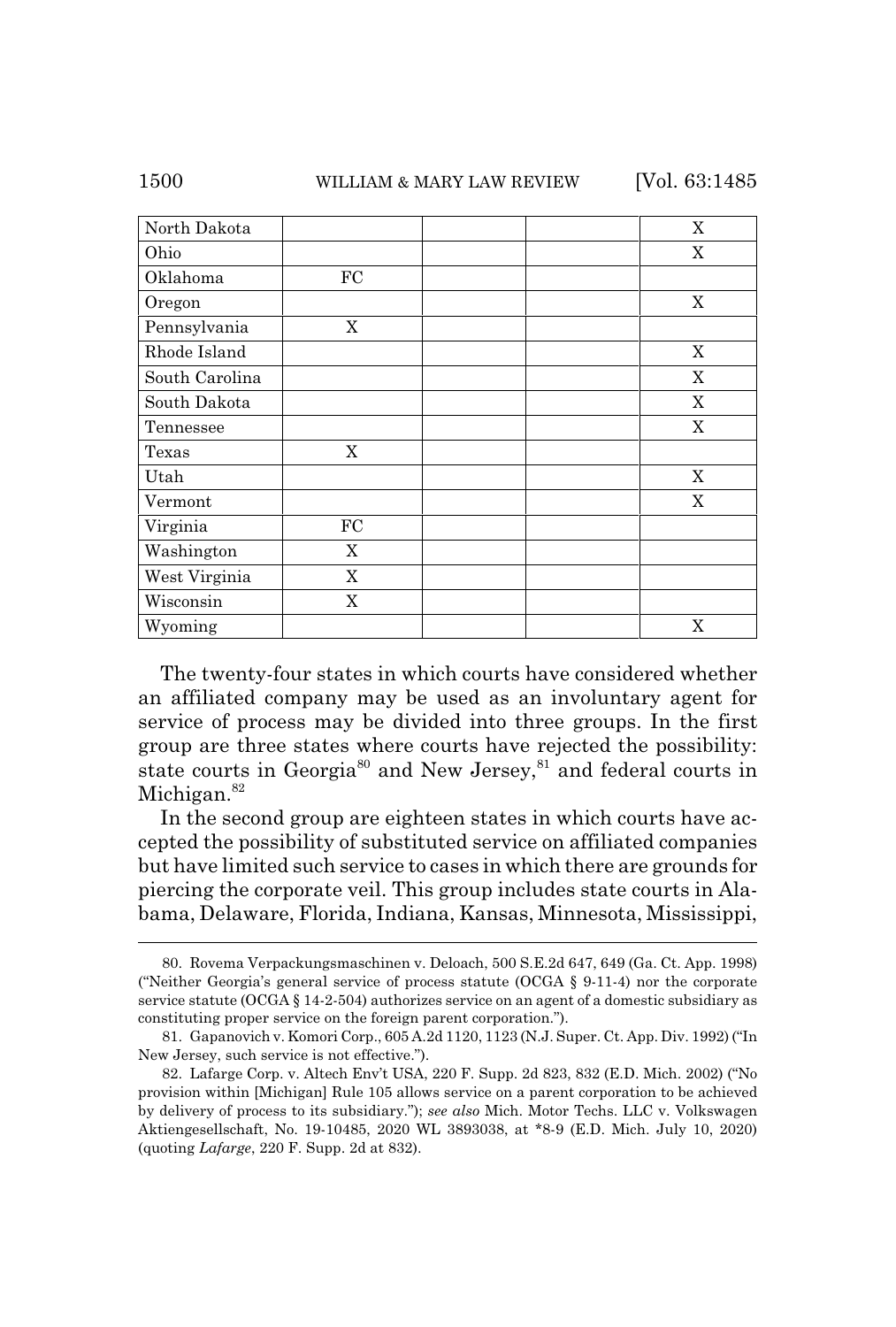| North Dakota | | | | X |
|---|---|---|---|---|
| Ohio | | | | X |
| Oklahoma | FC | | | |
| Oregon | | | | X |
| Pennsylvania | X | | | |
| Rhode Island | | | | X |
| South Carolina | | | | X |
| South Dakota | | | | X |
| Tennessee | | | | X |
| Texas | X | | | |
| Utah | | | | X |
| Vermont | | | | X |
| Virginia | FC | | | |
| Washington | X | | | |
| West Virginia | X | | | |
| Wisconsin | X | | | |
| Wyoming | | | | X |

The twenty-four states in which courts have considered whether an affiliated company may be used as an involuntary agent for service of process may be divided into three groups. In the first group are three states where courts have rejected the possibility: state courts in Georgia[80] and New Jersey,[81] and federal courts in Michigan.[82]

In the second group are eighteen states in which courts have accepted the possibility of substituted service on affiliated companies but have limited such service to cases in which there are grounds for piercing the corporate veil. This group includes state courts in Alabama, Delaware, Florida, Indiana, Kansas, Minnesota, Mississippi,

---

80. Rovema Verpackungsmaschinen v. Deloach, 500 S.E.2d 647, 649 (Ga. Ct. App. 1998) ("Neither Georgia's general service of process statute (OCGA § 9-11-4) nor the corporate service statute (OCGA § 14-2-504) authorizes service on an agent of a domestic subsidiary as constituting proper service on the foreign parent corporation.").

81. Gapanovich v. Komori Corp., 605 A.2d 1120, 1123 (N.J. Super. Ct. App. Div. 1992) ("In New Jersey, such service is not effective.").

82. Lafarge Corp. v. Altech Env't USA, 220 F. Supp. 2d 823, 832 (E.D. Mich. 2002) ("No provision within [Michigan] Rule 105 allows service on a parent corporation to be achieved by delivery of process to its subsidiary."); *see also* Mich. Motor Techs. LLC v. Volkswagen Aktiengesellschaft, No. 19-10485, 2020 WL 3893038, at *8-9 (E.D. Mich. July 10, 2020) (quoting *Lafarge*, 220 F. Supp. 2d at 832).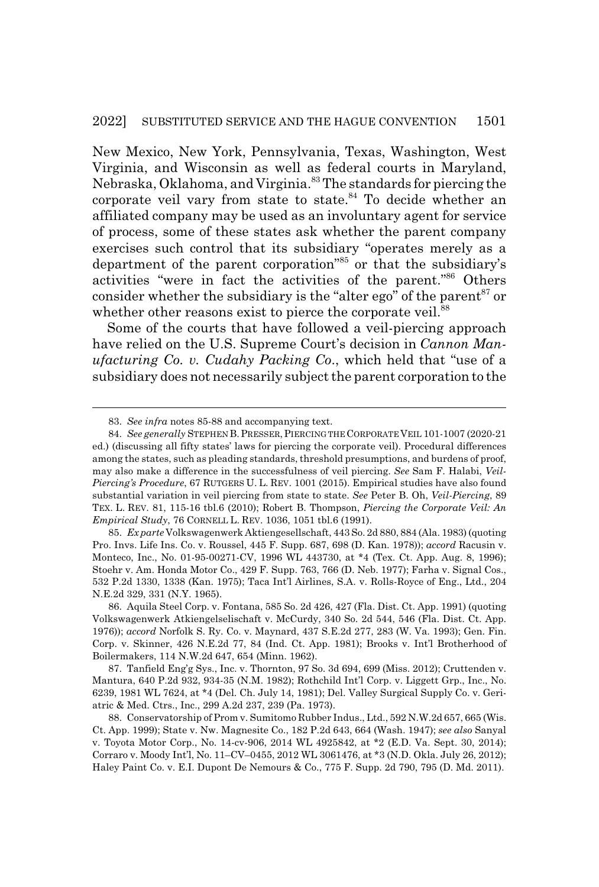New Mexico, New York, Pennsylvania, Texas, Washington, West Virginia, and Wisconsin as well as federal courts in Maryland, Nebraska, Oklahoma, and Virginia.[83] The standards for piercing the corporate veil vary from state to state.[84] To decide whether an affiliated company may be used as an involuntary agent for service of process, some of these states ask whether the parent company exercises such control that its subsidiary "operates merely as a department of the parent corporation"[85] or that the subsidiary's activities "were in fact the activities of the parent."[86] Others consider whether the subsidiary is the "alter ego" of the parent[87] or whether other reasons exist to pierce the corporate veil.[88]

Some of the courts that have followed a veil-piercing approach have relied on the U.S. Supreme Court's decision in *Cannon Manufacturing Co. v. Cudahy Packing Co.*, which held that "use of a subsidiary does not necessarily subject the parent corporation to the

---

83. *See infra* notes 85-88 and accompanying text.

84. *See generally* STEPHEN B. PRESSER, PIERCING THE CORPORATE VEIL 101-1007 (2020-21 ed.) (discussing all fifty states' laws for piercing the corporate veil). Procedural differences among the states, such as pleading standards, threshold presumptions, and burdens of proof, may also make a difference in the successfulness of veil piercing. *See* Sam F. Halabi, *Veil-Piercing's Procedure*, 67 RUTGERS U. L. REV. 1001 (2015). Empirical studies have also found substantial variation in veil piercing from state to state. *See* Peter B. Oh, *Veil-Piercing*, 89 TEX. L. REV. 81, 115-16 tbl.6 (2010); Robert B. Thompson, *Piercing the Corporate Veil: An Empirical Study*, 76 CORNELL L. REV. 1036, 1051 tbl.6 (1991).

85. *Ex parte* Volkswagenwerk Aktiengesellschaft, 443 So. 2d 880, 884 (Ala. 1983) (quoting Pro. Invs. Life Ins. Co. v. Roussel, 445 F. Supp. 687, 698 (D. Kan. 1978)); *accord* Racusin v. Monteco, Inc., No. 01-95-00271-CV, 1996 WL 443730, at *4 (Tex. Ct. App. Aug. 8, 1996); Stoehr v. Am. Honda Motor Co., 429 F. Supp. 763, 766 (D. Neb. 1977); Farha v. Signal Cos., 532 P.2d 1330, 1338 (Kan. 1975); Taca Int'l Airlines, S.A. v. Rolls-Royce of Eng., Ltd., 204 N.E.2d 329, 331 (N.Y. 1965).

86. Aquila Steel Corp. v. Fontana, 585 So. 2d 426, 427 (Fla. Dist. Ct. App. 1991) (quoting Volkswagenwerk Atkiengelselischaft v. McCurdy, 340 So. 2d 544, 546 (Fla. Dist. Ct. App. 1976)); *accord* Norfolk S. Ry. Co. v. Maynard, 437 S.E.2d 277, 283 (W. Va. 1993); Gen. Fin. Corp. v. Skinner, 426 N.E.2d 77, 84 (Ind. Ct. App. 1981); Brooks v. Int'l Brotherhood of Boilermakers, 114 N.W.2d 647, 654 (Minn. 1962).

87. Tanfield Eng'g Sys., Inc. v. Thornton, 97 So. 3d 694, 699 (Miss. 2012); Cruttenden v. Mantura, 640 P.2d 932, 934-35 (N.M. 1982); Rothchild Int'l Corp. v. Liggett Grp., Inc., No. 6239, 1981 WL 7624, at *4 (Del. Ch. July 14, 1981); Del. Valley Surgical Supply Co. v. Geriatric & Med. Ctrs., Inc., 299 A.2d 237, 239 (Pa. 1973).

88. Conservatorship of Prom v. Sumitomo Rubber Indus., Ltd., 592 N.W.2d 657, 665 (Wis. Ct. App. 1999); State v. Nw. Magnesite Co., 182 P.2d 643, 664 (Wash. 1947); *see also* Sanyal v. Toyota Motor Corp., No. 14-cv-906, 2014 WL 4925842, at *2 (E.D. Va. Sept. 30, 2014); Corraro v. Moody Int'l, No. 11–CV–0455, 2012 WL 3061476, at *3 (N.D. Okla. July 26, 2012); Haley Paint Co. v. E.I. Dupont De Nemours & Co., 775 F. Supp. 2d 790, 795 (D. Md. 2011).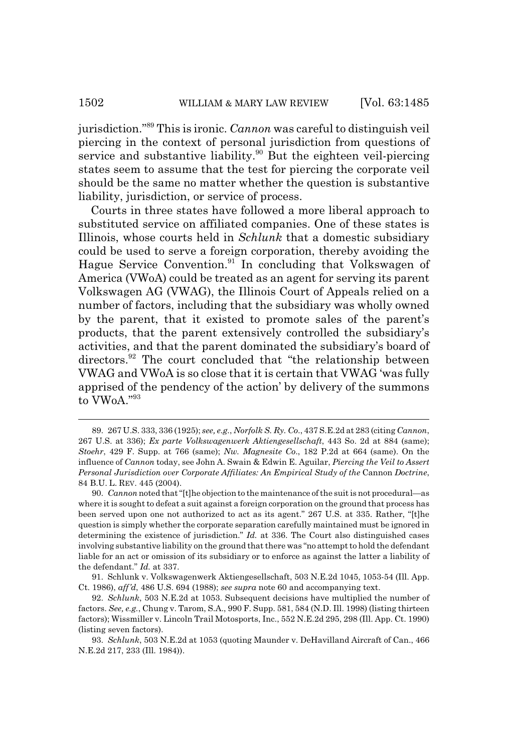jurisdiction."[89] This is ironic. *Cannon* was careful to distinguish veil piercing in the context of personal jurisdiction from questions of service and substantive liability.[90] But the eighteen veil-piercing states seem to assume that the test for piercing the corporate veil should be the same no matter whether the question is substantive liability, jurisdiction, or service of process.

Courts in three states have followed a more liberal approach to substituted service on affiliated companies. One of these states is Illinois, whose courts held in *Schlunk* that a domestic subsidiary could be used to serve a foreign corporation, thereby avoiding the Hague Service Convention.[91] In concluding that Volkswagen of America (VWoA) could be treated as an agent for serving its parent Volkswagen AG (VWAG), the Illinois Court of Appeals relied on a number of factors, including that the subsidiary was wholly owned by the parent, that it existed to promote sales of the parent's products, that the parent extensively controlled the subsidiary's activities, and that the parent dominated the subsidiary's board of directors.[92] The court concluded that "the relationship between VWAG and VWoA is so close that it is certain that VWAG 'was fully apprised of the pendency of the action' by delivery of the summons to VWoA."[93]

---

89. 267 U.S. 333, 336 (1925); *see, e.g.*, *Norfolk S. Ry. Co.*, 437 S.E.2d at 283 (citing *Cannon*, 267 U.S. at 336); *Ex parte Volkswagenwerk Aktiengesellschaft*, 443 So. 2d at 884 (same); *Stoehr*, 429 F. Supp. at 766 (same); *Nw. Magnesite Co.*, 182 P.2d at 664 (same). On the influence of *Cannon* today, see John A. Swain & Edwin E. Aguilar, *Piercing the Veil to Assert Personal Jurisdiction over Corporate Affiliates: An Empirical Study of the* Cannon *Doctrine*, 84 B.U. L. REV. 445 (2004).

90. *Cannon* noted that "[t]he objection to the maintenance of the suit is not procedural—as where it is sought to defeat a suit against a foreign corporation on the ground that process has been served upon one not authorized to act as its agent." 267 U.S. at 335. Rather, "[t]he question is simply whether the corporate separation carefully maintained must be ignored in determining the existence of jurisdiction." *Id.* at 336. The Court also distinguished cases involving substantive liability on the ground that there was "no attempt to hold the defendant liable for an act or omission of its subsidiary or to enforce as against the latter a liability of the defendant." *Id.* at 337.

91. Schlunk v. Volkswagenwerk Aktiengesellschaft, 503 N.E.2d 1045, 1053-54 (Ill. App. Ct. 1986), *aff'd*, 486 U.S. 694 (1988); *see supra* note 60 and accompanying text.

92. *Schlunk*, 503 N.E.2d at 1053. Subsequent decisions have multiplied the number of factors. *See, e.g.*, Chung v. Tarom, S.A., 990 F. Supp. 581, 584 (N.D. Ill. 1998) (listing thirteen factors); Wissmiller v. Lincoln Trail Motosports, Inc., 552 N.E.2d 295, 298 (Ill. App. Ct. 1990) (listing seven factors).

93. *Schlunk*, 503 N.E.2d at 1053 (quoting Maunder v. DeHavilland Aircraft of Can., 466 N.E.2d 217, 233 (Ill. 1984)).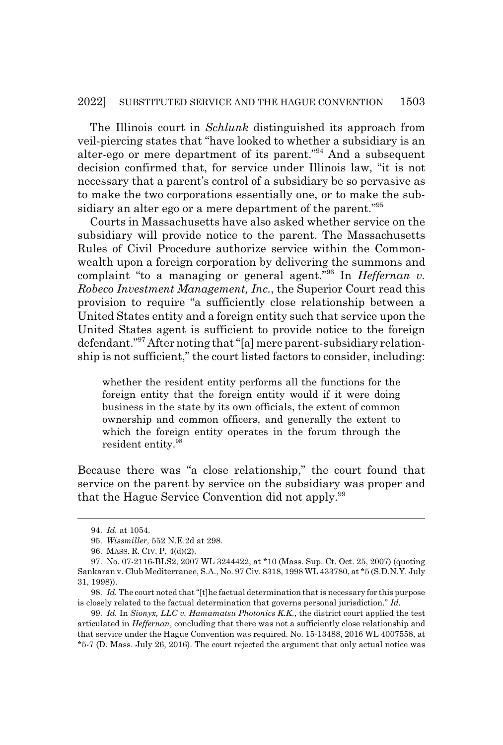The Illinois court in *Schlunk* distinguished its approach from veil-piercing states that "have looked to whether a subsidiary is an alter-ego or mere department of its parent."[94] And a subsequent decision confirmed that, for service under Illinois law, "it is not necessary that a parent's control of a subsidiary be so pervasive as to make the two corporations essentially one, or to make the subsidiary an alter ego or a mere department of the parent."[95]

Courts in Massachusetts have also asked whether service on the subsidiary will provide notice to the parent. The Massachusetts Rules of Civil Procedure authorize service within the Commonwealth upon a foreign corporation by delivering the summons and complaint "to a managing or general agent."[96] In *Heffernan v. Robeco Investment Management, Inc.*, the Superior Court read this provision to require "a sufficiently close relationship between a United States entity and a foreign entity such that service upon the United States agent is sufficient to provide notice to the foreign defendant."[97] After noting that "[a] mere parent-subsidiary relationship is not sufficient," the court listed factors to consider, including:

> whether the resident entity performs all the functions for the foreign entity that the foreign entity would if it were doing business in the state by its own officials, the extent of common ownership and common officers, and generally the extent to which the foreign entity operates in the forum through the resident entity.[98]

Because there was "a close relationship," the court found that service on the parent by service on the subsidiary was proper and that the Hague Service Convention did not apply.[99]

---

94. *Id.* at 1054.

95. *Wissmiller*, 552 N.E.2d at 298.

96. MASS. R. CIV. P. 4(d)(2).

97. No. 07-2116-BLS2, 2007 WL 3244422, at *10 (Mass. Sup. Ct. Oct. 25, 2007) (quoting Sankaran v. Club Mediterranee, S.A., No. 97 Civ. 8318, 1998 WL 433780, at *5 (S.D.N.Y. July 31, 1998)).

98. *Id.* The court noted that "[t]he factual determination that is necessary for this purpose is closely related to the factual determination that governs personal jurisdiction." *Id.*

99. *Id.* In *Sionyx, LLC v. Hamamatsu Photonics K.K.*, the district court applied the test articulated in *Heffernan*, concluding that there was not a sufficiently close relationship and that service under the Hague Convention was required. No. 15-13488, 2016 WL 4007558, at *5-7 (D. Mass. July 26, 2016). The court rejected the argument that only actual notice was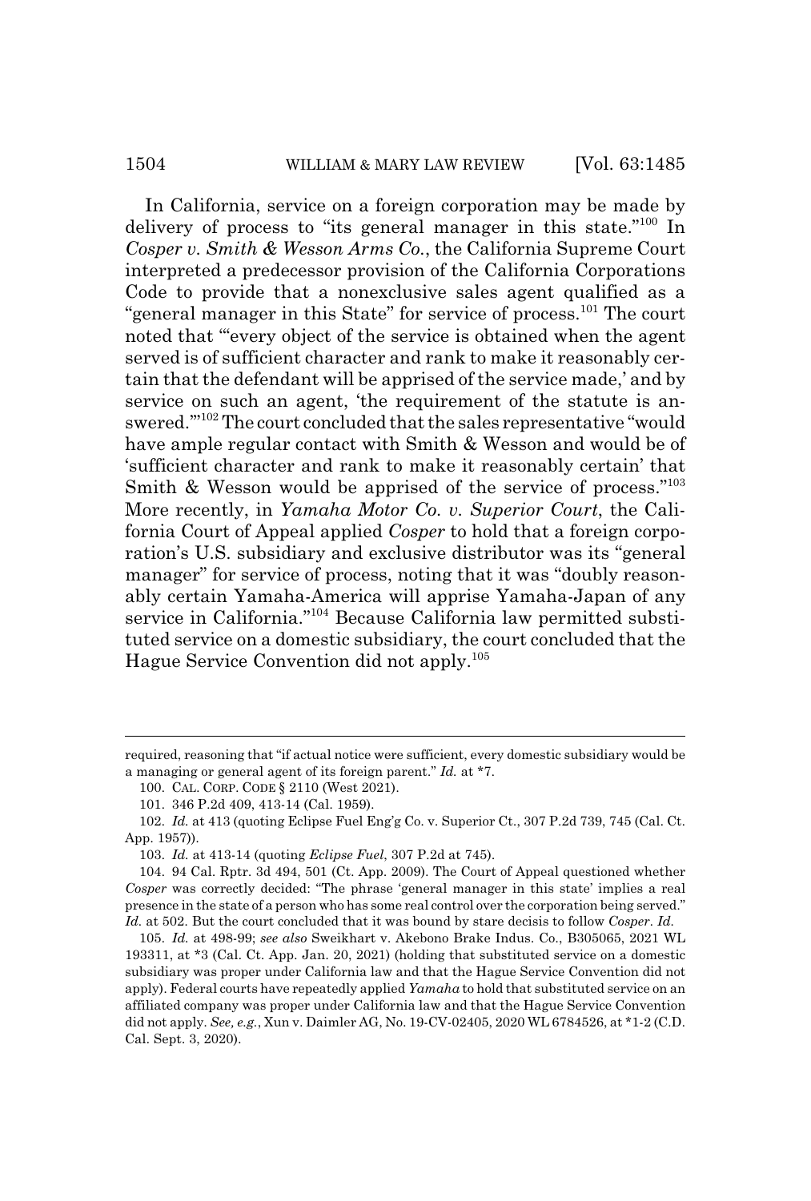In California, service on a foreign corporation may be made by delivery of process to "its general manager in this state."[100] In *Cosper v. Smith & Wesson Arms Co.*, the California Supreme Court interpreted a predecessor provision of the California Corporations Code to provide that a nonexclusive sales agent qualified as a "general manager in this State" for service of process.[101] The court noted that "'every object of the service is obtained when the agent served is of sufficient character and rank to make it reasonably certain that the defendant will be apprised of the service made,' and by service on such an agent, 'the requirement of the statute is answered.'"[102] The court concluded that the sales representative "would have ample regular contact with Smith & Wesson and would be of 'sufficient character and rank to make it reasonably certain' that Smith & Wesson would be apprised of the service of process."[103] More recently, in *Yamaha Motor Co. v. Superior Court*, the California Court of Appeal applied *Cosper* to hold that a foreign corporation's U.S. subsidiary and exclusive distributor was its "general manager" for service of process, noting that it was "doubly reasonably certain Yamaha-America will apprise Yamaha-Japan of any service in California."[104] Because California law permitted substituted service on a domestic subsidiary, the court concluded that the Hague Service Convention did not apply.[105]

---

required, reasoning that "if actual notice were sufficient, every domestic subsidiary would be a managing or general agent of its foreign parent." *Id.* at \*7.

100. CAL. CORP. CODE § 2110 (West 2021).

101. 346 P.2d 409, 413-14 (Cal. 1959).

102. *Id.* at 413 (quoting Eclipse Fuel Eng'g Co. v. Superior Ct., 307 P.2d 739, 745 (Cal. Ct. App. 1957)).

103. *Id.* at 413-14 (quoting *Eclipse Fuel*, 307 P.2d at 745).

104. 94 Cal. Rptr. 3d 494, 501 (Ct. App. 2009). The Court of Appeal questioned whether *Cosper* was correctly decided: "The phrase 'general manager in this state' implies a real presence in the state of a person who has some real control over the corporation being served." *Id.* at 502. But the court concluded that it was bound by stare decisis to follow *Cosper*. *Id.*

105. *Id.* at 498-99; *see also* Sweikhart v. Akebono Brake Indus. Co., B305065, 2021 WL 193311, at \*3 (Cal. Ct. App. Jan. 20, 2021) (holding that substituted service on a domestic subsidiary was proper under California law and that the Hague Service Convention did not apply). Federal courts have repeatedly applied *Yamaha* to hold that substituted service on an affiliated company was proper under California law and that the Hague Service Convention did not apply. *See, e.g.*, Xun v. Daimler AG, No. 19-CV-02405, 2020 WL 6784526, at \*1-2 (C.D. Cal. Sept. 3, 2020).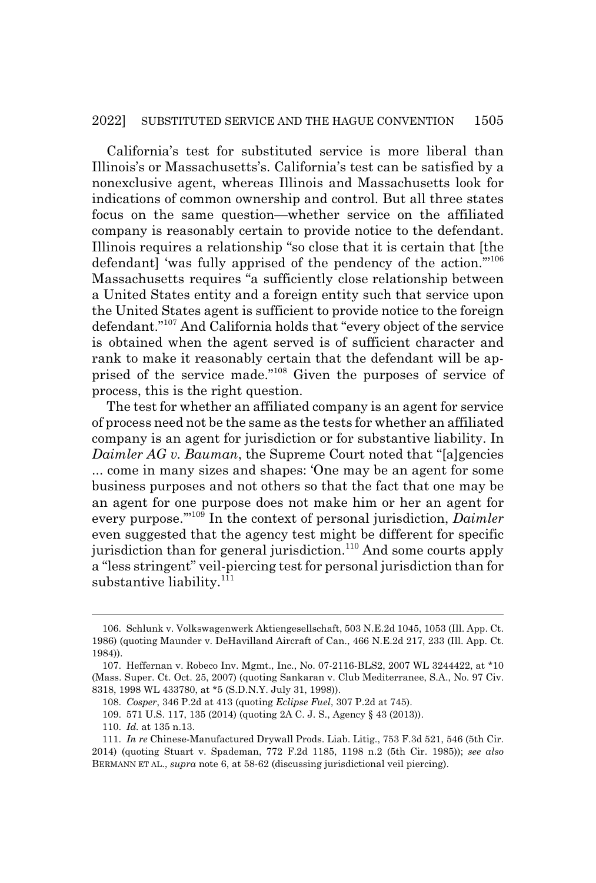California's test for substituted service is more liberal than Illinois's or Massachusetts's. California's test can be satisfied by a nonexclusive agent, whereas Illinois and Massachusetts look for indications of common ownership and control. But all three states focus on the same question—whether service on the affiliated company is reasonably certain to provide notice to the defendant. Illinois requires a relationship "so close that it is certain that [the defendant] 'was fully apprised of the pendency of the action.'"[106] Massachusetts requires "a sufficiently close relationship between a United States entity and a foreign entity such that service upon the United States agent is sufficient to provide notice to the foreign defendant."[107] And California holds that "every object of the service is obtained when the agent served is of sufficient character and rank to make it reasonably certain that the defendant will be apprised of the service made."[108] Given the purposes of service of process, this is the right question.

The test for whether an affiliated company is an agent for service of process need not be the same as the tests for whether an affiliated company is an agent for jurisdiction or for substantive liability. In *Daimler AG v. Bauman*, the Supreme Court noted that "[a]gencies ... come in many sizes and shapes: 'One may be an agent for some business purposes and not others so that the fact that one may be an agent for one purpose does not make him or her an agent for every purpose.'"[109] In the context of personal jurisdiction, *Daimler* even suggested that the agency test might be different for specific jurisdiction than for general jurisdiction.[110] And some courts apply a "less stringent" veil-piercing test for personal jurisdiction than for substantive liability.[111]

---

106. Schlunk v. Volkswagenwerk Aktiengesellschaft, 503 N.E.2d 1045, 1053 (Ill. App. Ct. 1986) (quoting Maunder v. DeHavilland Aircraft of Can., 466 N.E.2d 217, 233 (Ill. App. Ct. 1984)).

107. Heffernan v. Robeco Inv. Mgmt., Inc., No. 07-2116-BLS2, 2007 WL 3244422, at *10 (Mass. Super. Ct. Oct. 25, 2007) (quoting Sankaran v. Club Mediterranee, S.A., No. 97 Civ. 8318, 1998 WL 433780, at *5 (S.D.N.Y. July 31, 1998)).

108. *Cosper*, 346 P.2d at 413 (quoting *Eclipse Fuel*, 307 P.2d at 745).

109. 571 U.S. 117, 135 (2014) (quoting 2A C. J. S., Agency § 43 (2013)).

110. *Id.* at 135 n.13.

111. *In re* Chinese-Manufactured Drywall Prods. Liab. Litig., 753 F.3d 521, 546 (5th Cir. 2014) (quoting Stuart v. Spademan, 772 F.2d 1185, 1198 n.2 (5th Cir. 1985)); *see also* BERMANN ET AL., *supra* note 6, at 58-62 (discussing jurisdictional veil piercing).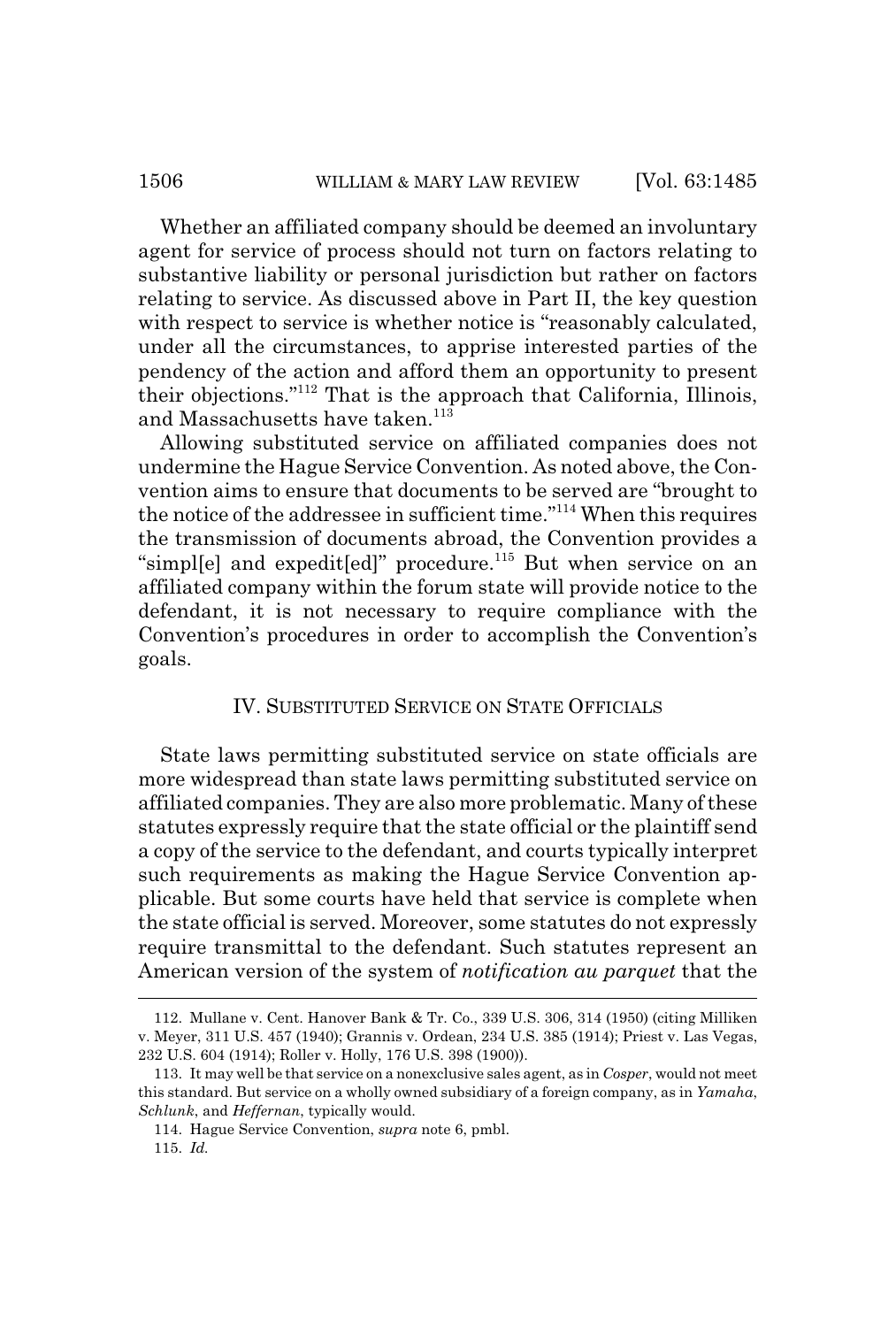Whether an affiliated company should be deemed an involuntary agent for service of process should not turn on factors relating to substantive liability or personal jurisdiction but rather on factors relating to service. As discussed above in Part II, the key question with respect to service is whether notice is "reasonably calculated, under all the circumstances, to apprise interested parties of the pendency of the action and afford them an opportunity to present their objections."[112] That is the approach that California, Illinois, and Massachusetts have taken.[113]

Allowing substituted service on affiliated companies does not undermine the Hague Service Convention. As noted above, the Convention aims to ensure that documents to be served are "brought to the notice of the addressee in sufficient time."[114] When this requires the transmission of documents abroad, the Convention provides a "simpl[e] and expedit[ed]" procedure.[115] But when service on an affiliated company within the forum state will provide notice to the defendant, it is not necessary to require compliance with the Convention's procedures in order to accomplish the Convention's goals.

## IV. Substituted Service on State Officials

State laws permitting substituted service on state officials are more widespread than state laws permitting substituted service on affiliated companies. They are also more problematic. Many of these statutes expressly require that the state official or the plaintiff send a copy of the service to the defendant, and courts typically interpret such requirements as making the Hague Service Convention applicable. But some courts have held that service is complete when the state official is served. Moreover, some statutes do not expressly require transmittal to the defendant. Such statutes represent an American version of the system of *notification au parquet* that the

---

112. Mullane v. Cent. Hanover Bank & Tr. Co., 339 U.S. 306, 314 (1950) (citing Milliken v. Meyer, 311 U.S. 457 (1940); Grannis v. Ordean, 234 U.S. 385 (1914); Priest v. Las Vegas, 232 U.S. 604 (1914); Roller v. Holly, 176 U.S. 398 (1900)).

113. It may well be that service on a nonexclusive sales agent, as in *Cosper*, would not meet this standard. But service on a wholly owned subsidiary of a foreign company, as in *Yamaha*, *Schlunk*, and *Heffernan*, typically would.

114. Hague Service Convention, *supra* note 6, pmbl.

115. *Id.*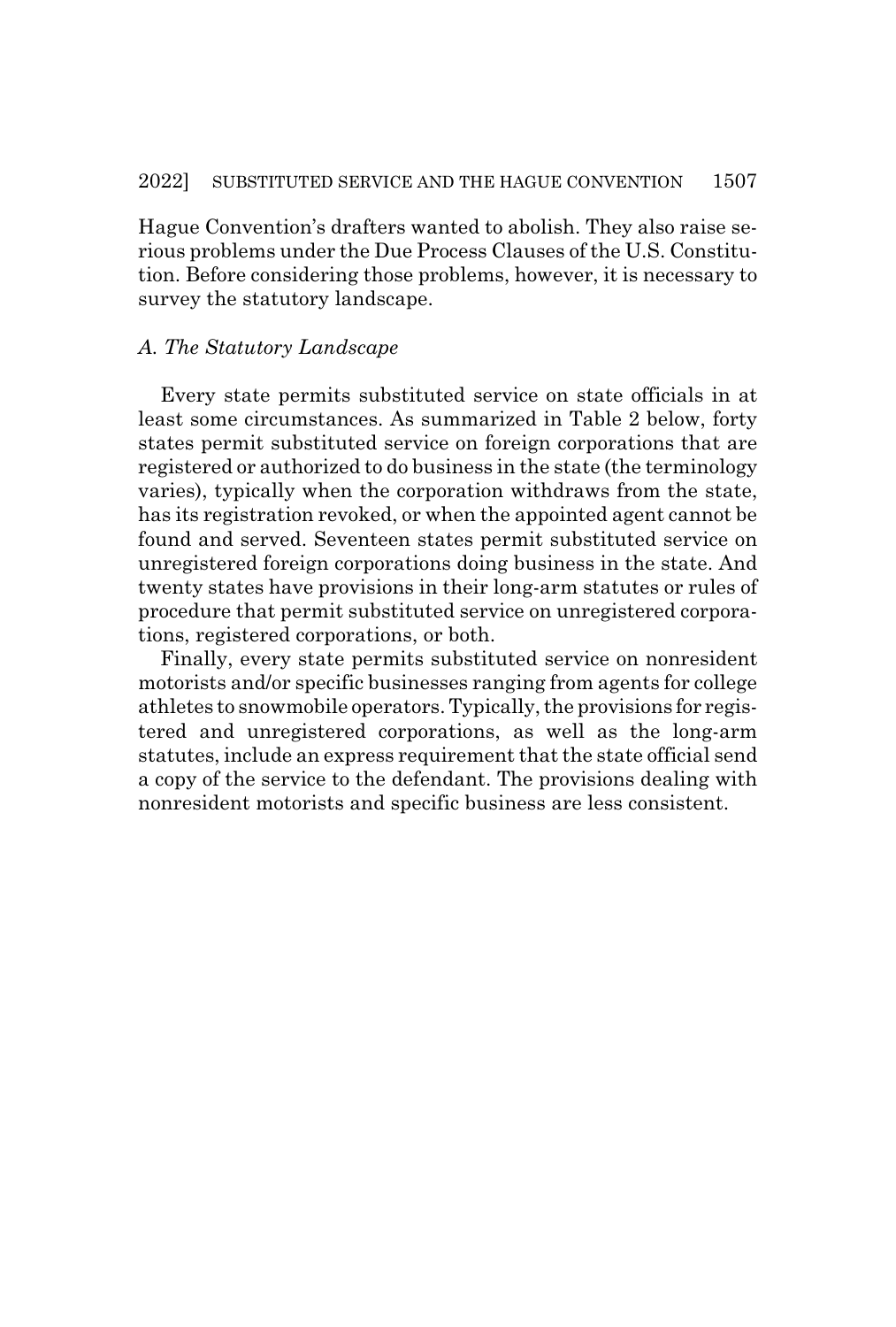Hague Convention's drafters wanted to abolish. They also raise serious problems under the Due Process Clauses of the U.S. Constitution. Before considering those problems, however, it is necessary to survey the statutory landscape.

### *A. The Statutory Landscape*

Every state permits substituted service on state officials in at least some circumstances. As summarized in Table 2 below, forty states permit substituted service on foreign corporations that are registered or authorized to do business in the state (the terminology varies), typically when the corporation withdraws from the state, has its registration revoked, or when the appointed agent cannot be found and served. Seventeen states permit substituted service on unregistered foreign corporations doing business in the state. And twenty states have provisions in their long-arm statutes or rules of procedure that permit substituted service on unregistered corporations, registered corporations, or both.

Finally, every state permits substituted service on nonresident motorists and/or specific businesses ranging from agents for college athletes to snowmobile operators. Typically, the provisions for registered and unregistered corporations, as well as the long-arm statutes, include an express requirement that the state official send a copy of the service to the defendant. The provisions dealing with nonresident motorists and specific business are less consistent.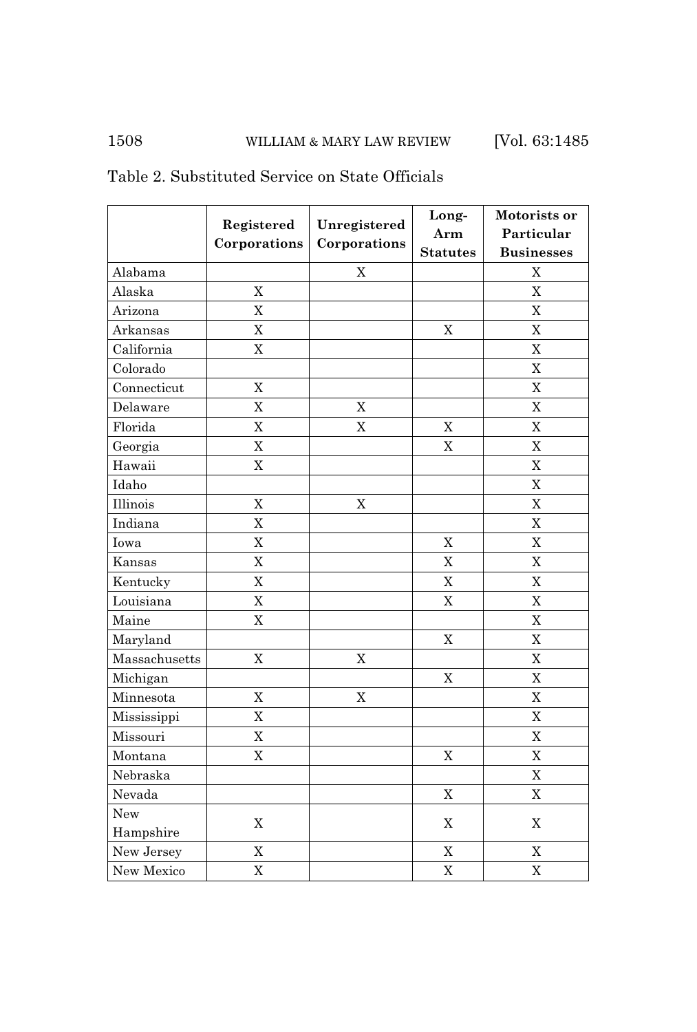Table 2. Substituted Service on State Officials

| | Registered Corporations | Unregistered Corporations | Long-Arm Statutes | Motorists or Particular Businesses |
|---|---|---|---|---|
| Alabama | | X | | X |
| Alaska | X | | | X |
| Arizona | X | | | X |
| Arkansas | X | | X | X |
| California | X | | | X |
| Colorado | | | | X |
| Connecticut | X | | | X |
| Delaware | X | X | | X |
| Florida | X | X | X | X |
| Georgia | X | | X | X |
| Hawaii | X | | | X |
| Idaho | | | | X |
| Illinois | X | X | | X |
| Indiana | X | | | X |
| Iowa | X | | X | X |
| Kansas | X | | X | X |
| Kentucky | X | | X | X |
| Louisiana | X | | X | X |
| Maine | X | | | X |
| Maryland | | | X | X |
| Massachusetts | X | X | | X |
| Michigan | | | X | X |
| Minnesota | X | X | | X |
| Mississippi | X | | | X |
| Missouri | X | | | X |
| Montana | X | | X | X |
| Nebraska | | | | X |
| Nevada | | | X | X |
| New Hampshire | X | | X | X |
| New Jersey | X | | X | X |
| New Mexico | X | | X | X |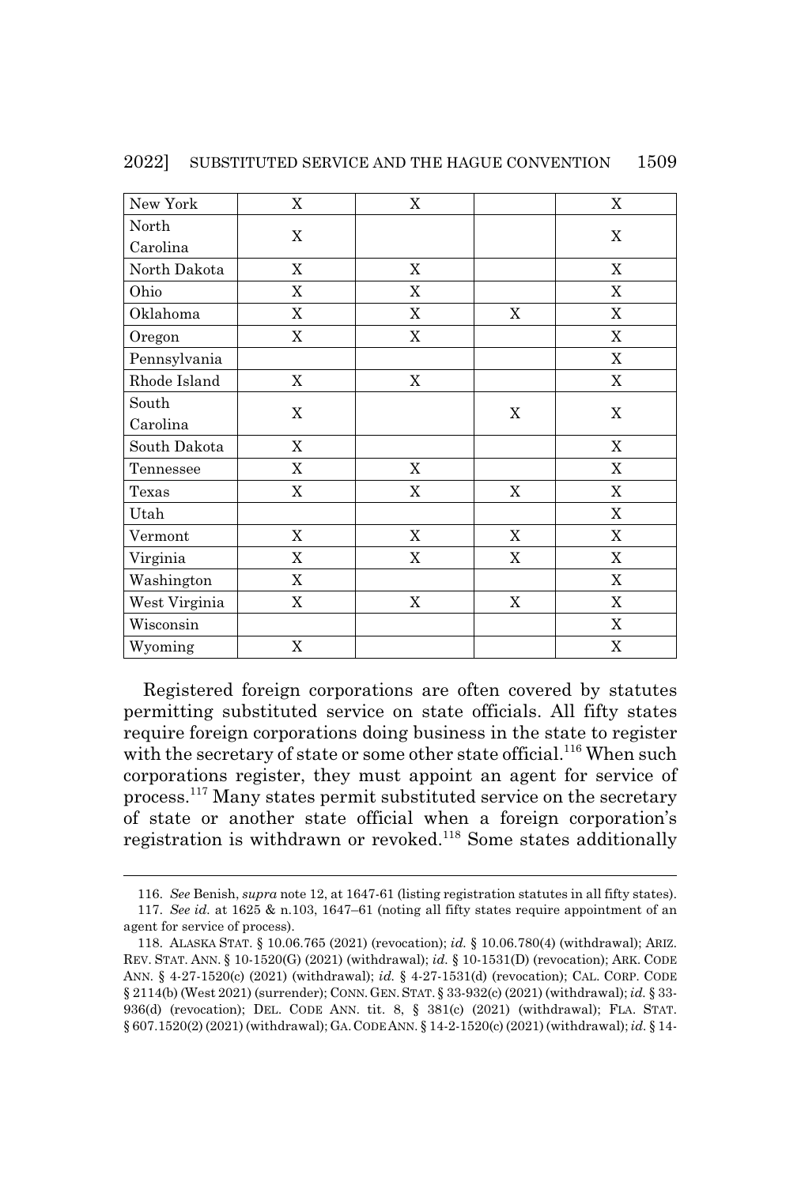| New York | X | X | | X |
|---|---|---|---|---|
| North Carolina | X | | | X |
| North Dakota | X | X | | X |
| Ohio | X | X | | X |
| Oklahoma | X | X | X | X |
| Oregon | X | X | | X |
| Pennsylvania | | | | X |
| Rhode Island | X | X | | X |
| South Carolina | X | | X | X |
| South Dakota | X | | | X |
| Tennessee | X | X | | X |
| Texas | X | X | X | X |
| Utah | | | | X |
| Vermont | X | X | X | X |
| Virginia | X | X | X | X |
| Washington | X | | | X |
| West Virginia | X | X | X | X |
| Wisconsin | | | | X |
| Wyoming | X | | | X |

Registered foreign corporations are often covered by statutes permitting substituted service on state officials. All fifty states require foreign corporations doing business in the state to register with the secretary of state or some other state official.[116] When such corporations register, they must appoint an agent for service of process.[117] Many states permit substituted service on the secretary of state or another state official when a foreign corporation's registration is withdrawn or revoked.[118] Some states additionally

116. *See* Benish, *supra* note 12, at 1647-61 (listing registration statutes in all fifty states).

117. *See id.* at 1625 & n.103, 1647–61 (noting all fifty states require appointment of an agent for service of process).

118. ALASKA STAT. § 10.06.765 (2021) (revocation); *id.* § 10.06.780(4) (withdrawal); ARIZ. REV. STAT. ANN. § 10-1520(G) (2021) (withdrawal); *id.* § 10-1531(D) (revocation); ARK. CODE ANN. § 4-27-1520(c) (2021) (withdrawal); *id.* § 4-27-1531(d) (revocation); CAL. CORP. CODE § 2114(b) (West 2021) (surrender); CONN. GEN. STAT. § 33-932(c) (2021) (withdrawal); *id.* § 33-936(d) (revocation); DEL. CODE ANN. tit. 8, § 381(c) (2021) (withdrawal); FLA. STAT. § 607.1520(2) (2021) (withdrawal); GA. CODE ANN. § 14-2-1520(c) (2021) (withdrawal); *id.* § 14-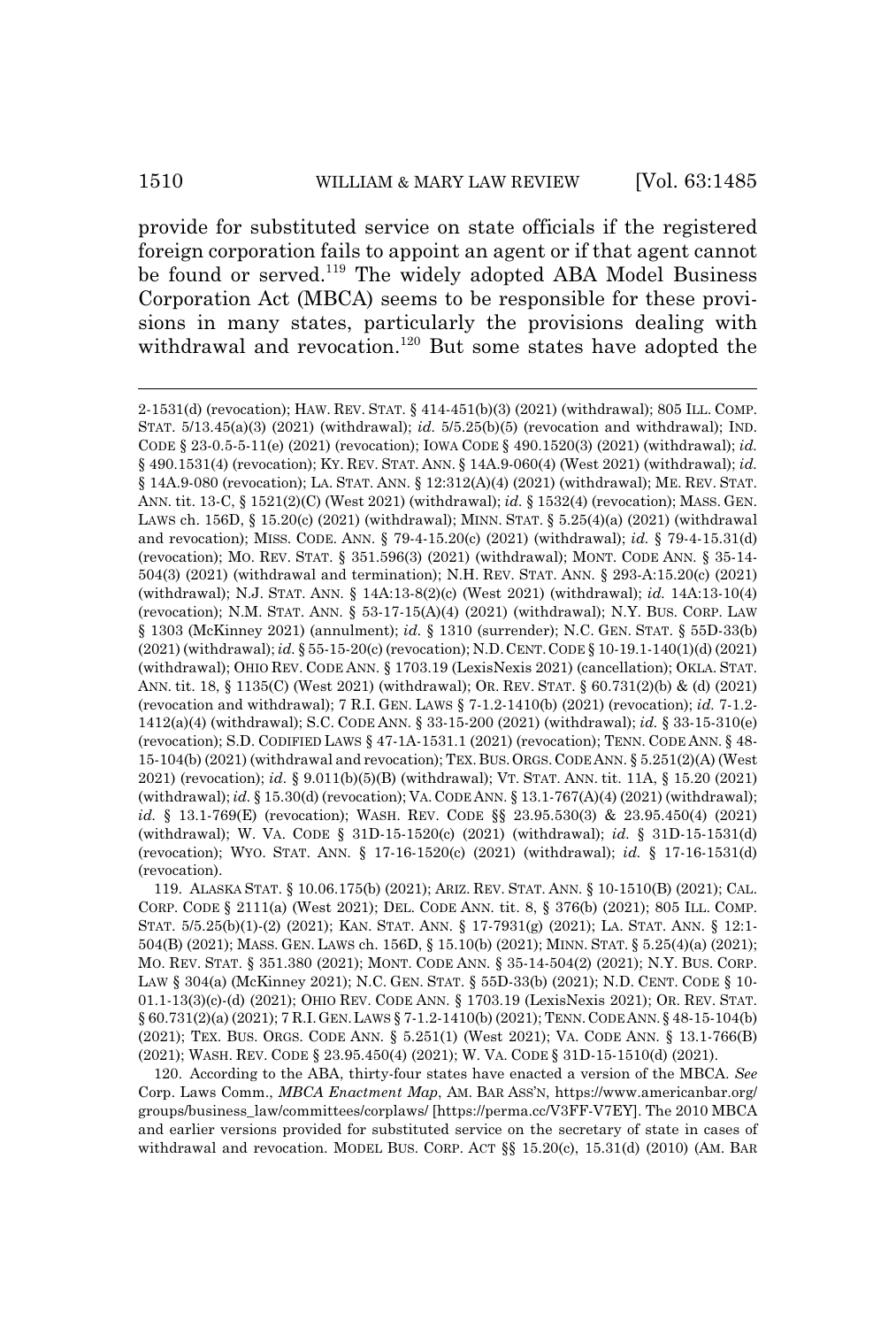provide for substituted service on state officials if the registered foreign corporation fails to appoint an agent or if that agent cannot be found or served.[119] The widely adopted ABA Model Business Corporation Act (MBCA) seems to be responsible for these provisions in many states, particularly the provisions dealing with withdrawal and revocation.[120] But some states have adopted the

---

2-1531(d) (revocation); HAW. REV. STAT. § 414-451(b)(3) (2021) (withdrawal); 805 ILL. COMP. STAT. 5/13.45(a)(3) (2021) (withdrawal); *id.* 5/5.25(b)(5) (revocation and withdrawal); IND. CODE § 23-0.5-5-11(e) (2021) (revocation); IOWA CODE § 490.1520(3) (2021) (withdrawal); *id.* § 490.1531(4) (revocation); KY. REV. STAT. ANN. § 14A.9-060(4) (West 2021) (withdrawal); *id.* § 14A.9-080 (revocation); LA. STAT. ANN. § 12:312(A)(4) (2021) (withdrawal); ME. REV. STAT. ANN. tit. 13-C, § 1521(2)(C) (West 2021) (withdrawal); *id.* § 1532(4) (revocation); MASS. GEN. LAWS ch. 156D, § 15.20(c) (2021) (withdrawal); MINN. STAT. § 5.25(4)(a) (2021) (withdrawal and revocation); MISS. CODE. ANN. § 79-4-15.20(c) (2021) (withdrawal); *id.* § 79-4-15.31(d) (revocation); MO. REV. STAT. § 351.596(3) (2021) (withdrawal); MONT. CODE ANN. § 35-14-504(3) (2021) (withdrawal and termination); N.H. REV. STAT. ANN. § 293-A:15.20(c) (2021) (withdrawal); N.J. STAT. ANN. § 14A:13-8(2)(c) (West 2021) (withdrawal); *id.* 14A:13-10(4) (revocation); N.M. STAT. ANN. § 53-17-15(A)(4) (2021) (withdrawal); N.Y. BUS. CORP. LAW § 1303 (McKinney 2021) (annulment); *id.* § 1310 (surrender); N.C. GEN. STAT. § 55D-33(b) (2021) (withdrawal); *id.* § 55-15-20(c) (revocation); N.D. CENT. CODE § 10-19.1-140(1)(d) (2021) (withdrawal); OHIO REV. CODE ANN. § 1703.19 (LexisNexis 2021) (cancellation); OKLA. STAT. ANN. tit. 18, § 1135(C) (West 2021) (withdrawal); OR. REV. STAT. § 60.731(2)(b) & (d) (2021) (revocation and withdrawal); 7 R.I. GEN. LAWS § 7-1.2-1410(b) (2021) (revocation); *id.* 7-1.2-1412(a)(4) (withdrawal); S.C. CODE ANN. § 33-15-200 (2021) (withdrawal); *id.* § 33-15-310(e) (revocation); S.D. CODIFIED LAWS § 47-1A-1531.1 (2021) (revocation); TENN. CODE ANN. § 48-15-104(b) (2021) (withdrawal and revocation); TEX. BUS. ORGS. CODE ANN. § 5.251(2)(A) (West 2021) (revocation); *id.* § 9.011(b)(5)(B) (withdrawal); VT. STAT. ANN. tit. 11A, § 15.20 (2021) (withdrawal); *id.* § 15.30(d) (revocation); VA. CODE ANN. § 13.1-767(A)(4) (2021) (withdrawal); *id.* § 13.1-769(E) (revocation); WASH. REV. CODE §§ 23.95.530(3) & 23.95.450(4) (2021) (withdrawal); W. VA. CODE § 31D-15-1520(c) (2021) (withdrawal); *id.* § 31D-15-1531(d) (revocation); WYO. STAT. ANN. § 17-16-1520(c) (2021) (withdrawal); *id.* § 17-16-1531(d) (revocation).

119. ALASKA STAT. § 10.06.175(b) (2021); ARIZ. REV. STAT. ANN. § 10-1510(B) (2021); CAL. CORP. CODE § 2111(a) (West 2021); DEL. CODE ANN. tit. 8, § 376(b) (2021); 805 ILL. COMP. STAT. 5/5.25(b)(1)-(2) (2021); KAN. STAT. ANN. § 17-7931(g) (2021); LA. STAT. ANN. § 12:1-504(B) (2021); MASS. GEN. LAWS ch. 156D, § 15.10(b) (2021); MINN. STAT. § 5.25(4)(a) (2021); MO. REV. STAT. § 351.380 (2021); MONT. CODE ANN. § 35-14-504(2) (2021); N.Y. BUS. CORP. LAW § 304(a) (McKinney 2021); N.C. GEN. STAT. § 55D-33(b) (2021); N.D. CENT. CODE § 10-01.1-13(3)(c)-(d) (2021); OHIO REV. CODE ANN. § 1703.19 (LexisNexis 2021); OR. REV. STAT. § 60.731(2)(a) (2021); 7 R.I. GEN. LAWS § 7-1.2-1410(b) (2021); TENN. CODE ANN. § 48-15-104(b) (2021); TEX. BUS. ORGS. CODE ANN. § 5.251(1) (West 2021); VA. CODE ANN. § 13.1-766(B) (2021); WASH. REV. CODE § 23.95.450(4) (2021); W. VA. CODE § 31D-15-1510(d) (2021).

120. According to the ABA, thirty-four states have enacted a version of the MBCA. *See* Corp. Laws Comm., *MBCA Enactment Map*, AM. BAR ASS'N, https://www.americanbar.org/groups/business_law/committees/corplaws/ [https://perma.cc/V3FF-V7EY]. The 2010 MBCA and earlier versions provided for substituted service on the secretary of state in cases of withdrawal and revocation. MODEL BUS. CORP. ACT §§ 15.20(c), 15.31(d) (2010) (AM. BAR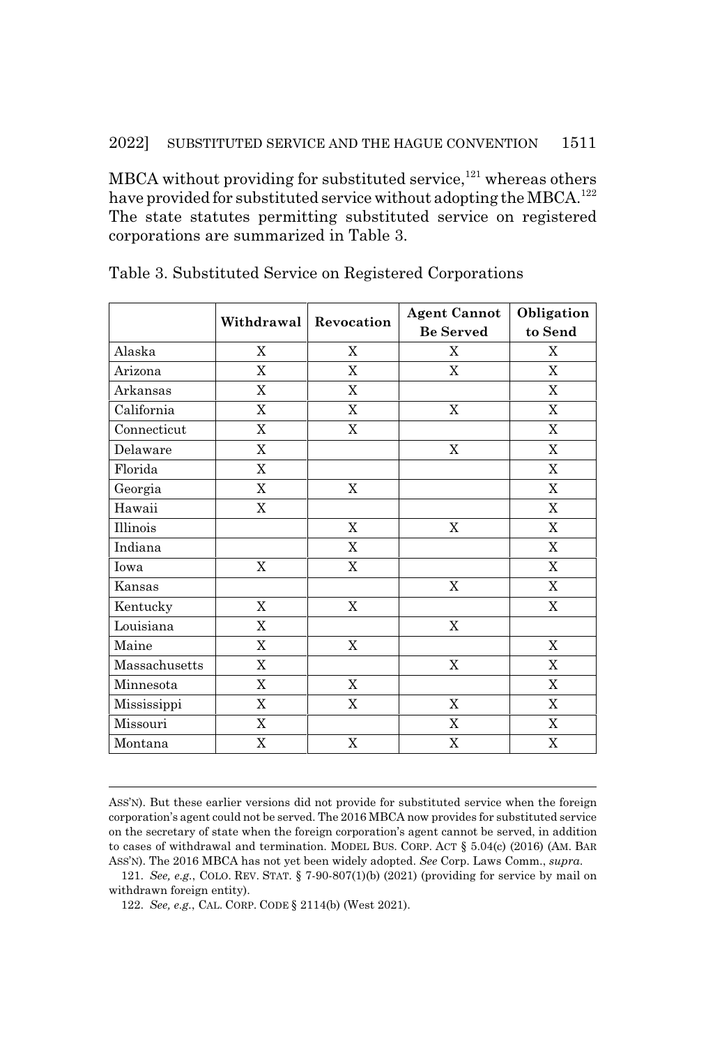MBCA without providing for substituted service,[121] whereas others have provided for substituted service without adopting the MBCA.[122] The state statutes permitting substituted service on registered corporations are summarized in Table 3.

Table 3. Substituted Service on Registered Corporations

| | Withdrawal | Revocation | Agent Cannot Be Served | Obligation to Send |
|---|---|---|---|---|
| Alaska | X | X | X | X |
| Arizona | X | X | X | X |
| Arkansas | X | X | | X |
| California | X | X | X | X |
| Connecticut | X | X | | X |
| Delaware | X | | X | X |
| Florida | X | | | X |
| Georgia | X | X | | X |
| Hawaii | X | | | X |
| Illinois | | X | X | X |
| Indiana | | X | | X |
| Iowa | X | X | | X |
| Kansas | | | X | X |
| Kentucky | X | X | | X |
| Louisiana | X | | X | |
| Maine | X | X | | X |
| Massachusetts | X | | X | X |
| Minnesota | X | X | | X |
| Mississippi | X | X | X | X |
| Missouri | X | | X | X |
| Montana | X | X | X | X |

---

ASS'N). But these earlier versions did not provide for substituted service when the foreign corporation's agent could not be served. The 2016 MBCA now provides for substituted service on the secretary of state when the foreign corporation's agent cannot be served, in addition to cases of withdrawal and termination. MODEL BUS. CORP. ACT § 5.04(c) (2016) (AM. BAR ASS'N). The 2016 MBCA has not yet been widely adopted. *See* Corp. Laws Comm., *supra*.

121. *See, e.g.*, COLO. REV. STAT. § 7-90-807(1)(b) (2021) (providing for service by mail on withdrawn foreign entity).

122. *See, e.g.*, CAL. CORP. CODE § 2114(b) (West 2021).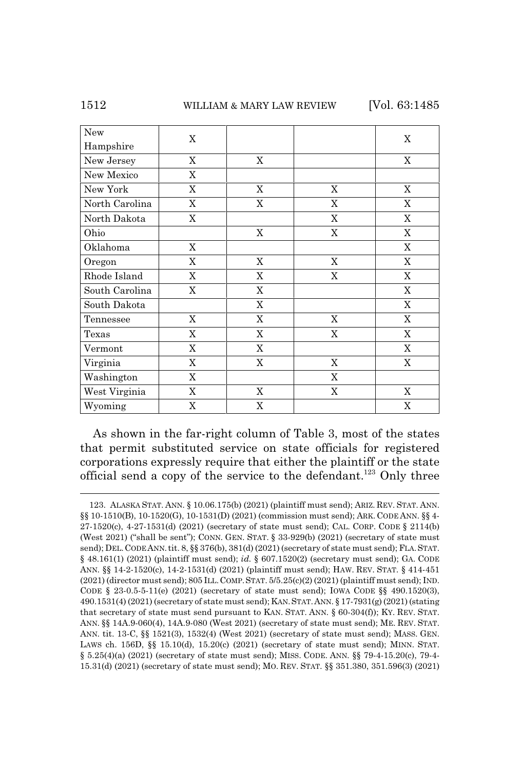| New Hampshire | X | | | X |
|---|---|---|---|---|
| New Jersey | X | X | | X |
| New Mexico | X | | | |
| New York | X | X | X | X |
| North Carolina | X | X | X | X |
| North Dakota | X | | X | X |
| Ohio | | X | X | X |
| Oklahoma | X | | | X |
| Oregon | X | X | X | X |
| Rhode Island | X | X | X | X |
| South Carolina | X | X | | X |
| South Dakota | | X | | X |
| Tennessee | X | X | X | X |
| Texas | X | X | X | X |
| Vermont | X | X | | X |
| Virginia | X | X | X | X |
| Washington | X | | X | |
| West Virginia | X | X | X | X |
| Wyoming | X | X | | X |

As shown in the far-right column of Table 3, most of the states that permit substituted service on state officials for registered corporations expressly require that either the plaintiff or the state official send a copy of the service to the defendant.[123] Only three

123. ALASKA STAT. ANN. § 10.06.175(b) (2021) (plaintiff must send); ARIZ. REV. STAT. ANN. §§ 10-1510(B), 10-1520(G), 10-1531(D) (2021) (commission must send); ARK. CODE ANN. §§ 4-27-1520(c), 4-27-1531(d) (2021) (secretary of state must send); CAL. CORP. CODE § 2114(b) (West 2021) ("shall be sent"); CONN. GEN. STAT. § 33-929(b) (2021) (secretary of state must send); DEL. CODE ANN. tit. 8, §§ 376(b), 381(d) (2021) (secretary of state must send); FLA. STAT. § 48.161(1) (2021) (plaintiff must send); *id.* § 607.1520(2) (secretary must send); GA. CODE ANN. §§ 14-2-1520(c), 14-2-1531(d) (2021) (plaintiff must send); HAW. REV. STAT. § 414-451 (2021) (director must send); 805 ILL. COMP. STAT. 5/5.25(c)(2) (2021) (plaintiff must send); IND. CODE § 23-0.5-5-11(e) (2021) (secretary of state must send); IOWA CODE §§ 490.1520(3), 490.1531(4) (2021) (secretary of state must send); KAN. STAT. ANN. § 17-7931(g) (2021) (stating that secretary of state must send pursuant to KAN. STAT. ANN. § 60-304(f)); KY. REV. STAT. ANN. §§ 14A.9-060(4), 14A.9-080 (West 2021) (secretary of state must send); ME. REV. STAT. ANN. tit. 13-C, §§ 1521(3), 1532(4) (West 2021) (secretary of state must send); MASS. GEN. LAWS ch. 156D, §§ 15.10(d), 15.20(c) (2021) (secretary of state must send); MINN. STAT. § 5.25(4)(a) (2021) (secretary of state must send); MISS. CODE. ANN. §§ 79-4-15.20(c), 79-4-15.31(d) (2021) (secretary of state must send); MO. REV. STAT. §§ 351.380, 351.596(3) (2021)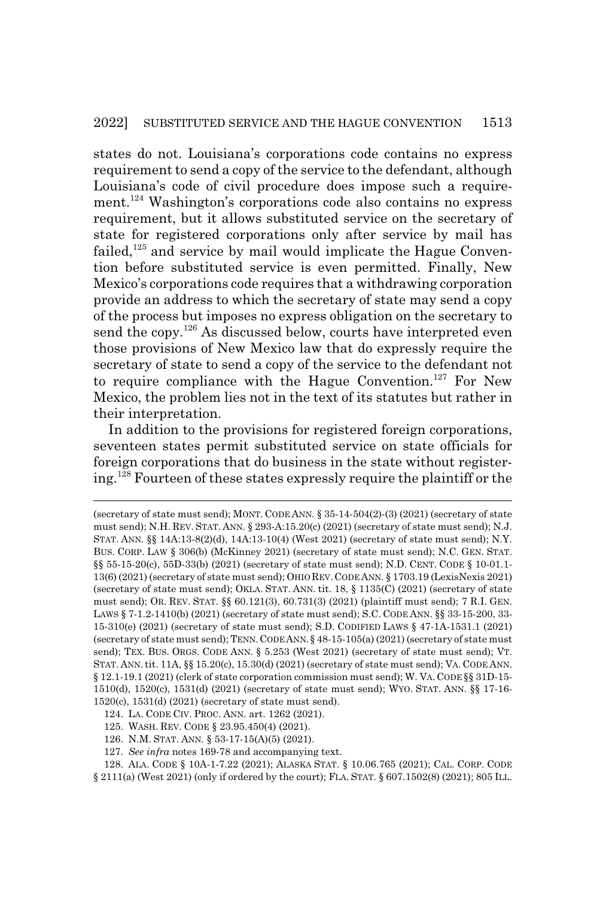states do not. Louisiana's corporations code contains no express requirement to send a copy of the service to the defendant, although Louisiana's code of civil procedure does impose such a requirement.[124] Washington's corporations code also contains no express requirement, but it allows substituted service on the secretary of state for registered corporations only after service by mail has failed,[125] and service by mail would implicate the Hague Convention before substituted service is even permitted. Finally, New Mexico's corporations code requires that a withdrawing corporation provide an address to which the secretary of state may send a copy of the process but imposes no express obligation on the secretary to send the copy.[126] As discussed below, courts have interpreted even those provisions of New Mexico law that do expressly require the secretary of state to send a copy of the service to the defendant not to require compliance with the Hague Convention.[127] For New Mexico, the problem lies not in the text of its statutes but rather in their interpretation.

In addition to the provisions for registered foreign corporations, seventeen states permit substituted service on state officials for foreign corporations that do business in the state without registering.[128] Fourteen of these states expressly require the plaintiff or the

---

(secretary of state must send); MONT. CODE ANN. § 35-14-504(2)-(3) (2021) (secretary of state must send); N.H. REV. STAT. ANN. § 293-A:15.20(c) (2021) (secretary of state must send); N.J. STAT. ANN. §§ 14A:13-8(2)(d), 14A:13-10(4) (West 2021) (secretary of state must send); N.Y. BUS. CORP. LAW § 306(b) (McKinney 2021) (secretary of state must send); N.C. GEN. STAT. §§ 55-15-20(c), 55D-33(b) (2021) (secretary of state must send); N.D. CENT. CODE § 10-01.1-13(6) (2021) (secretary of state must send); OHIO REV. CODE ANN. § 1703.19 (LexisNexis 2021) (secretary of state must send); OKLA. STAT. ANN. tit. 18, § 1135(C) (2021) (secretary of state must send); OR. REV. STAT. §§ 60.121(3), 60.731(3) (2021) (plaintiff must send); 7 R.I. GEN. LAWS § 7-1.2-1410(b) (2021) (secretary of state must send); S.C. CODE ANN. §§ 33-15-200, 33-15-310(e) (2021) (secretary of state must send); S.D. CODIFIED LAWS § 47-1A-1531.1 (2021) (secretary of state must send); TENN. CODE ANN. § 48-15-105(a) (2021) (secretary of state must send); TEX. BUS. ORGS. CODE ANN. § 5.253 (West 2021) (secretary of state must send); VT. STAT. ANN. tit. 11A, §§ 15.20(c), 15.30(d) (2021) (secretary of state must send); VA. CODE ANN. § 12.1-19.1 (2021) (clerk of state corporation commission must send); W. VA. CODE §§ 31D-15-1510(d), 1520(c), 1531(d) (2021) (secretary of state must send); WYO. STAT. ANN. §§ 17-16-1520(c), 1531(d) (2021) (secretary of state must send).

124. LA. CODE CIV. PROC. ANN. art. 1262 (2021).

125. WASH. REV. CODE § 23.95.450(4) (2021).

126. N.M. STAT. ANN. § 53-17-15(A)(5) (2021).

127. *See infra* notes 169-78 and accompanying text.

128. ALA. CODE § 10A-1-7.22 (2021); ALASKA STAT. § 10.06.765 (2021); CAL. CORP. CODE § 2111(a) (West 2021) (only if ordered by the court); FLA. STAT. § 607.1502(8) (2021); 805 ILL.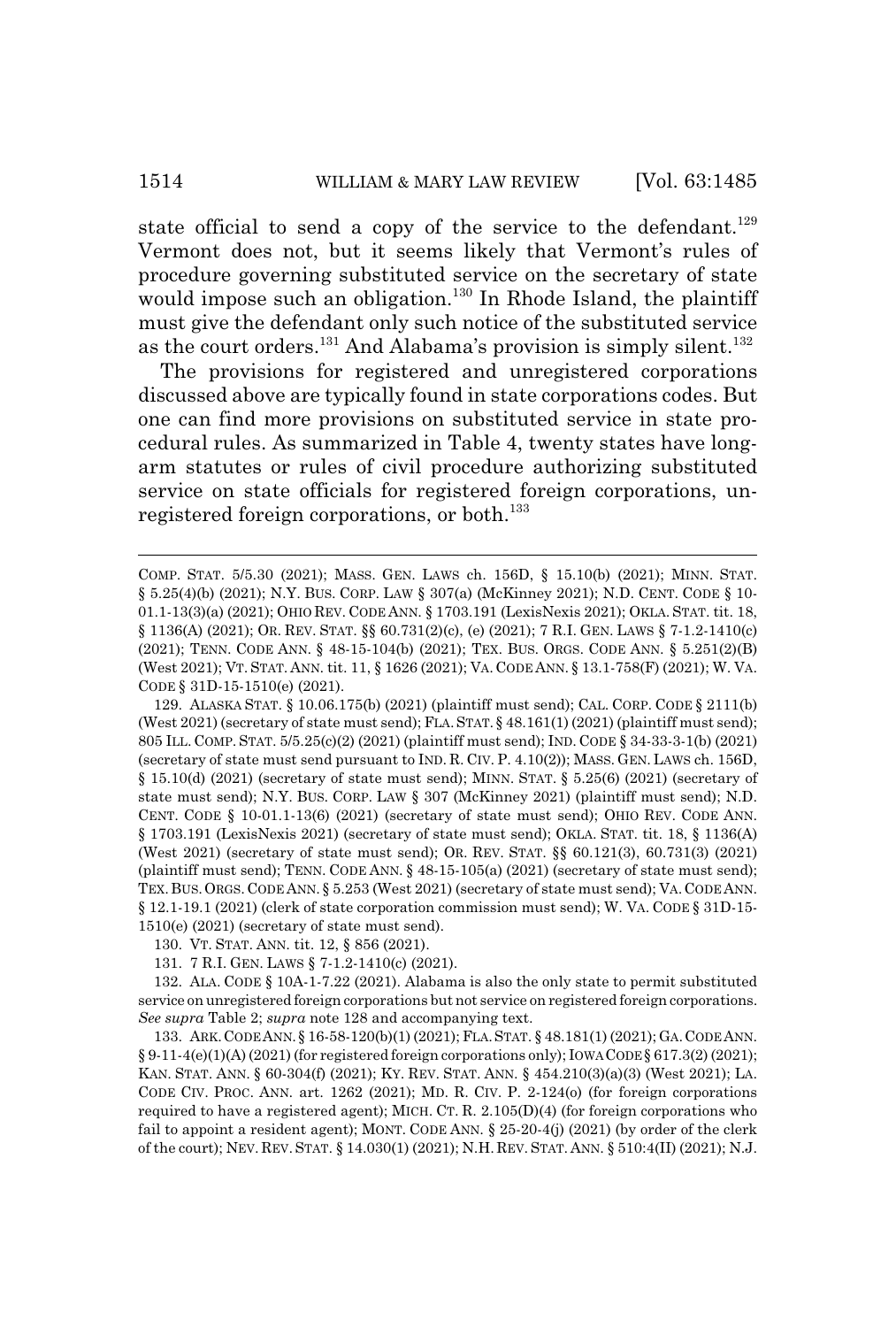state official to send a copy of the service to the defendant.[129] Vermont does not, but it seems likely that Vermont's rules of procedure governing substituted service on the secretary of state would impose such an obligation.[130] In Rhode Island, the plaintiff must give the defendant only such notice of the substituted service as the court orders.[131] And Alabama's provision is simply silent.[132]

The provisions for registered and unregistered corporations discussed above are typically found in state corporations codes. But one can find more provisions on substituted service in state procedural rules. As summarized in Table 4, twenty states have long-arm statutes or rules of civil procedure authorizing substituted service on state officials for registered foreign corporations, unregistered foreign corporations, or both.[133]

---

COMP. STAT. 5/5.30 (2021); MASS. GEN. LAWS ch. 156D, § 15.10(b) (2021); MINN. STAT. § 5.25(4)(b) (2021); N.Y. BUS. CORP. LAW § 307(a) (McKinney 2021); N.D. CENT. CODE § 10-01.1-13(3)(a) (2021); OHIO REV. CODE ANN. § 1703.191 (LexisNexis 2021); OKLA. STAT. tit. 18, § 1136(A) (2021); OR. REV. STAT. §§ 60.731(2)(c), (e) (2021); 7 R.I. GEN. LAWS § 7-1.2-1410(c) (2021); TENN. CODE ANN. § 48-15-104(b) (2021); TEX. BUS. ORGS. CODE ANN. § 5.251(2)(B) (West 2021); VT. STAT. ANN. tit. 11, § 1626 (2021); VA. CODE ANN. § 13.1-758(F) (2021); W. VA. CODE § 31D-15-1510(e) (2021).

129. ALASKA STAT. § 10.06.175(b) (2021) (plaintiff must send); CAL. CORP. CODE § 2111(b) (West 2021) (secretary of state must send); FLA. STAT. § 48.161(1) (2021) (plaintiff must send); 805 ILL. COMP. STAT. 5/5.25(c)(2) (2021) (plaintiff must send); IND. CODE § 34-33-3-1(b) (2021) (secretary of state must send pursuant to IND. R. CIV. P. 4.10(2)); MASS. GEN. LAWS ch. 156D, § 15.10(d) (2021) (secretary of state must send); MINN. STAT. § 5.25(6) (2021) (secretary of state must send); N.Y. BUS. CORP. LAW § 307 (McKinney 2021) (plaintiff must send); N.D. CENT. CODE § 10-01.1-13(6) (2021) (secretary of state must send); OHIO REV. CODE ANN. § 1703.191 (LexisNexis 2021) (secretary of state must send); OKLA. STAT. tit. 18, § 1136(A) (West 2021) (secretary of state must send); OR. REV. STAT. §§ 60.121(3), 60.731(3) (2021) (plaintiff must send); TENN. CODE ANN. § 48-15-105(a) (2021) (secretary of state must send); TEX. BUS. ORGS. CODE ANN. § 5.253 (West 2021) (secretary of state must send); VA. CODE ANN. § 12.1-19.1 (2021) (clerk of state corporation commission must send); W. VA. CODE § 31D-15-1510(e) (2021) (secretary of state must send).

130. VT. STAT. ANN. tit. 12, § 856 (2021).

131. 7 R.I. GEN. LAWS § 7-1.2-1410(c) (2021).

132. ALA. CODE § 10A-1-7.22 (2021). Alabama is also the only state to permit substituted service on unregistered foreign corporations but not service on registered foreign corporations. *See supra* Table 2; *supra* note 128 and accompanying text.

133. ARK. CODE ANN. § 16-58-120(b)(1) (2021); FLA. STAT. § 48.181(1) (2021); GA. CODE ANN. § 9-11-4(e)(1)(A) (2021) (for registered foreign corporations only); IOWA CODE § 617.3(2) (2021); KAN. STAT. ANN. § 60-304(f) (2021); KY. REV. STAT. ANN. § 454.210(3)(a)(3) (West 2021); LA. CODE CIV. PROC. ANN. art. 1262 (2021); MD. R. CIV. P. 2-124(o) (for foreign corporations required to have a registered agent); MICH. CT. R. 2.105(D)(4) (for foreign corporations who fail to appoint a resident agent); MONT. CODE ANN. § 25-20-4(j) (2021) (by order of the clerk of the court); NEV. REV. STAT. § 14.030(1) (2021); N.H. REV. STAT. ANN. § 510:4(II) (2021); N.J.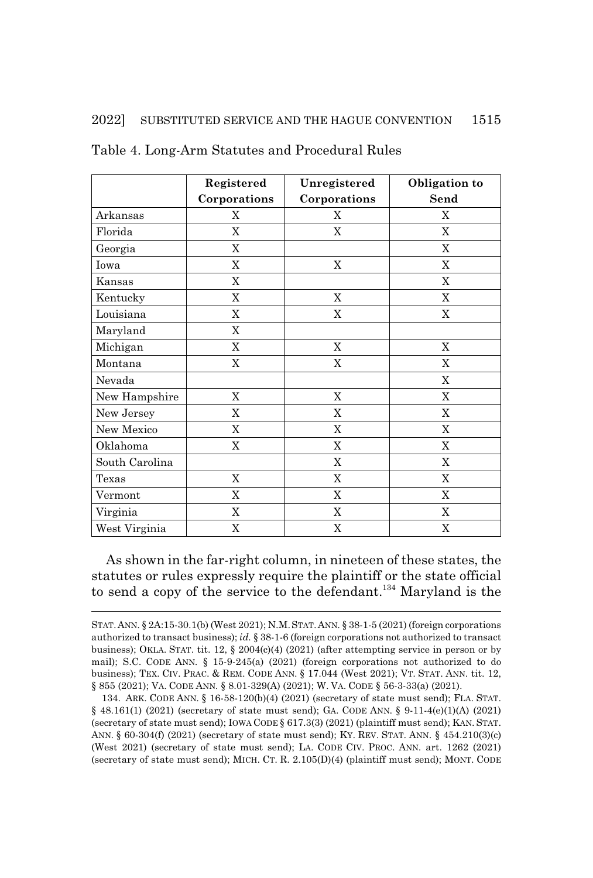Table 4. Long-Arm Statutes and Procedural Rules

| | **Registered Corporations** | **Unregistered Corporations** | **Obligation to Send** |
|---|---|---|---|
| Arkansas | X | X | X |
| Florida | X | X | X |
| Georgia | X | | X |
| Iowa | X | X | X |
| Kansas | X | | X |
| Kentucky | X | X | X |
| Louisiana | X | X | X |
| Maryland | X | | |
| Michigan | X | X | X |
| Montana | X | X | X |
| Nevada | | | X |
| New Hampshire | X | X | X |
| New Jersey | X | X | X |
| New Mexico | X | X | X |
| Oklahoma | X | X | X |
| South Carolina | | X | X |
| Texas | X | X | X |
| Vermont | X | X | X |
| Virginia | X | X | X |
| West Virginia | X | X | X |

As shown in the far-right column, in nineteen of these states, the statutes or rules expressly require the plaintiff or the state official to send a copy of the service to the defendant.[134] Maryland is the

---

STAT. ANN. § 2A:15-30.1(b) (West 2021); N.M. STAT. ANN. § 38-1-5 (2021) (foreign corporations authorized to transact business); *id.* § 38-1-6 (foreign corporations not authorized to transact business); OKLA. STAT. tit. 12, § 2004(c)(4) (2021) (after attempting service in person or by mail); S.C. CODE ANN. § 15-9-245(a) (2021) (foreign corporations not authorized to do business); TEX. CIV. PRAC. & REM. CODE ANN. § 17.044 (West 2021); VT. STAT. ANN. tit. 12, § 855 (2021); VA. CODE ANN. § 8.01-329(A) (2021); W. VA. CODE § 56-3-33(a) (2021).

134. ARK. CODE ANN. § 16-58-120(b)(4) (2021) (secretary of state must send); FLA. STAT. § 48.161(1) (2021) (secretary of state must send); GA. CODE ANN. § 9-11-4(e)(1)(A) (2021) (secretary of state must send); IOWA CODE § 617.3(3) (2021) (plaintiff must send); KAN. STAT. ANN. § 60-304(f) (2021) (secretary of state must send); KY. REV. STAT. ANN. § 454.210(3)(c) (West 2021) (secretary of state must send); LA. CODE CIV. PROC. ANN. art. 1262 (2021) (secretary of state must send); MICH. CT. R. 2.105(D)(4) (plaintiff must send); MONT. CODE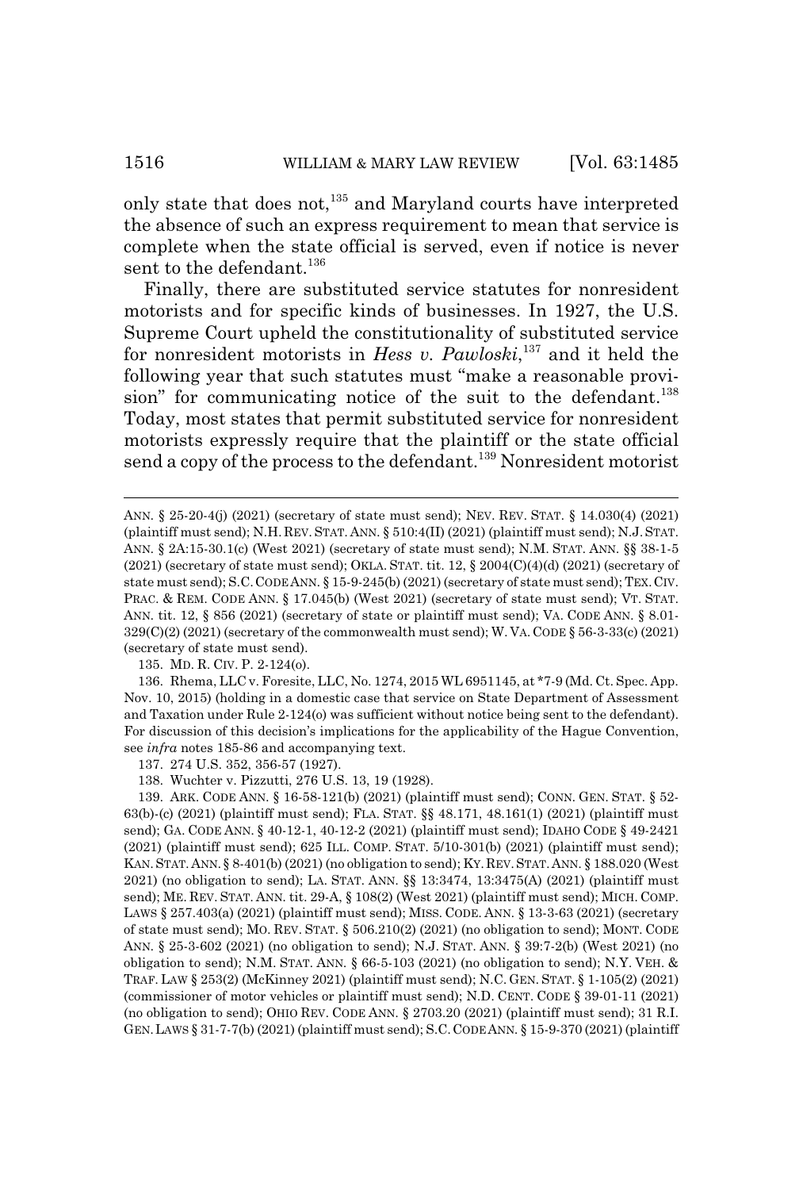only state that does not,[135] and Maryland courts have interpreted the absence of such an express requirement to mean that service is complete when the state official is served, even if notice is never sent to the defendant.[136]

Finally, there are substituted service statutes for nonresident motorists and for specific kinds of businesses. In 1927, the U.S. Supreme Court upheld the constitutionality of substituted service for nonresident motorists in *Hess v. Pawloski*,[137] and it held the following year that such statutes must "make a reasonable provision" for communicating notice of the suit to the defendant.[138] Today, most states that permit substituted service for nonresident motorists expressly require that the plaintiff or the state official send a copy of the process to the defendant.[139] Nonresident motorist

---

ANN. § 25-20-4(j) (2021) (secretary of state must send); NEV. REV. STAT. § 14.030(4) (2021) (plaintiff must send); N.H. REV. STAT. ANN. § 510:4(II) (2021) (plaintiff must send); N.J. STAT. ANN. § 2A:15-30.1(c) (West 2021) (secretary of state must send); N.M. STAT. ANN. §§ 38-1-5 (2021) (secretary of state must send); OKLA. STAT. tit. 12, § 2004(C)(4)(d) (2021) (secretary of state must send); S.C. CODE ANN. § 15-9-245(b) (2021) (secretary of state must send); TEX. CIV. PRAC. & REM. CODE ANN. § 17.045(b) (West 2021) (secretary of state must send); VT. STAT. ANN. tit. 12, § 856 (2021) (secretary of state or plaintiff must send); VA. CODE ANN. § 8.01-329(C)(2) (2021) (secretary of the commonwealth must send); W. VA. CODE § 56-3-33(c) (2021) (secretary of state must send).

135. MD. R. CIV. P. 2-124(o).

136. Rhema, LLC v. Foresite, LLC, No. 1274, 2015 WL 6951145, at *7-9 (Md. Ct. Spec. App. Nov. 10, 2015) (holding in a domestic case that service on State Department of Assessment and Taxation under Rule 2-124(o) was sufficient without notice being sent to the defendant). For discussion of this decision's implications for the applicability of the Hague Convention, see *infra* notes 185-86 and accompanying text.

137. 274 U.S. 352, 356-57 (1927).

138. Wuchter v. Pizzutti, 276 U.S. 13, 19 (1928).

139. ARK. CODE ANN. § 16-58-121(b) (2021) (plaintiff must send); CONN. GEN. STAT. § 52-63(b)-(c) (2021) (plaintiff must send); FLA. STAT. §§ 48.171, 48.161(1) (2021) (plaintiff must send); GA. CODE ANN. § 40-12-1, 40-12-2 (2021) (plaintiff must send); IDAHO CODE § 49-2421 (2021) (plaintiff must send); 625 ILL. COMP. STAT. 5/10-301(b) (2021) (plaintiff must send); KAN. STAT. ANN. § 8-401(b) (2021) (no obligation to send); KY. REV. STAT. ANN. § 188.020 (West 2021) (no obligation to send); LA. STAT. ANN. §§ 13:3474, 13:3475(A) (2021) (plaintiff must send); ME. REV. STAT. ANN. tit. 29-A, § 108(2) (West 2021) (plaintiff must send); MICH. COMP. LAWS § 257.403(a) (2021) (plaintiff must send); MISS. CODE. ANN. § 13-3-63 (2021) (secretary of state must send); MO. REV. STAT. § 506.210(2) (2021) (no obligation to send); MONT. CODE ANN. § 25-3-602 (2021) (no obligation to send); N.J. STAT. ANN. § 39:7-2(b) (West 2021) (no obligation to send); N.M. STAT. ANN. § 66-5-103 (2021) (no obligation to send); N.Y. VEH. & TRAF. LAW § 253(2) (McKinney 2021) (plaintiff must send); N.C. GEN. STAT. § 1-105(2) (2021) (commissioner of motor vehicles or plaintiff must send); N.D. CENT. CODE § 39-01-11 (2021) (no obligation to send); OHIO REV. CODE ANN. § 2703.20 (2021) (plaintiff must send); 31 R.I. GEN. LAWS § 31-7-7(b) (2021) (plaintiff must send); S.C. CODE ANN. § 15-9-370 (2021) (plaintiff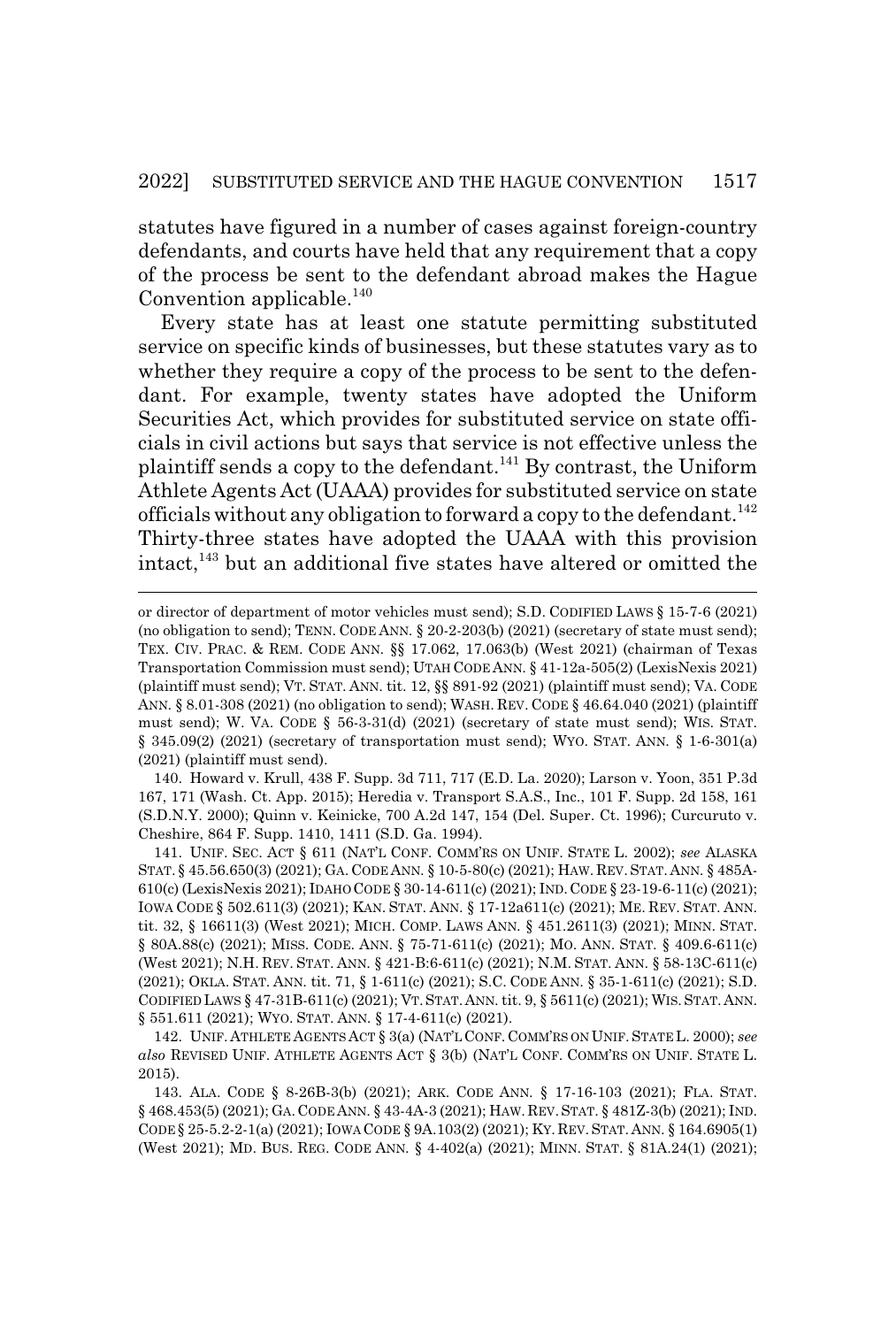statutes have figured in a number of cases against foreign-country defendants, and courts have held that any requirement that a copy of the process be sent to the defendant abroad makes the Hague Convention applicable.[140]

Every state has at least one statute permitting substituted service on specific kinds of businesses, but these statutes vary as to whether they require a copy of the process to be sent to the defendant. For example, twenty states have adopted the Uniform Securities Act, which provides for substituted service on state officials in civil actions but says that service is not effective unless the plaintiff sends a copy to the defendant.[141] By contrast, the Uniform Athlete Agents Act (UAAA) provides for substituted service on state officials without any obligation to forward a copy to the defendant.[142] Thirty-three states have adopted the UAAA with this provision intact,[143] but an additional five states have altered or omitted the

---

or director of department of motor vehicles must send); S.D. CODIFIED LAWS § 15-7-6 (2021) (no obligation to send); TENN. CODE ANN. § 20-2-203(b) (2021) (secretary of state must send); TEX. CIV. PRAC. & REM. CODE ANN. §§ 17.062, 17.063(b) (West 2021) (chairman of Texas Transportation Commission must send); UTAH CODE ANN. § 41-12a-505(2) (LexisNexis 2021) (plaintiff must send); VT. STAT. ANN. tit. 12, §§ 891-92 (2021) (plaintiff must send); VA. CODE ANN. § 8.01-308 (2021) (no obligation to send); WASH. REV. CODE § 46.64.040 (2021) (plaintiff must send); W. VA. CODE § 56-3-31(d) (2021) (secretary of state must send); WIS. STAT. § 345.09(2) (2021) (secretary of transportation must send); WYO. STAT. ANN. § 1-6-301(a) (2021) (plaintiff must send).

140. Howard v. Krull, 438 F. Supp. 3d 711, 717 (E.D. La. 2020); Larson v. Yoon, 351 P.3d 167, 171 (Wash. Ct. App. 2015); Heredia v. Transport S.A.S., Inc., 101 F. Supp. 2d 158, 161 (S.D.N.Y. 2000); Quinn v. Keinicke, 700 A.2d 147, 154 (Del. Super. Ct. 1996); Curcuruto v. Cheshire, 864 F. Supp. 1410, 1411 (S.D. Ga. 1994).

141. UNIF. SEC. ACT § 611 (NAT'L CONF. COMM'RS ON UNIF. STATE L. 2002); *see* ALASKA STAT. § 45.56.650(3) (2021); GA. CODE ANN. § 10-5-80(c) (2021); HAW. REV. STAT. ANN. § 485A-610(c) (LexisNexis 2021); IDAHO CODE § 30-14-611(c) (2021); IND. CODE § 23-19-6-11(c) (2021); IOWA CODE § 502.611(3) (2021); KAN. STAT. ANN. § 17-12a611(c) (2021); ME. REV. STAT. ANN. tit. 32, § 16611(3) (West 2021); MICH. COMP. LAWS ANN. § 451.2611(3) (2021); MINN. STAT. § 80A.88(c) (2021); MISS. CODE. ANN. § 75-71-611(c) (2021); MO. ANN. STAT. § 409.6-611(c) (West 2021); N.H. REV. STAT. ANN. § 421-B:6-611(c) (2021); N.M. STAT. ANN. § 58-13C-611(c) (2021); OKLA. STAT. ANN. tit. 71, § 1-611(c) (2021); S.C. CODE ANN. § 35-1-611(c) (2021); S.D. CODIFIED LAWS § 47-31B-611(c) (2021); VT. STAT. ANN. tit. 9, § 5611(c) (2021); WIS. STAT. ANN. § 551.611 (2021); WYO. STAT. ANN. § 17-4-611(c) (2021).

142. UNIF. ATHLETE AGENTS ACT § 3(a) (NAT'L CONF. COMM'RS ON UNIF. STATE L. 2000); *see also* REVISED UNIF. ATHLETE AGENTS ACT § 3(b) (NAT'L CONF. COMM'RS ON UNIF. STATE L. 2015).

143. ALA. CODE § 8-26B-3(b) (2021); ARK. CODE ANN. § 17-16-103 (2021); FLA. STAT. § 468.453(5) (2021); GA. CODE ANN. § 43-4A-3 (2021); HAW. REV. STAT. § 481Z-3(b) (2021); IND. CODE § 25-5.2-2-1(a) (2021); IOWA CODE § 9A.103(2) (2021); KY. REV. STAT. ANN. § 164.6905(1) (West 2021); MD. BUS. REG. CODE ANN. § 4-402(a) (2021); MINN. STAT. § 81A.24(1) (2021);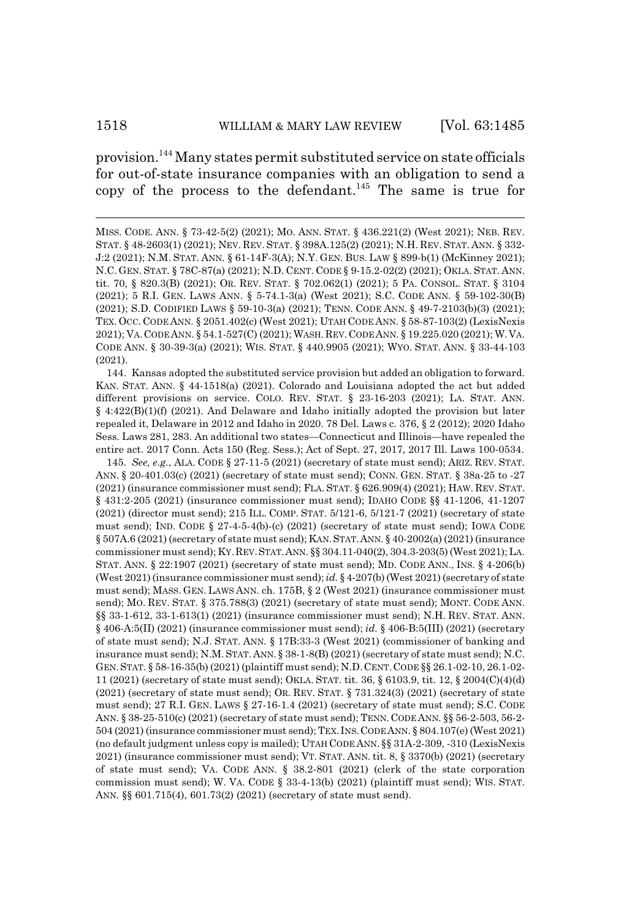provision.[144] Many states permit substituted service on state officials for out-of-state insurance companies with an obligation to send a copy of the process to the defendant.[145] The same is true for

---

MISS. CODE. ANN. § 73-42-5(2) (2021); MO. ANN. STAT. § 436.221(2) (West 2021); NEB. REV. STAT. § 48-2603(1) (2021); NEV. REV. STAT. § 398A.125(2) (2021); N.H. REV. STAT. ANN. § 332-J:2 (2021); N.M. STAT. ANN. § 61-14F-3(A); N.Y. GEN. BUS. LAW § 899-b(1) (McKinney 2021); N.C. GEN. STAT. § 78C-87(a) (2021); N.D. CENT. CODE § 9-15.2-02(2) (2021); OKLA. STAT. ANN. tit. 70, § 820.3(B) (2021); OR. REV. STAT. § 702.062(1) (2021); 5 PA. CONSOL. STAT. § 3104 (2021); 5 R.I. GEN. LAWS ANN. § 5-74.1-3(a) (West 2021); S.C. CODE ANN. § 59-102-30(B) (2021); S.D. CODIFIED LAWS § 59-10-3(a) (2021); TENN. CODE ANN. § 49-7-2103(b)(3) (2021); TEX. OCC. CODE ANN. § 2051.402(c) (West 2021); UTAH CODE ANN. § 58-87-103(2) (LexisNexis 2021); VA. CODE ANN. § 54.1-527(C) (2021); WASH. REV. CODE ANN. § 19.225.020 (2021); W. VA. CODE ANN. § 30-39-3(a) (2021); WIS. STAT. § 440.9905 (2021); WYO. STAT. ANN. § 33-44-103 (2021).

144. Kansas adopted the substituted service provision but added an obligation to forward. KAN. STAT. ANN. § 44-1518(a) (2021). Colorado and Louisiana adopted the act but added different provisions on service. COLO. REV. STAT. § 23-16-203 (2021); LA. STAT. ANN. § 4:422(B)(1)(f) (2021). And Delaware and Idaho initially adopted the provision but later repealed it, Delaware in 2012 and Idaho in 2020. 78 Del. Laws c. 376, § 2 (2012); 2020 Idaho Sess. Laws 281, 283. An additional two states—Connecticut and Illinois—have repealed the entire act. 2017 Conn. Acts 150 (Reg. Sess.); Act of Sept. 27, 2017, 2017 Ill. Laws 100-0534.

145. *See, e.g.*, ALA. CODE § 27-11-5 (2021) (secretary of state must send); ARIZ. REV. STAT. ANN. § 20-401.03(c) (2021) (secretary of state must send); CONN. GEN. STAT. § 38a-25 to -27 (2021) (insurance commissioner must send); FLA. STAT. § 626.909(4) (2021); HAW. REV. STAT. § 431:2-205 (2021) (insurance commissioner must send); IDAHO CODE §§ 41-1206, 41-1207 (2021) (director must send); 215 ILL. COMP. STAT. 5/121-6, 5/121-7 (2021) (secretary of state must send); IND. CODE § 27-4-5-4(b)-(c) (2021) (secretary of state must send); IOWA CODE § 507A.6 (2021) (secretary of state must send); KAN. STAT. ANN. § 40-2002(a) (2021) (insurance commissioner must send); KY. REV. STAT. ANN. §§ 304.11-040(2), 304.3-203(5) (West 2021); LA. STAT. ANN. § 22:1907 (2021) (secretary of state must send); MD. CODE ANN., INS. § 4-206(b) (West 2021) (insurance commissioner must send); *id.* § 4-207(b) (West 2021) (secretary of state must send); MASS. GEN. LAWS ANN. ch. 175B, § 2 (West 2021) (insurance commissioner must send); MO. REV. STAT. § 375.788(3) (2021) (secretary of state must send); MONT. CODE ANN. §§ 33-1-612, 33-1-613(1) (2021) (insurance commissioner must send); N.H. REV. STAT. ANN. § 406-A:5(II) (2021) (insurance commissioner must send); *id.* § 406-B:5(III) (2021) (secretary of state must send); N.J. STAT. ANN. § 17B:33-3 (West 2021) (commissioner of banking and insurance must send); N.M. STAT. ANN. § 38-1-8(B) (2021) (secretary of state must send); N.C. GEN. STAT. § 58-16-35(b) (2021) (plaintiff must send); N.D. CENT. CODE §§ 26.1-02-10, 26.1-02-11 (2021) (secretary of state must send); OKLA. STAT. tit. 36, § 6103.9, tit. 12, § 2004(C)(4)(d) (2021) (secretary of state must send); OR. REV. STAT. § 731.324(3) (2021) (secretary of state must send); 27 R.I. GEN. LAWS § 27-16-1.4 (2021) (secretary of state must send); S.C. CODE ANN. § 38-25-510(c) (2021) (secretary of state must send); TENN. CODE ANN. §§ 56-2-503, 56-2-504 (2021) (insurance commissioner must send); TEX. INS. CODE ANN. § 804.107(e) (West 2021) (no default judgment unless copy is mailed); UTAH CODE ANN. §§ 31A-2-309, -310 (LexisNexis 2021) (insurance commissioner must send); VT. STAT. ANN. tit. 8, § 3370(b) (2021) (secretary of state must send); VA. CODE ANN. § 38.2-801 (2021) (clerk of the state corporation commission must send); W. VA. CODE § 33-4-13(b) (2021) (plaintiff must send); WIS. STAT. ANN. §§ 601.715(4), 601.73(2) (2021) (secretary of state must send).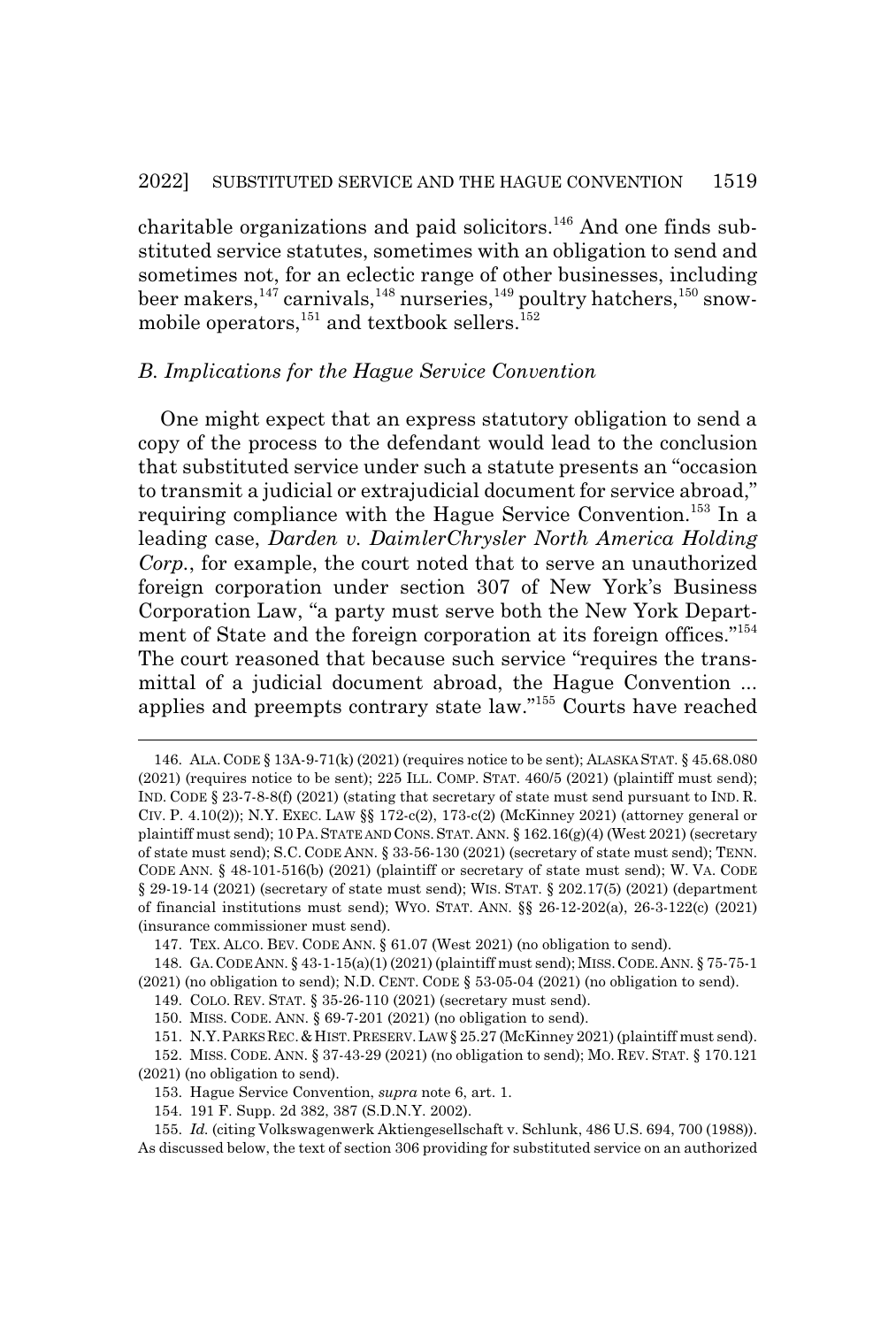charitable organizations and paid solicitors.[146] And one finds substituted service statutes, sometimes with an obligation to send and sometimes not, for an eclectic range of other businesses, including beer makers,[147] carnivals,[148] nurseries,[149] poultry hatchers,[150] snowmobile operators,[151] and textbook sellers.[152]

### *B. Implications for the Hague Service Convention*

One might expect that an express statutory obligation to send a copy of the process to the defendant would lead to the conclusion that substituted service under such a statute presents an "occasion to transmit a judicial or extrajudicial document for service abroad," requiring compliance with the Hague Service Convention.[153] In a leading case, *Darden v. DaimlerChrysler North America Holding Corp.*, for example, the court noted that to serve an unauthorized foreign corporation under section 307 of New York's Business Corporation Law, "a party must serve both the New York Department of State and the foreign corporation at its foreign offices."[154] The court reasoned that because such service "requires the transmittal of a judicial document abroad, the Hague Convention ... applies and preempts contrary state law."[155] Courts have reached

---

146. ALA. CODE § 13A-9-71(k) (2021) (requires notice to be sent); ALASKA STAT. § 45.68.080 (2021) (requires notice to be sent); 225 ILL. COMP. STAT. 460/5 (2021) (plaintiff must send); IND. CODE § 23-7-8-8(f) (2021) (stating that secretary of state must send pursuant to IND. R. CIV. P. 4.10(2)); N.Y. EXEC. LAW §§ 172-c(2), 173-c(2) (McKinney 2021) (attorney general or plaintiff must send); 10 PA. STATE AND CONS. STAT. ANN. § 162.16(g)(4) (West 2021) (secretary of state must send); S.C. CODE ANN. § 33-56-130 (2021) (secretary of state must send); TENN. CODE ANN. § 48-101-516(b) (2021) (plaintiff or secretary of state must send); W. VA. CODE § 29-19-14 (2021) (secretary of state must send); WIS. STAT. § 202.17(5) (2021) (department of financial institutions must send); WYO. STAT. ANN. §§ 26-12-202(a), 26-3-122(c) (2021) (insurance commissioner must send).

147. TEX. ALCO. BEV. CODE ANN. § 61.07 (West 2021) (no obligation to send).

148. GA. CODE ANN. § 43-1-15(a)(1) (2021) (plaintiff must send); MISS. CODE. ANN. § 75-75-1 (2021) (no obligation to send); N.D. CENT. CODE § 53-05-04 (2021) (no obligation to send).

149. COLO. REV. STAT. § 35-26-110 (2021) (secretary must send).

150. MISS. CODE. ANN. § 69-7-201 (2021) (no obligation to send).

151. N.Y. PARKS REC. & HIST. PRESERV. LAW § 25.27 (McKinney 2021) (plaintiff must send).

152. MISS. CODE. ANN. § 37-43-29 (2021) (no obligation to send); MO. REV. STAT. § 170.121 (2021) (no obligation to send).

153. Hague Service Convention, *supra* note 6, art. 1.

154. 191 F. Supp. 2d 382, 387 (S.D.N.Y. 2002).

155. *Id.* (citing Volkswagenwerk Aktiengesellschaft v. Schlunk, 486 U.S. 694, 700 (1988)). As discussed below, the text of section 306 providing for substituted service on an authorized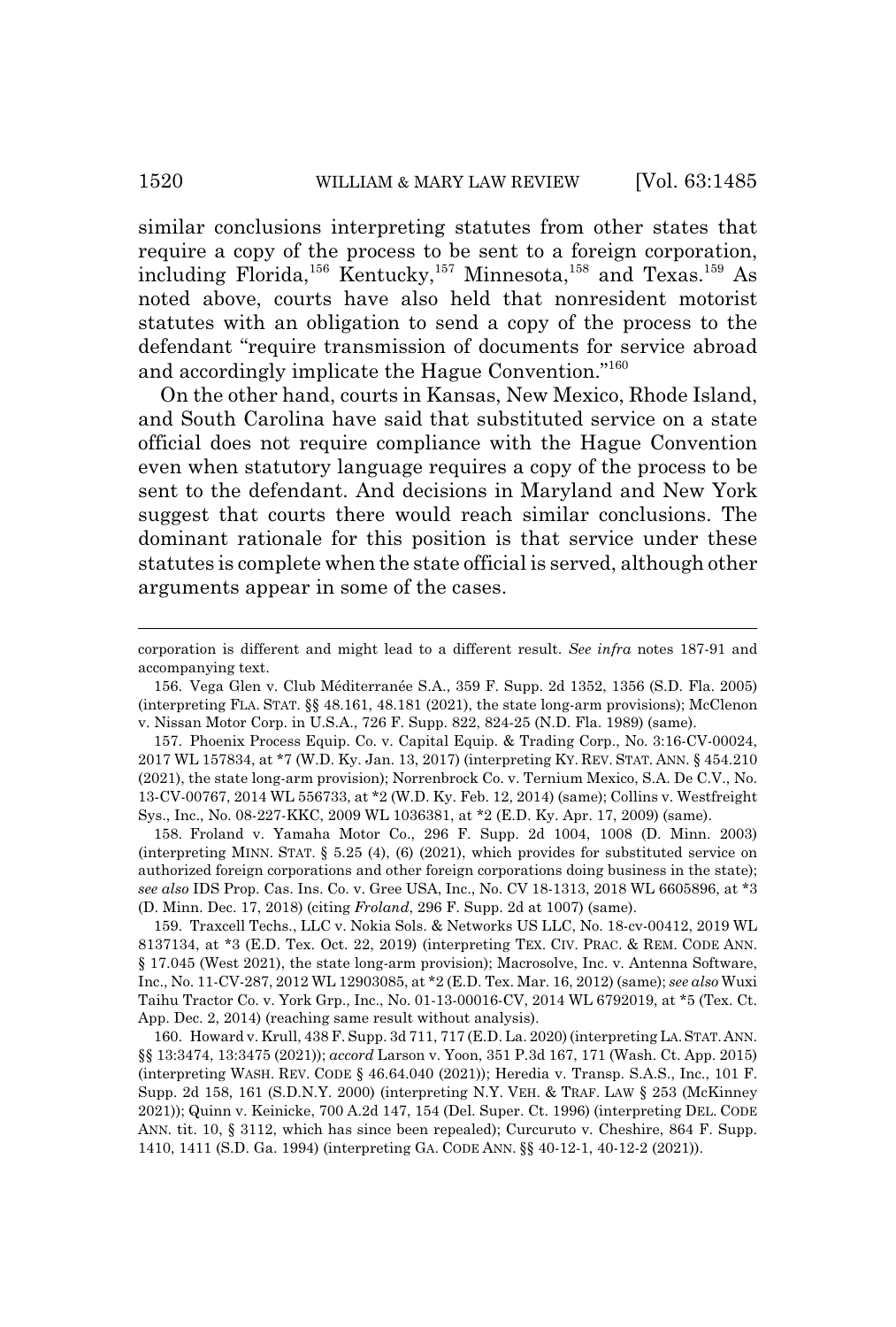similar conclusions interpreting statutes from other states that require a copy of the process to be sent to a foreign corporation, including Florida,[156] Kentucky,[157] Minnesota,[158] and Texas.[159] As noted above, courts have also held that nonresident motorist statutes with an obligation to send a copy of the process to the defendant "require transmission of documents for service abroad and accordingly implicate the Hague Convention."[160]

On the other hand, courts in Kansas, New Mexico, Rhode Island, and South Carolina have said that substituted service on a state official does not require compliance with the Hague Convention even when statutory language requires a copy of the process to be sent to the defendant. And decisions in Maryland and New York suggest that courts there would reach similar conclusions. The dominant rationale for this position is that service under these statutes is complete when the state official is served, although other arguments appear in some of the cases.

---

corporation is different and might lead to a different result. *See infra* notes 187-91 and accompanying text.

156. Vega Glen v. Club Méditerranée S.A., 359 F. Supp. 2d 1352, 1356 (S.D. Fla. 2005) (interpreting FLA. STAT. §§ 48.161, 48.181 (2021), the state long-arm provisions); McClenon v. Nissan Motor Corp. in U.S.A., 726 F. Supp. 822, 824-25 (N.D. Fla. 1989) (same).

157. Phoenix Process Equip. Co. v. Capital Equip. & Trading Corp., No. 3:16-CV-00024, 2017 WL 157834, at *7 (W.D. Ky. Jan. 13, 2017) (interpreting KY. REV. STAT. ANN. § 454.210 (2021), the state long-arm provision); Norrenbrock Co. v. Ternium Mexico, S.A. De C.V., No. 13-CV-00767, 2014 WL 556733, at *2 (W.D. Ky. Feb. 12, 2014) (same); Collins v. Westfreight Sys., Inc., No. 08-227-KKC, 2009 WL 1036381, at *2 (E.D. Ky. Apr. 17, 2009) (same).

158. Froland v. Yamaha Motor Co., 296 F. Supp. 2d 1004, 1008 (D. Minn. 2003) (interpreting MINN. STAT. § 5.25 (4), (6) (2021), which provides for substituted service on authorized foreign corporations and other foreign corporations doing business in the state); *see also* IDS Prop. Cas. Ins. Co. v. Gree USA, Inc., No. CV 18-1313, 2018 WL 6605896, at *3 (D. Minn. Dec. 17, 2018) (citing *Froland*, 296 F. Supp. 2d at 1007) (same).

159. Traxcell Techs., LLC v. Nokia Sols. & Networks US LLC, No. 18-cv-00412, 2019 WL 8137134, at *3 (E.D. Tex. Oct. 22, 2019) (interpreting TEX. CIV. PRAC. & REM. CODE ANN. § 17.045 (West 2021), the state long-arm provision); Macrosolve, Inc. v. Antenna Software, Inc., No. 11-CV-287, 2012 WL 12903085, at *2 (E.D. Tex. Mar. 16, 2012) (same); *see also* Wuxi Taihu Tractor Co. v. York Grp., Inc., No. 01-13-00016-CV, 2014 WL 6792019, at *5 (Tex. Ct. App. Dec. 2, 2014) (reaching same result without analysis).

160. Howard v. Krull, 438 F. Supp. 3d 711, 717 (E.D. La. 2020) (interpreting LA. STAT. ANN. §§ 13:3474, 13:3475 (2021)); *accord* Larson v. Yoon, 351 P.3d 167, 171 (Wash. Ct. App. 2015) (interpreting WASH. REV. CODE § 46.64.040 (2021)); Heredia v. Transp. S.A.S., Inc., 101 F. Supp. 2d 158, 161 (S.D.N.Y. 2000) (interpreting N.Y. VEH. & TRAF. LAW § 253 (McKinney 2021)); Quinn v. Keinicke, 700 A.2d 147, 154 (Del. Super. Ct. 1996) (interpreting DEL. CODE ANN. tit. 10, § 3112, which has since been repealed); Curcuruto v. Cheshire, 864 F. Supp. 1410, 1411 (S.D. Ga. 1994) (interpreting GA. CODE ANN. §§ 40-12-1, 40-12-2 (2021)).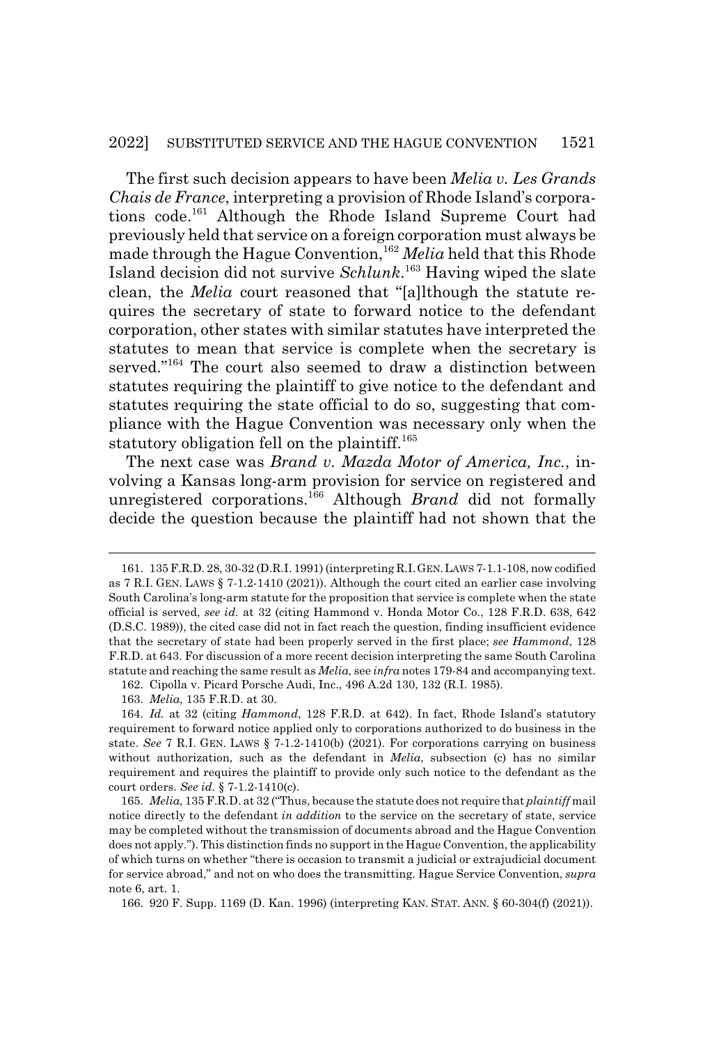The first such decision appears to have been *Melia v. Les Grands Chais de France*, interpreting a provision of Rhode Island's corporations code.[161] Although the Rhode Island Supreme Court had previously held that service on a foreign corporation must always be made through the Hague Convention,[162] *Melia* held that this Rhode Island decision did not survive *Schlunk*.[163] Having wiped the slate clean, the *Melia* court reasoned that "[a]lthough the statute requires the secretary of state to forward notice to the defendant corporation, other states with similar statutes have interpreted the statutes to mean that service is complete when the secretary is served."[164] The court also seemed to draw a distinction between statutes requiring the plaintiff to give notice to the defendant and statutes requiring the state official to do so, suggesting that compliance with the Hague Convention was necessary only when the statutory obligation fell on the plaintiff.[165]

The next case was *Brand v. Mazda Motor of America, Inc.*, involving a Kansas long-arm provision for service on registered and unregistered corporations.[166] Although *Brand* did not formally decide the question because the plaintiff had not shown that the

---

161. 135 F.R.D. 28, 30-32 (D.R.I. 1991) (interpreting R.I. GEN. LAWS 7-1.1-108, now codified as 7 R.I. GEN. LAWS § 7-1.2-1410 (2021)). Although the court cited an earlier case involving South Carolina's long-arm statute for the proposition that service is complete when the state official is served, *see id.* at 32 (citing Hammond v. Honda Motor Co., 128 F.R.D. 638, 642 (D.S.C. 1989)), the cited case did not in fact reach the question, finding insufficient evidence that the secretary of state had been properly served in the first place; *see Hammond*, 128 F.R.D. at 643. For discussion of a more recent decision interpreting the same South Carolina statute and reaching the same result as *Melia*, see *infra* notes 179-84 and accompanying text.

162. Cipolla v. Picard Porsche Audi, Inc., 496 A.2d 130, 132 (R.I. 1985).

163. *Melia*, 135 F.R.D. at 30.

164. *Id.* at 32 (citing *Hammond*, 128 F.R.D. at 642). In fact, Rhode Island's statutory requirement to forward notice applied only to corporations authorized to do business in the state. *See* 7 R.I. GEN. LAWS § 7-1.2-1410(b) (2021). For corporations carrying on business without authorization, such as the defendant in *Melia*, subsection (c) has no similar requirement and requires the plaintiff to provide only such notice to the defendant as the court orders. *See id.* § 7-1.2-1410(c).

165. *Melia*, 135 F.R.D. at 32 ("Thus, because the statute does not require that *plaintiff* mail notice directly to the defendant *in addition* to the service on the secretary of state, service may be completed without the transmission of documents abroad and the Hague Convention does not apply."). This distinction finds no support in the Hague Convention, the applicability of which turns on whether "there is occasion to transmit a judicial or extrajudicial document for service abroad," and not on who does the transmitting. Hague Service Convention, *supra* note 6, art. 1.

166. 920 F. Supp. 1169 (D. Kan. 1996) (interpreting KAN. STAT. ANN. § 60-304(f) (2021)).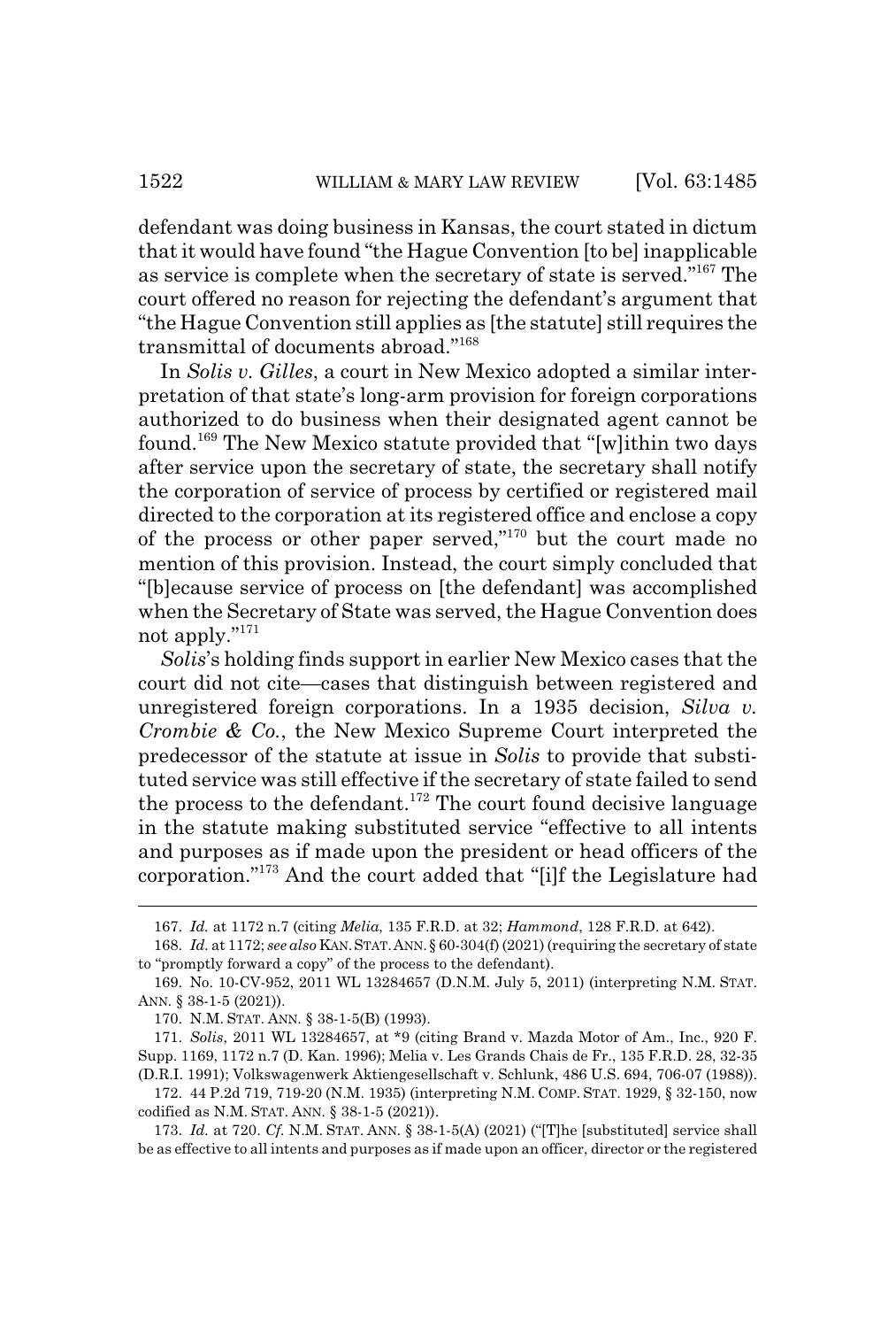defendant was doing business in Kansas, the court stated in dictum that it would have found "the Hague Convention [to be] inapplicable as service is complete when the secretary of state is served."[167] The court offered no reason for rejecting the defendant's argument that "the Hague Convention still applies as [the statute] still requires the transmittal of documents abroad."[168]

In *Solis v. Gilles*, a court in New Mexico adopted a similar interpretation of that state's long-arm provision for foreign corporations authorized to do business when their designated agent cannot be found.[169] The New Mexico statute provided that "[w]ithin two days after service upon the secretary of state, the secretary shall notify the corporation of service of process by certified or registered mail directed to the corporation at its registered office and enclose a copy of the process or other paper served,"[170] but the court made no mention of this provision. Instead, the court simply concluded that "[b]ecause service of process on [the defendant] was accomplished when the Secretary of State was served, the Hague Convention does not apply."[171]

*Solis*'s holding finds support in earlier New Mexico cases that the court did not cite—cases that distinguish between registered and unregistered foreign corporations. In a 1935 decision, *Silva v. Crombie & Co.*, the New Mexico Supreme Court interpreted the predecessor of the statute at issue in *Solis* to provide that substituted service was still effective if the secretary of state failed to send the process to the defendant.[172] The court found decisive language in the statute making substituted service "effective to all intents and purposes as if made upon the president or head officers of the corporation."[173] And the court added that "[i]f the Legislature had

---

167. *Id.* at 1172 n.7 (citing *Melia*, 135 F.R.D. at 32; *Hammond*, 128 F.R.D. at 642).

168. *Id.* at 1172; *see also* KAN. STAT. ANN. § 60-304(f) (2021) (requiring the secretary of state to "promptly forward a copy" of the process to the defendant).

169. No. 10-CV-952, 2011 WL 13284657 (D.N.M. July 5, 2011) (interpreting N.M. STAT. ANN. § 38-1-5 (2021)).

170. N.M. STAT. ANN. § 38-1-5(B) (1993).

171. *Solis*, 2011 WL 13284657, at *9 (citing Brand v. Mazda Motor of Am., Inc., 920 F. Supp. 1169, 1172 n.7 (D. Kan. 1996); Melia v. Les Grands Chais de Fr., 135 F.R.D. 28, 32-35 (D.R.I. 1991); Volkswagenwerk Aktiengesellschaft v. Schlunk, 486 U.S. 694, 706-07 (1988)).

172. 44 P.2d 719, 719-20 (N.M. 1935) (interpreting N.M. COMP. STAT. 1929, § 32-150, now codified as N.M. STAT. ANN. § 38-1-5 (2021)).

173. *Id.* at 720. *Cf.* N.M. STAT. ANN. § 38-1-5(A) (2021) ("[T]he [substituted] service shall be as effective to all intents and purposes as if made upon an officer, director or the registered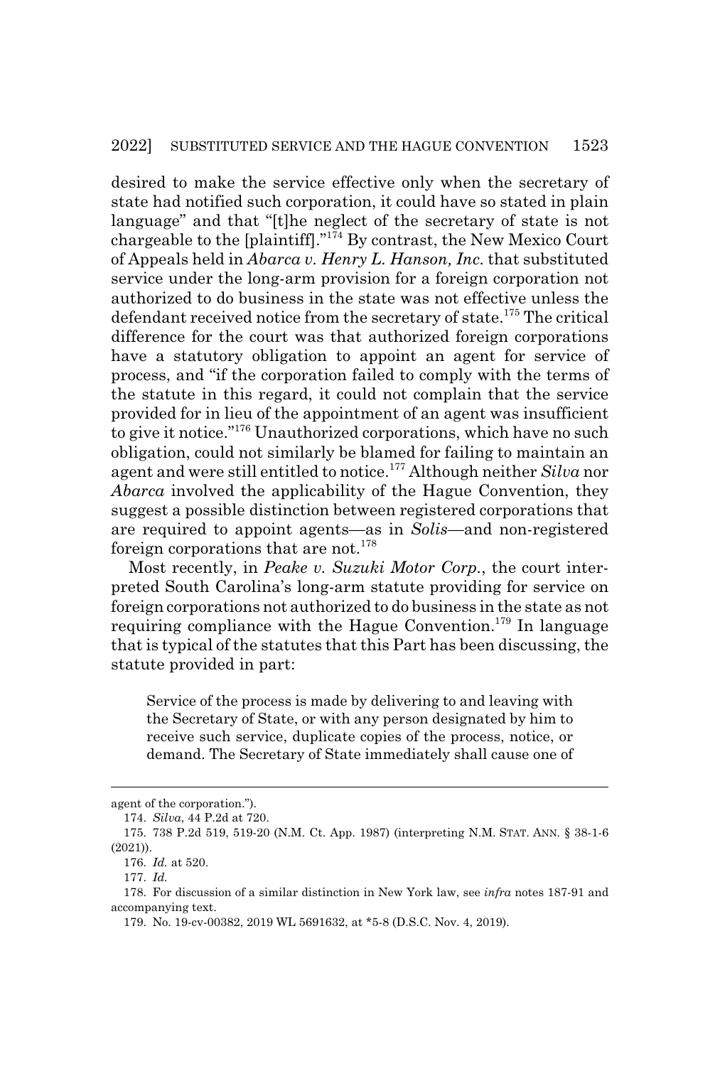desired to make the service effective only when the secretary of state had notified such corporation, it could have so stated in plain language" and that "[t]he neglect of the secretary of state is not chargeable to the [plaintiff]."[174] By contrast, the New Mexico Court of Appeals held in *Abarca v. Henry L. Hanson, Inc.* that substituted service under the long-arm provision for a foreign corporation not authorized to do business in the state was not effective unless the defendant received notice from the secretary of state.[175] The critical difference for the court was that authorized foreign corporations have a statutory obligation to appoint an agent for service of process, and "if the corporation failed to comply with the terms of the statute in this regard, it could not complain that the service provided for in lieu of the appointment of an agent was insufficient to give it notice."[176] Unauthorized corporations, which have no such obligation, could not similarly be blamed for failing to maintain an agent and were still entitled to notice.[177] Although neither *Silva* nor *Abarca* involved the applicability of the Hague Convention, they suggest a possible distinction between registered corporations that are required to appoint agents—as in *Solis*—and non-registered foreign corporations that are not.[178]

Most recently, in *Peake v. Suzuki Motor Corp.*, the court interpreted South Carolina's long-arm statute providing for service on foreign corporations not authorized to do business in the state as not requiring compliance with the Hague Convention.[179] In language that is typical of the statutes that this Part has been discussing, the statute provided in part:

> Service of the process is made by delivering to and leaving with the Secretary of State, or with any person designated by him to receive such service, duplicate copies of the process, notice, or demand. The Secretary of State immediately shall cause one of

---

agent of the corporation.").

174. *Silva*, 44 P.2d at 720.

175. 738 P.2d 519, 519-20 (N.M. Ct. App. 1987) (interpreting N.M. STAT. ANN. § 38-1-6 (2021)).

176. *Id.* at 520.

177. *Id.*

178. For discussion of a similar distinction in New York law, see *infra* notes 187-91 and accompanying text.

179. No. 19-cv-00382, 2019 WL 5691632, at *5-8 (D.S.C. Nov. 4, 2019).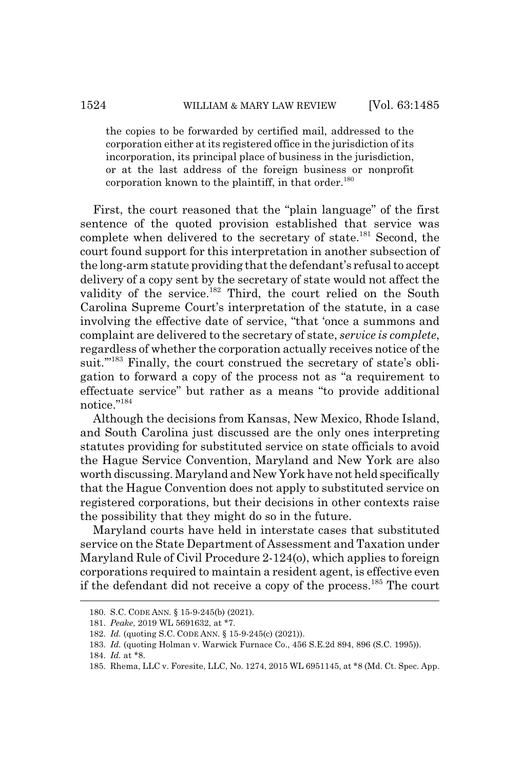the copies to be forwarded by certified mail, addressed to the corporation either at its registered office in the jurisdiction of its incorporation, its principal place of business in the jurisdiction, or at the last address of the foreign business or nonprofit corporation known to the plaintiff, in that order.[180]

First, the court reasoned that the "plain language" of the first sentence of the quoted provision established that service was complete when delivered to the secretary of state.[181] Second, the court found support for this interpretation in another subsection of the long-arm statute providing that the defendant's refusal to accept delivery of a copy sent by the secretary of state would not affect the validity of the service.[182] Third, the court relied on the South Carolina Supreme Court's interpretation of the statute, in a case involving the effective date of service, "that 'once a summons and complaint are delivered to the secretary of state, *service is complete*, regardless of whether the corporation actually receives notice of the suit.'"[183] Finally, the court construed the secretary of state's obligation to forward a copy of the process not as "a requirement to effectuate service" but rather as a means "to provide additional notice."[184]

Although the decisions from Kansas, New Mexico, Rhode Island, and South Carolina just discussed are the only ones interpreting statutes providing for substituted service on state officials to avoid the Hague Service Convention, Maryland and New York are also worth discussing. Maryland and New York have not held specifically that the Hague Convention does not apply to substituted service on registered corporations, but their decisions in other contexts raise the possibility that they might do so in the future.

Maryland courts have held in interstate cases that substituted service on the State Department of Assessment and Taxation under Maryland Rule of Civil Procedure 2-124(o), which applies to foreign corporations required to maintain a resident agent, is effective even if the defendant did not receive a copy of the process.[185] The court

---

180. S.C. CODE ANN. § 15-9-245(b) (2021).

181. *Peake*, 2019 WL 5691632, at *7.

182. *Id.* (quoting S.C. CODE ANN. § 15-9-245(c) (2021)).

183. *Id.* (quoting Holman v. Warwick Furnace Co., 456 S.E.2d 894, 896 (S.C. 1995)).

184. *Id.* at *8.

185. Rhema, LLC v. Foresite, LLC, No. 1274, 2015 WL 6951145, at *8 (Md. Ct. Spec. App.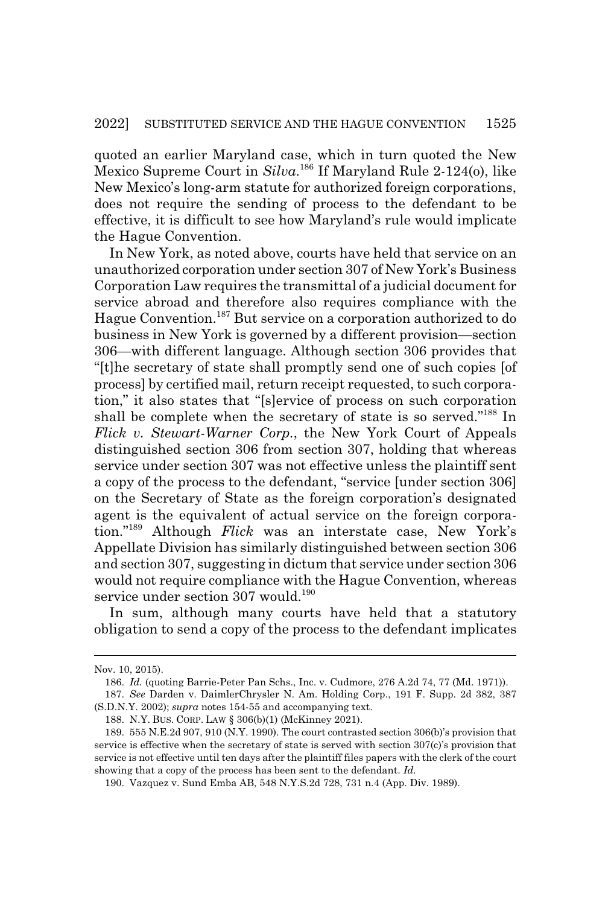quoted an earlier Maryland case, which in turn quoted the New Mexico Supreme Court in *Silva*.[186] If Maryland Rule 2-124(o), like New Mexico's long-arm statute for authorized foreign corporations, does not require the sending of process to the defendant to be effective, it is difficult to see how Maryland's rule would implicate the Hague Convention.

In New York, as noted above, courts have held that service on an unauthorized corporation under section 307 of New York's Business Corporation Law requires the transmittal of a judicial document for service abroad and therefore also requires compliance with the Hague Convention.[187] But service on a corporation authorized to do business in New York is governed by a different provision—section 306—with different language. Although section 306 provides that "[t]he secretary of state shall promptly send one of such copies [of process] by certified mail, return receipt requested, to such corporation," it also states that "[s]ervice of process on such corporation shall be complete when the secretary of state is so served."[188] In *Flick v. Stewart-Warner Corp.*, the New York Court of Appeals distinguished section 306 from section 307, holding that whereas service under section 307 was not effective unless the plaintiff sent a copy of the process to the defendant, "service [under section 306] on the Secretary of State as the foreign corporation's designated agent is the equivalent of actual service on the foreign corporation."[189] Although *Flick* was an interstate case, New York's Appellate Division has similarly distinguished between section 306 and section 307, suggesting in dictum that service under section 306 would not require compliance with the Hague Convention, whereas service under section 307 would.[190]

In sum, although many courts have held that a statutory obligation to send a copy of the process to the defendant implicates

---

Nov. 10, 2015).

186. *Id.* (quoting Barrie-Peter Pan Schs., Inc. v. Cudmore, 276 A.2d 74, 77 (Md. 1971)).

187. *See* Darden v. DaimlerChrysler N. Am. Holding Corp., 191 F. Supp. 2d 382, 387 (S.D.N.Y. 2002); *supra* notes 154-55 and accompanying text.

188. N.Y. BUS. CORP. LAW § 306(b)(1) (McKinney 2021).

189. 555 N.E.2d 907, 910 (N.Y. 1990). The court contrasted section 306(b)'s provision that service is effective when the secretary of state is served with section 307(c)'s provision that service is not effective until ten days after the plaintiff files papers with the clerk of the court showing that a copy of the process has been sent to the defendant. *Id.*

190. Vazquez v. Sund Emba AB, 548 N.Y.S.2d 728, 731 n.4 (App. Div. 1989).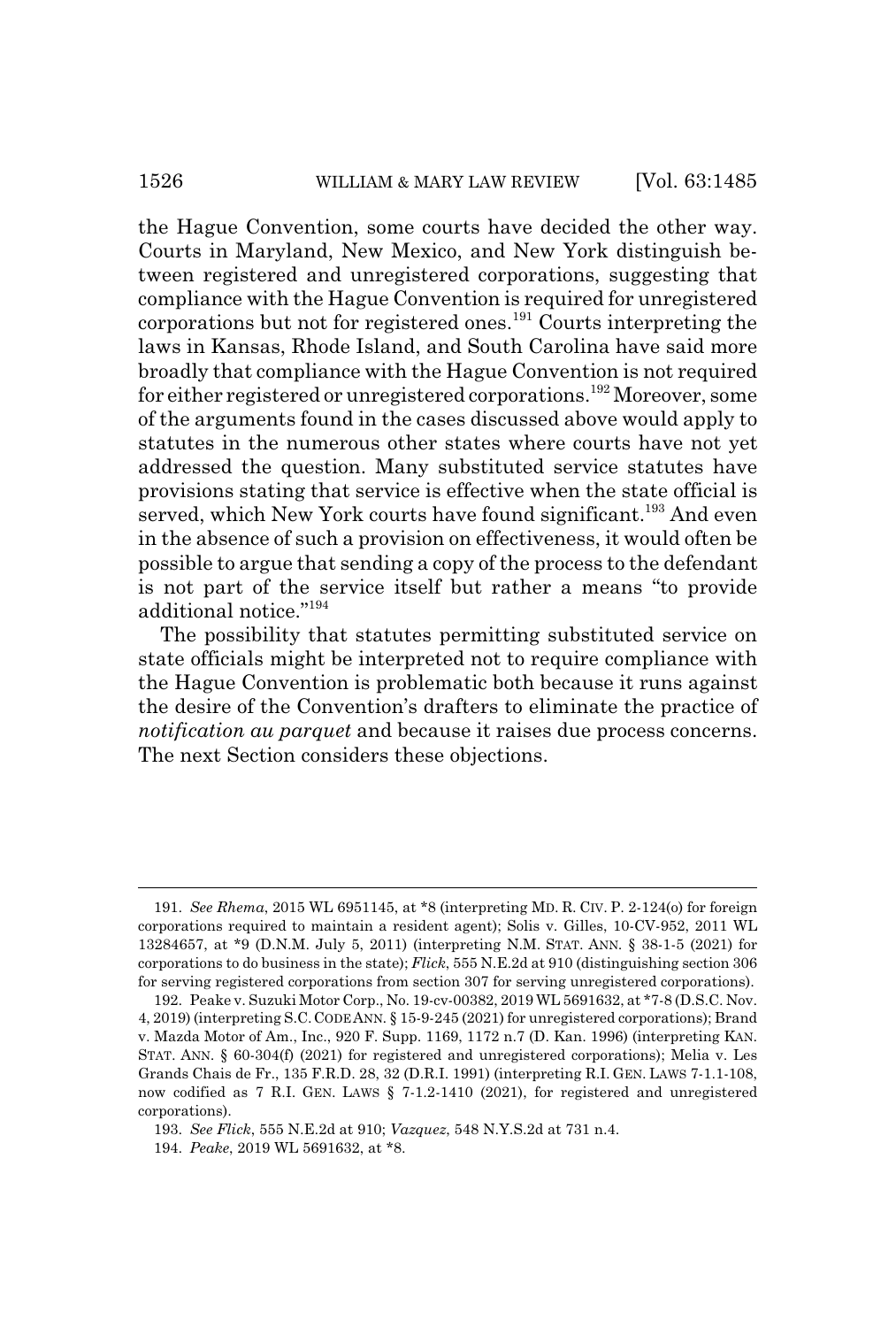the Hague Convention, some courts have decided the other way. Courts in Maryland, New Mexico, and New York distinguish between registered and unregistered corporations, suggesting that compliance with the Hague Convention is required for unregistered corporations but not for registered ones.[191] Courts interpreting the laws in Kansas, Rhode Island, and South Carolina have said more broadly that compliance with the Hague Convention is not required for either registered or unregistered corporations.[192] Moreover, some of the arguments found in the cases discussed above would apply to statutes in the numerous other states where courts have not yet addressed the question. Many substituted service statutes have provisions stating that service is effective when the state official is served, which New York courts have found significant.[193] And even in the absence of such a provision on effectiveness, it would often be possible to argue that sending a copy of the process to the defendant is not part of the service itself but rather a means "to provide additional notice."[194]

The possibility that statutes permitting substituted service on state officials might be interpreted not to require compliance with the Hague Convention is problematic both because it runs against the desire of the Convention's drafters to eliminate the practice of *notification au parquet* and because it raises due process concerns. The next Section considers these objections.

---

191. *See Rhema*, 2015 WL 6951145, at *8 (interpreting MD. R. CIV. P. 2-124(o) for foreign corporations required to maintain a resident agent); Solis v. Gilles, 10-CV-952, 2011 WL 13284657, at *9 (D.N.M. July 5, 2011) (interpreting N.M. STAT. ANN. § 38-1-5 (2021) for corporations to do business in the state); *Flick*, 555 N.E.2d at 910 (distinguishing section 306 for serving registered corporations from section 307 for serving unregistered corporations).

192. Peake v. Suzuki Motor Corp., No. 19-cv-00382, 2019 WL 5691632, at *7-8 (D.S.C. Nov. 4, 2019) (interpreting S.C. CODE ANN. § 15-9-245 (2021) for unregistered corporations); Brand v. Mazda Motor of Am., Inc., 920 F. Supp. 1169, 1172 n.7 (D. Kan. 1996) (interpreting KAN. STAT. ANN. § 60-304(f) (2021) for registered and unregistered corporations); Melia v. Les Grands Chais de Fr., 135 F.R.D. 28, 32 (D.R.I. 1991) (interpreting R.I. GEN. LAWS 7-1.1-108, now codified as 7 R.I. GEN. LAWS § 7-1.2-1410 (2021), for registered and unregistered corporations).

193. *See Flick*, 555 N.E.2d at 910; *Vazquez*, 548 N.Y.S.2d at 731 n.4.

194. *Peake*, 2019 WL 5691632, at *8.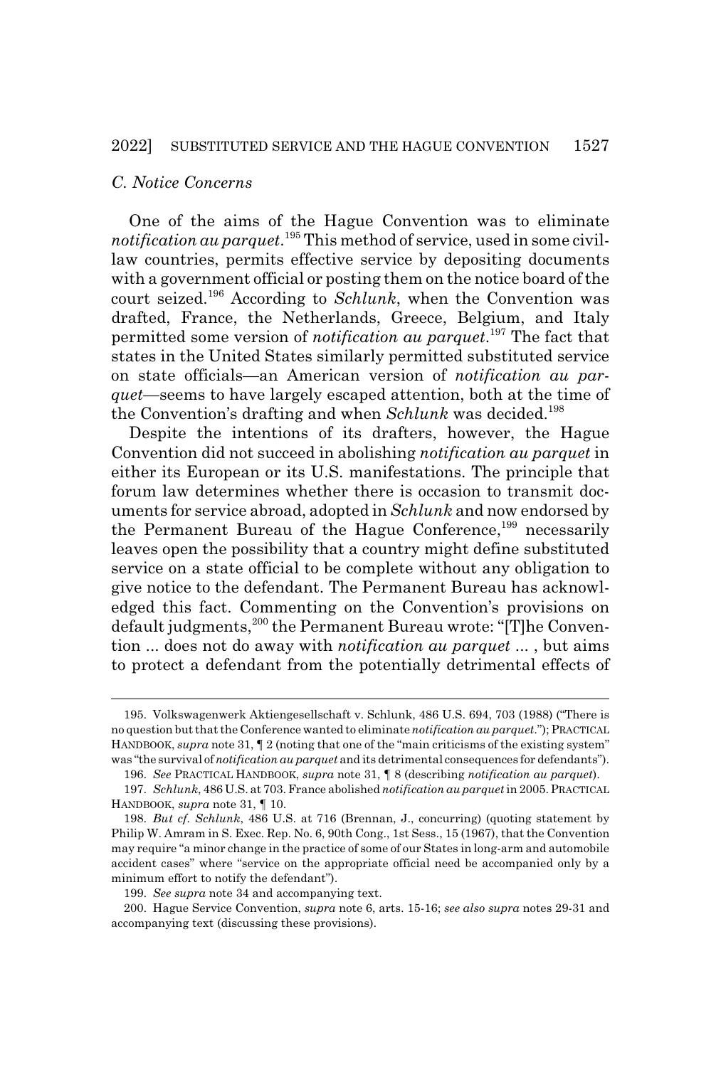### *C. Notice Concerns*

One of the aims of the Hague Convention was to eliminate *notification au parquet*.[195] This method of service, used in some civil-law countries, permits effective service by depositing documents with a government official or posting them on the notice board of the court seized.[196] According to *Schlunk*, when the Convention was drafted, France, the Netherlands, Greece, Belgium, and Italy permitted some version of *notification au parquet*.[197] The fact that states in the United States similarly permitted substituted service on state officials—an American version of *notification au parquet*—seems to have largely escaped attention, both at the time of the Convention's drafting and when *Schlunk* was decided.[198]

Despite the intentions of its drafters, however, the Hague Convention did not succeed in abolishing *notification au parquet* in either its European or its U.S. manifestations. The principle that forum law determines whether there is occasion to transmit documents for service abroad, adopted in *Schlunk* and now endorsed by the Permanent Bureau of the Hague Conference,[199] necessarily leaves open the possibility that a country might define substituted service on a state official to be complete without any obligation to give notice to the defendant. The Permanent Bureau has acknowledged this fact. Commenting on the Convention's provisions on default judgments,[200] the Permanent Bureau wrote: "[T]he Convention ... does not do away with *notification au parquet* ... , but aims to protect a defendant from the potentially detrimental effects of

---

195. Volkswagenwerk Aktiengesellschaft v. Schlunk, 486 U.S. 694, 703 (1988) ("There is no question but that the Conference wanted to eliminate *notification au parquet*."); PRACTICAL HANDBOOK, *supra* note 31, ¶ 2 (noting that one of the "main criticisms of the existing system" was "the survival of *notification au parquet* and its detrimental consequences for defendants").

196. *See* PRACTICAL HANDBOOK, *supra* note 31, ¶ 8 (describing *notification au parquet*).

197. *Schlunk*, 486 U.S. at 703. France abolished *notification au parquet* in 2005. PRACTICAL HANDBOOK, *supra* note 31, ¶ 10.

198. *But cf. Schlunk*, 486 U.S. at 716 (Brennan, J., concurring) (quoting statement by Philip W. Amram in S. Exec. Rep. No. 6, 90th Cong., 1st Sess., 15 (1967), that the Convention may require "a minor change in the practice of some of our States in long-arm and automobile accident cases" where "service on the appropriate official need be accompanied only by a minimum effort to notify the defendant").

199. *See supra* note 34 and accompanying text.

200. Hague Service Convention, *supra* note 6, arts. 15-16; *see also supra* notes 29-31 and accompanying text (discussing these provisions).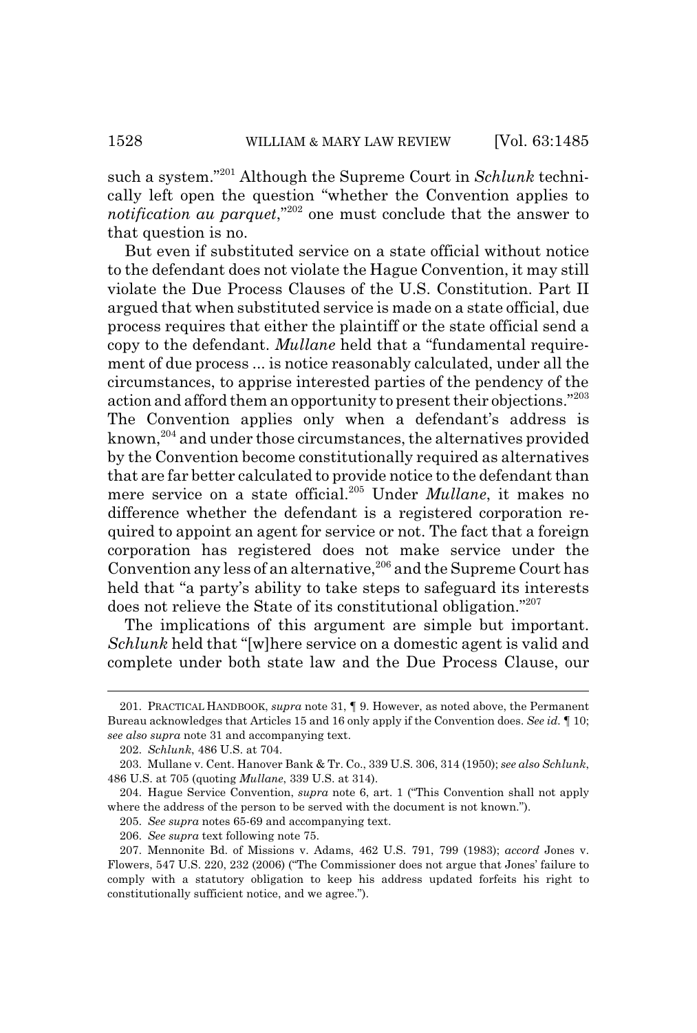such a system."[201] Although the Supreme Court in *Schlunk* technically left open the question "whether the Convention applies to *notification au parquet*,"[202] one must conclude that the answer to that question is no.

But even if substituted service on a state official without notice to the defendant does not violate the Hague Convention, it may still violate the Due Process Clauses of the U.S. Constitution. Part II argued that when substituted service is made on a state official, due process requires that either the plaintiff or the state official send a copy to the defendant. *Mullane* held that a "fundamental requirement of due process ... is notice reasonably calculated, under all the circumstances, to apprise interested parties of the pendency of the action and afford them an opportunity to present their objections."[203] The Convention applies only when a defendant's address is known,[204] and under those circumstances, the alternatives provided by the Convention become constitutionally required as alternatives that are far better calculated to provide notice to the defendant than mere service on a state official.[205] Under *Mullane*, it makes no difference whether the defendant is a registered corporation required to appoint an agent for service or not. The fact that a foreign corporation has registered does not make service under the Convention any less of an alternative,[206] and the Supreme Court has held that "a party's ability to take steps to safeguard its interests does not relieve the State of its constitutional obligation."[207]

The implications of this argument are simple but important. *Schlunk* held that "[w]here service on a domestic agent is valid and complete under both state law and the Due Process Clause, our

---

201. PRACTICAL HANDBOOK, *supra* note 31, ¶ 9. However, as noted above, the Permanent Bureau acknowledges that Articles 15 and 16 only apply if the Convention does. *See id.* ¶ 10; *see also supra* note 31 and accompanying text.

202. *Schlunk*, 486 U.S. at 704.

203. Mullane v. Cent. Hanover Bank & Tr. Co., 339 U.S. 306, 314 (1950); *see also Schlunk*, 486 U.S. at 705 (quoting *Mullane*, 339 U.S. at 314).

204. Hague Service Convention, *supra* note 6, art. 1 ("This Convention shall not apply where the address of the person to be served with the document is not known.").

205. *See supra* notes 65-69 and accompanying text.

206. *See supra* text following note 75.

207. Mennonite Bd. of Missions v. Adams, 462 U.S. 791, 799 (1983); *accord* Jones v. Flowers, 547 U.S. 220, 232 (2006) ("The Commissioner does not argue that Jones' failure to comply with a statutory obligation to keep his address updated forfeits his right to constitutionally sufficient notice, and we agree.").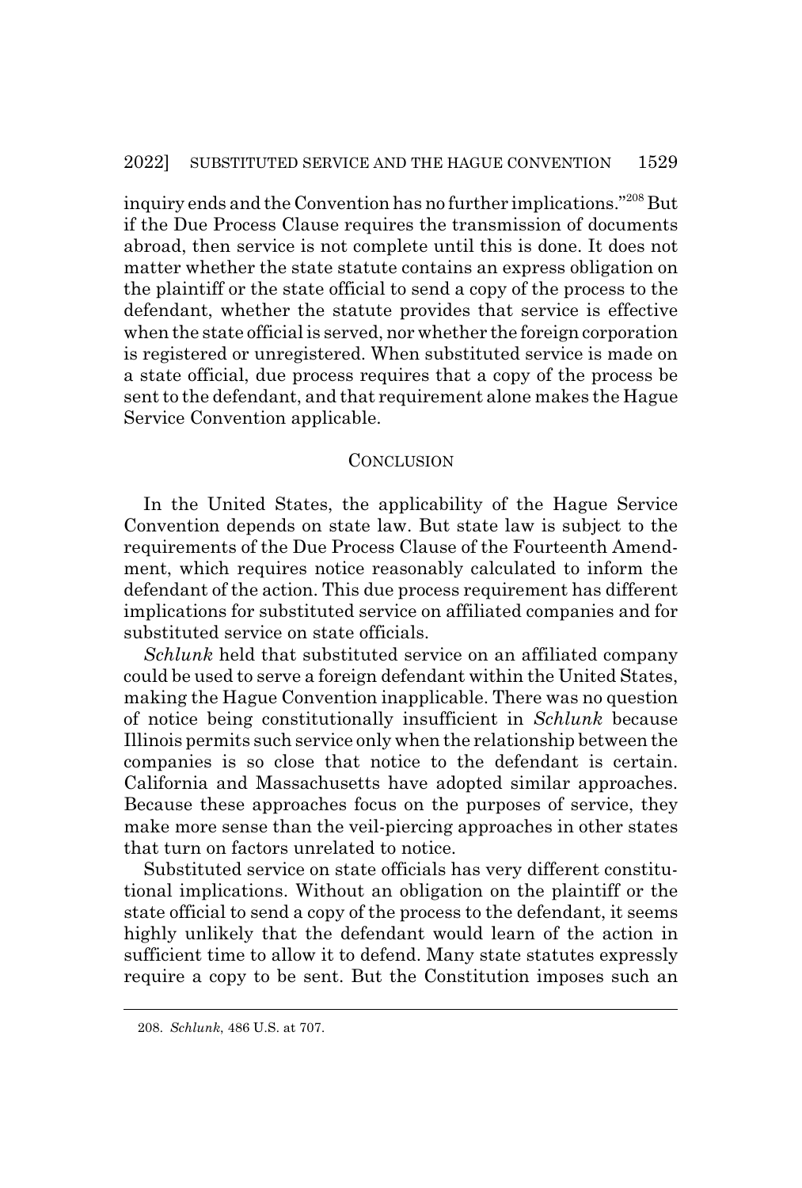inquiry ends and the Convention has no further implications."[208] But if the Due Process Clause requires the transmission of documents abroad, then service is not complete until this is done. It does not matter whether the state statute contains an express obligation on the plaintiff or the state official to send a copy of the process to the defendant, whether the statute provides that service is effective when the state official is served, nor whether the foreign corporation is registered or unregistered. When substituted service is made on a state official, due process requires that a copy of the process be sent to the defendant, and that requirement alone makes the Hague Service Convention applicable.

## CONCLUSION

In the United States, the applicability of the Hague Service Convention depends on state law. But state law is subject to the requirements of the Due Process Clause of the Fourteenth Amendment, which requires notice reasonably calculated to inform the defendant of the action. This due process requirement has different implications for substituted service on affiliated companies and for substituted service on state officials.

*Schlunk* held that substituted service on an affiliated company could be used to serve a foreign defendant within the United States, making the Hague Convention inapplicable. There was no question of notice being constitutionally insufficient in *Schlunk* because Illinois permits such service only when the relationship between the companies is so close that notice to the defendant is certain. California and Massachusetts have adopted similar approaches. Because these approaches focus on the purposes of service, they make more sense than the veil-piercing approaches in other states that turn on factors unrelated to notice.

Substituted service on state officials has very different constitutional implications. Without an obligation on the plaintiff or the state official to send a copy of the process to the defendant, it seems highly unlikely that the defendant would learn of the action in sufficient time to allow it to defend. Many state statutes expressly require a copy to be sent. But the Constitution imposes such an

208. *Schlunk*, 486 U.S. at 707.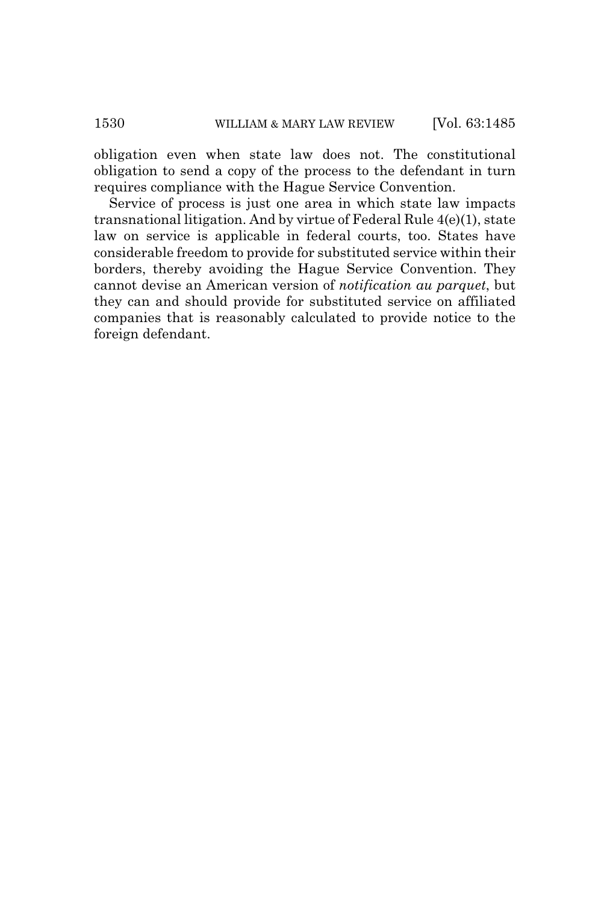obligation even when state law does not. The constitutional obligation to send a copy of the process to the defendant in turn requires compliance with the Hague Service Convention.

Service of process is just one area in which state law impacts transnational litigation. And by virtue of Federal Rule 4(e)(1), state law on service is applicable in federal courts, too. States have considerable freedom to provide for substituted service within their borders, thereby avoiding the Hague Service Convention. They cannot devise an American version of *notification au parquet*, but they can and should provide for substituted service on affiliated companies that is reasonably calculated to provide notice to the foreign defendant.